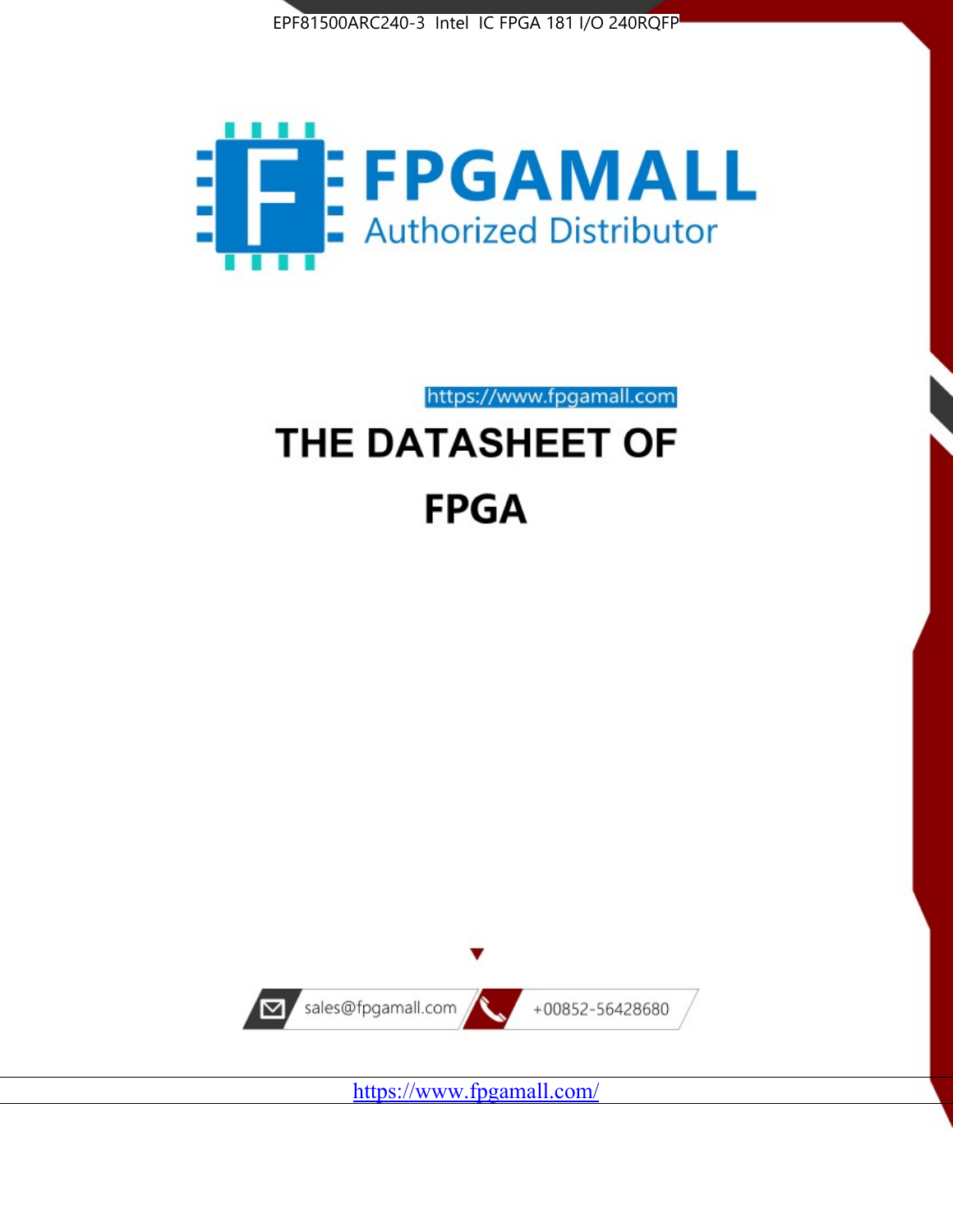EPF81500ARC240-3 Intel IC FPGA 181 I/O 240RQFP

FPGAMALL

Authorized Distributor

https://www.fpgamall.com

# THE DATASHEET OF

# FPGA

sales@fpgamall.com

+00852-56428680

https://www.fpgamall.com/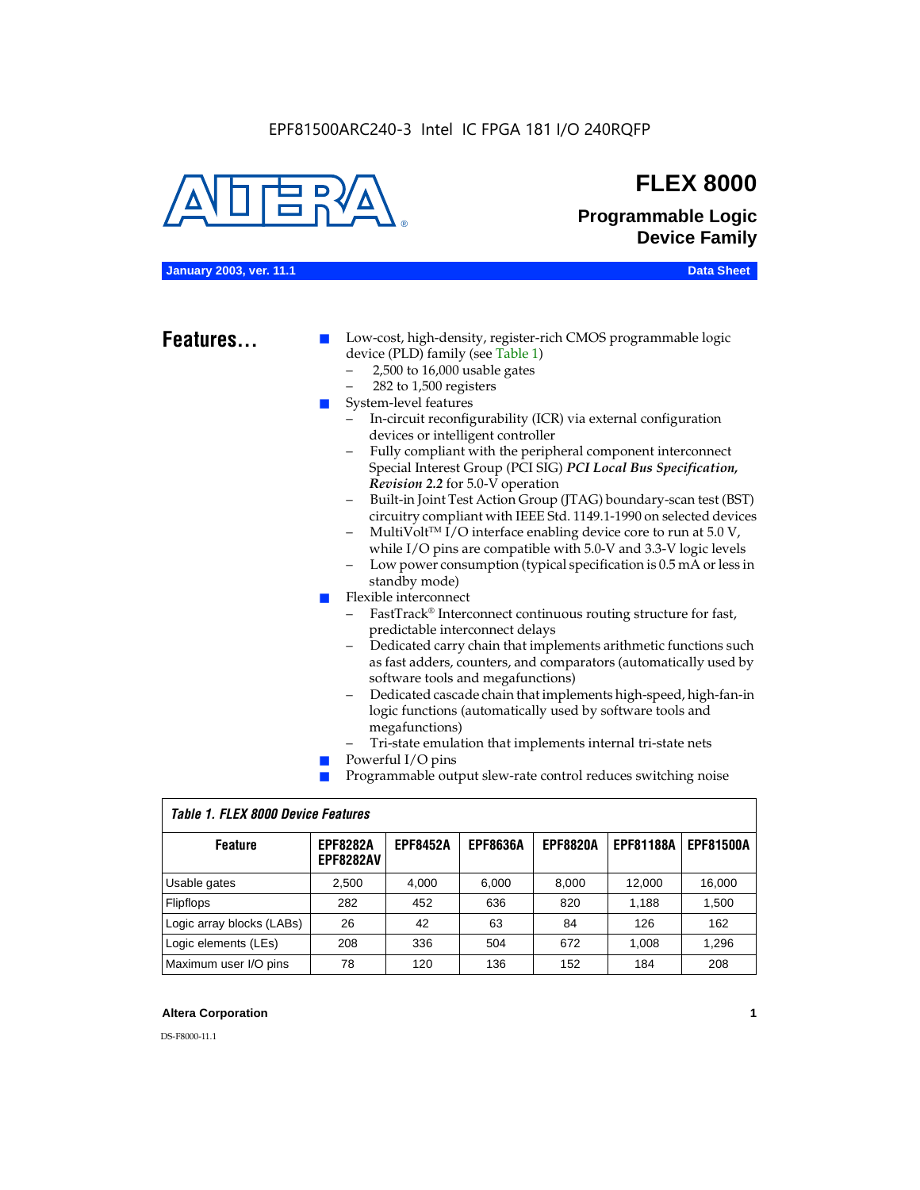EPF81500ARC240-3 Intel IC FPGA 181 I/O 240RQFP

# FLEX 8000

## Programmable Logic Device Family

**January 2003, ver. 11.1** **Data Sheet**

## Features...

- Low-cost, high-density, register-rich CMOS programmable logic device (PLD) family (see Table 1)
  - 2,500 to 16,000 usable gates
  - 282 to 1,500 registers
- System-level features
  - In-circuit reconfigurability (ICR) via external configuration devices or intelligent controller
  - Fully compliant with the peripheral component interconnect Special Interest Group (PCI SIG) ***PCI Local Bus Specification, Revision 2.2*** for 5.0-V operation
  - Built-in Joint Test Action Group (JTAG) boundary-scan test (BST) circuitry compliant with IEEE Std. 1149.1-1990 on selected devices
  - MultiVolt™ I/O interface enabling device core to run at 5.0 V, while I/O pins are compatible with 5.0-V and 3.3-V logic levels
  - Low power consumption (typical specification is 0.5 mA or less in standby mode)
- Flexible interconnect
  - FastTrack® Interconnect continuous routing structure for fast, predictable interconnect delays
  - Dedicated carry chain that implements arithmetic functions such as fast adders, counters, and comparators (automatically used by software tools and megafunctions)
  - Dedicated cascade chain that implements high-speed, high-fan-in logic functions (automatically used by software tools and megafunctions)
  - Tri-state emulation that implements internal tri-state nets
- Powerful I/O pins
- Programmable output slew-rate control reduces switching noise

*Table 1. FLEX 8000 Device Features*

| Feature | EPF8282A EPF8282AV | EPF8452A | EPF8636A | EPF8820A | EPF81188A | EPF81500A |
|---|---|---|---|---|---|---|
| Usable gates | 2,500 | 4,000 | 6,000 | 8,000 | 12,000 | 16,000 |
| Flipflops | 282 | 452 | 636 | 820 | 1,188 | 1,500 |
| Logic array blocks (LABs) | 26 | 42 | 63 | 84 | 126 | 162 |
| Logic elements (LEs) | 208 | 336 | 504 | 672 | 1,008 | 1,296 |
| Maximum user I/O pins | 78 | 120 | 136 | 152 | 184 | 208 |

**Altera Corporation**

DS-F8000-11.1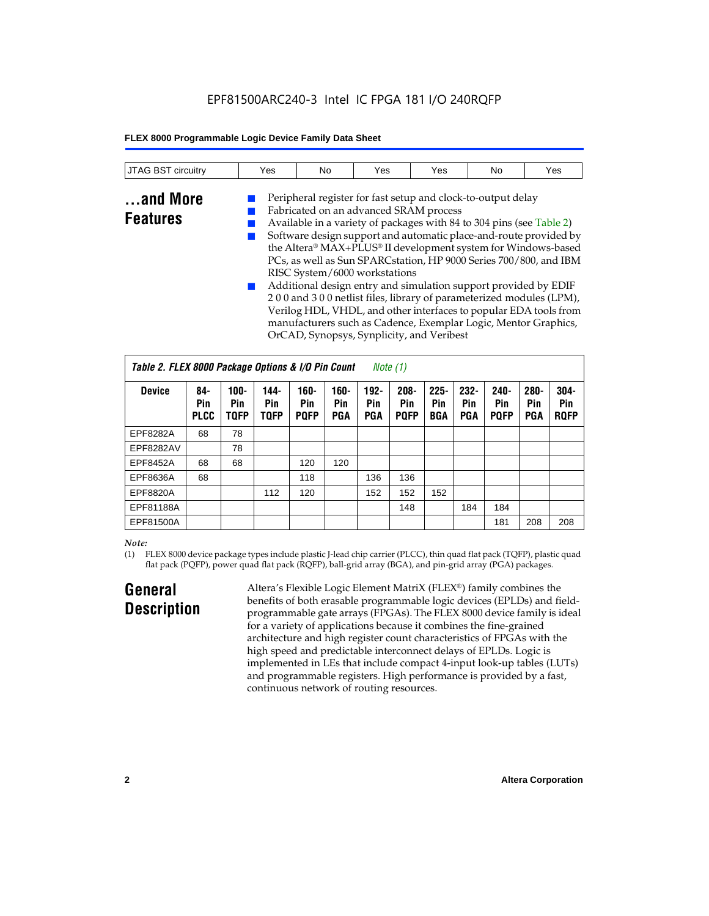| JTAG BST circuitry | Yes | No | Yes | Yes | No | Yes |
|---|---|---|---|---|---|---|

## ...and More Features

- Peripheral register for fast setup and clock-to-output delay
- Fabricated on an advanced SRAM process
- Available in a variety of packages with 84 to 304 pins (see Table 2)
- Software design support and automatic place-and-route provided by the Altera® MAX+PLUS® II development system for Windows-based PCs, as well as Sun SPARCstation, HP 9000 Series 700/800, and IBM RISC System/6000 workstations
- Additional design entry and simulation support provided by EDIF 2 0 0 and 3 0 0 netlist files, library of parameterized modules (LPM), Verilog HDL, VHDL, and other interfaces to popular EDA tools from manufacturers such as Cadence, Exemplar Logic, Mentor Graphics, OrCAD, Synopsys, Synplicity, and Veribest

*Table 2. FLEX 8000 Package Options & I/O Pin Count* *Note (1)*

| Device | 84-Pin PLCC | 100-Pin TQFP | 144-Pin TQFP | 160-Pin PQFP | 160-Pin PGA | 192-Pin PGA | 208-Pin PQFP | 225-Pin BGA | 232-Pin PGA | 240-Pin PQFP | 280-Pin PGA | 304-Pin RQFP |
|---|---|---|---|---|---|---|---|---|---|---|---|---|
| EPF8282A | 68 | 78 | | | | | | | | | | |
| EPF8282AV | | 78 | | | | | | | | | | |
| EPF8452A | 68 | 68 | | 120 | 120 | | | | | | | |
| EPF8636A | 68 | | | 118 | | 136 | 136 | | | | | |
| EPF8820A | | | 112 | 120 | | 152 | 152 | 152 | | | | |
| EPF81188A | | | | | | | 148 | | 184 | 184 | | |
| EPF81500A | | | | | | | | | | 181 | 208 | 208 |

*Note:*

(1) FLEX 8000 device package types include plastic J-lead chip carrier (PLCC), thin quad flat pack (TQFP), plastic quad flat pack (PQFP), power quad flat pack (RQFP), ball-grid array (BGA), and pin-grid array (PGA) packages.

## General Description

Altera's Flexible Logic Element MatriX (FLEX®) family combines the benefits of both erasable programmable logic devices (EPLDs) and field-programmable gate arrays (FPGAs). The FLEX 8000 device family is ideal for a variety of applications because it combines the fine-grained architecture and high register count characteristics of FPGAs with the high speed and predictable interconnect delays of EPLDs. Logic is implemented in LEs that include compact 4-input look-up tables (LUTs) and programmable registers. High performance is provided by a fast, continuous network of routing resources.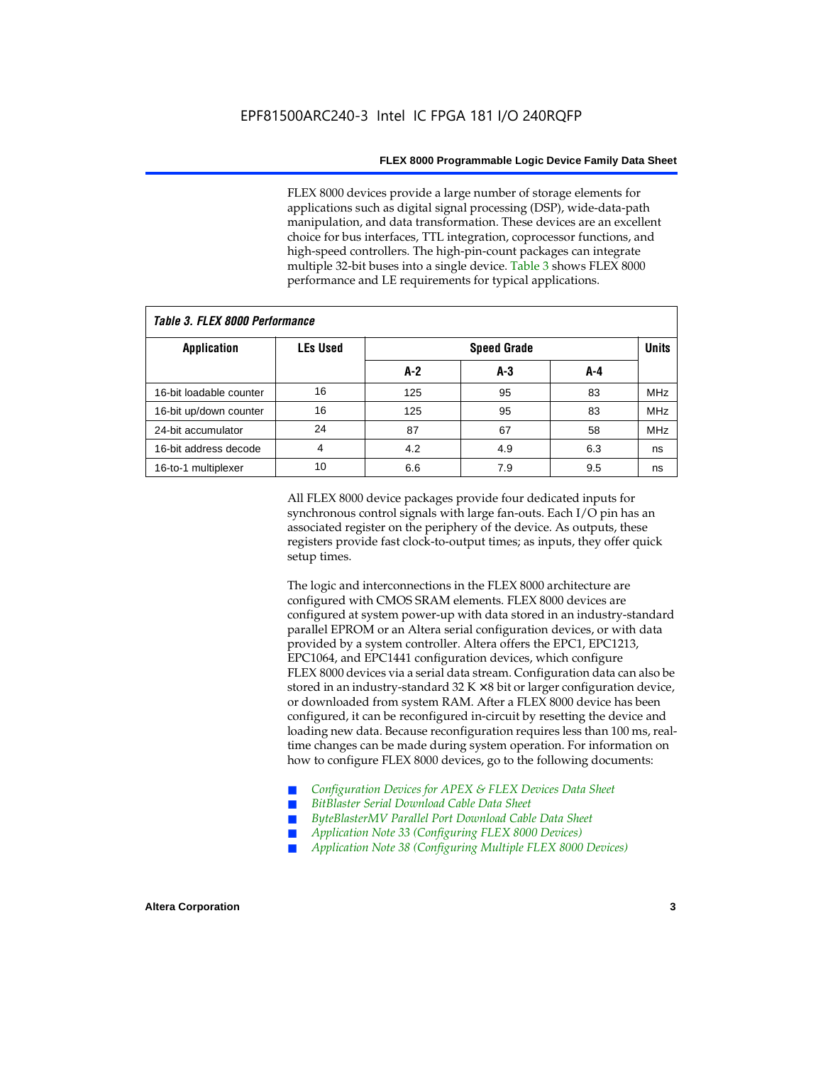FLEX 8000 devices provide a large number of storage elements for applications such as digital signal processing (DSP), wide-data-path manipulation, and data transformation. These devices are an excellent choice for bus interfaces, TTL integration, coprocessor functions, and high-speed controllers. The high-pin-count packages can integrate multiple 32-bit buses into a single device. Table 3 shows FLEX 8000 performance and LE requirements for typical applications.

**Table 3. FLEX 8000 Performance**

| Application | LEs Used | Speed Grade | | | Units |
|---|---|---|---|---|---|
| | | A-2 | A-3 | A-4 | |
| 16-bit loadable counter | 16 | 125 | 95 | 83 | MHz |
| 16-bit up/down counter | 16 | 125 | 95 | 83 | MHz |
| 24-bit accumulator | 24 | 87 | 67 | 58 | MHz |
| 16-bit address decode | 4 | 4.2 | 4.9 | 6.3 | ns |
| 16-to-1 multiplexer | 10 | 6.6 | 7.9 | 9.5 | ns |

All FLEX 8000 device packages provide four dedicated inputs for synchronous control signals with large fan-outs. Each I/O pin has an associated register on the periphery of the device. As outputs, these registers provide fast clock-to-output times; as inputs, they offer quick setup times.

The logic and interconnections in the FLEX 8000 architecture are configured with CMOS SRAM elements. FLEX 8000 devices are configured at system power-up with data stored in an industry-standard parallel EPROM or an Altera serial configuration devices, or with data provided by a system controller. Altera offers the EPC1, EPC1213, EPC1064, and EPC1441 configuration devices, which configure FLEX 8000 devices via a serial data stream. Configuration data can also be stored in an industry-standard 32 K × 8 bit or larger configuration device, or downloaded from system RAM. After a FLEX 8000 device has been configured, it can be reconfigured in-circuit by resetting the device and loading new data. Because reconfiguration requires less than 100 ms, real-time changes can be made during system operation. For information on how to configure FLEX 8000 devices, go to the following documents:

- *Configuration Devices for APEX & FLEX Devices Data Sheet*
- *BitBlaster Serial Download Cable Data Sheet*
- *ByteBlasterMV Parallel Port Download Cable Data Sheet*
- *Application Note 33 (Configuring FLEX 8000 Devices)*
- *Application Note 38 (Configuring Multiple FLEX 8000 Devices)*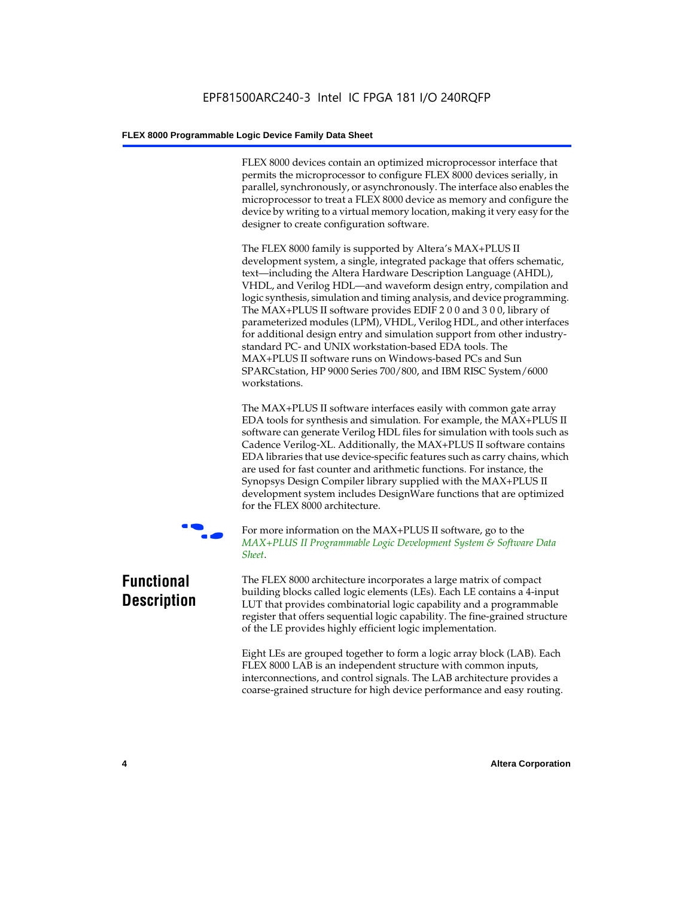FLEX 8000 devices contain an optimized microprocessor interface that permits the microprocessor to configure FLEX 8000 devices serially, in parallel, synchronously, or asynchronously. The interface also enables the microprocessor to treat a FLEX 8000 device as memory and configure the device by writing to a virtual memory location, making it very easy for the designer to create configuration software.

The FLEX 8000 family is supported by Altera's MAX+PLUS II development system, a single, integrated package that offers schematic, text—including the Altera Hardware Description Language (AHDL), VHDL, and Verilog HDL—and waveform design entry, compilation and logic synthesis, simulation and timing analysis, and device programming. The MAX+PLUS II software provides EDIF 2 0 0 and 3 0 0, library of parameterized modules (LPM), VHDL, Verilog HDL, and other interfaces for additional design entry and simulation support from other industry-standard PC- and UNIX workstation-based EDA tools. The MAX+PLUS II software runs on Windows-based PCs and Sun SPARCstation, HP 9000 Series 700/800, and IBM RISC System/6000 workstations.

The MAX+PLUS II software interfaces easily with common gate array EDA tools for synthesis and simulation. For example, the MAX+PLUS II software can generate Verilog HDL files for simulation with tools such as Cadence Verilog-XL. Additionally, the MAX+PLUS II software contains EDA libraries that use device-specific features such as carry chains, which are used for fast counter and arithmetic functions. For instance, the Synopsys Design Compiler library supplied with the MAX+PLUS II development system includes DesignWare functions that are optimized for the FLEX 8000 architecture.

For more information on the MAX+PLUS II software, go to the *MAX+PLUS II Programmable Logic Development System & Software Data Sheet*.

## Functional Description

The FLEX 8000 architecture incorporates a large matrix of compact building blocks called logic elements (LEs). Each LE contains a 4-input LUT that provides combinatorial logic capability and a programmable register that offers sequential logic capability. The fine-grained structure of the LE provides highly efficient logic implementation.

Eight LEs are grouped together to form a logic array block (LAB). Each FLEX 8000 LAB is an independent structure with common inputs, interconnections, and control signals. The LAB architecture provides a coarse-grained structure for high device performance and easy routing.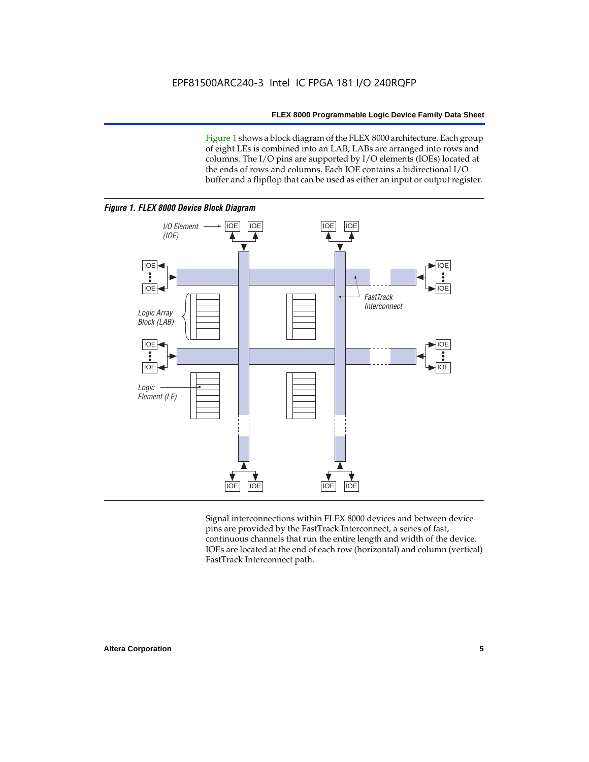Figure 1 shows a block diagram of the FLEX 8000 architecture. Each group of eight LEs is combined into an LAB; LABs are arranged into rows and columns. The I/O pins are supported by I/O elements (IOEs) located at the ends of rows and columns. Each IOE contains a bidirectional I/O buffer and a flipflop that can be used as either an input or output register.

***Figure 1. FLEX 8000 Device Block Diagram***

Signal interconnections within FLEX 8000 devices and between device pins are provided by the FastTrack Interconnect, a series of fast, continuous channels that run the entire length and width of the device. IOEs are located at the end of each row (horizontal) and column (vertical) FastTrack Interconnect path.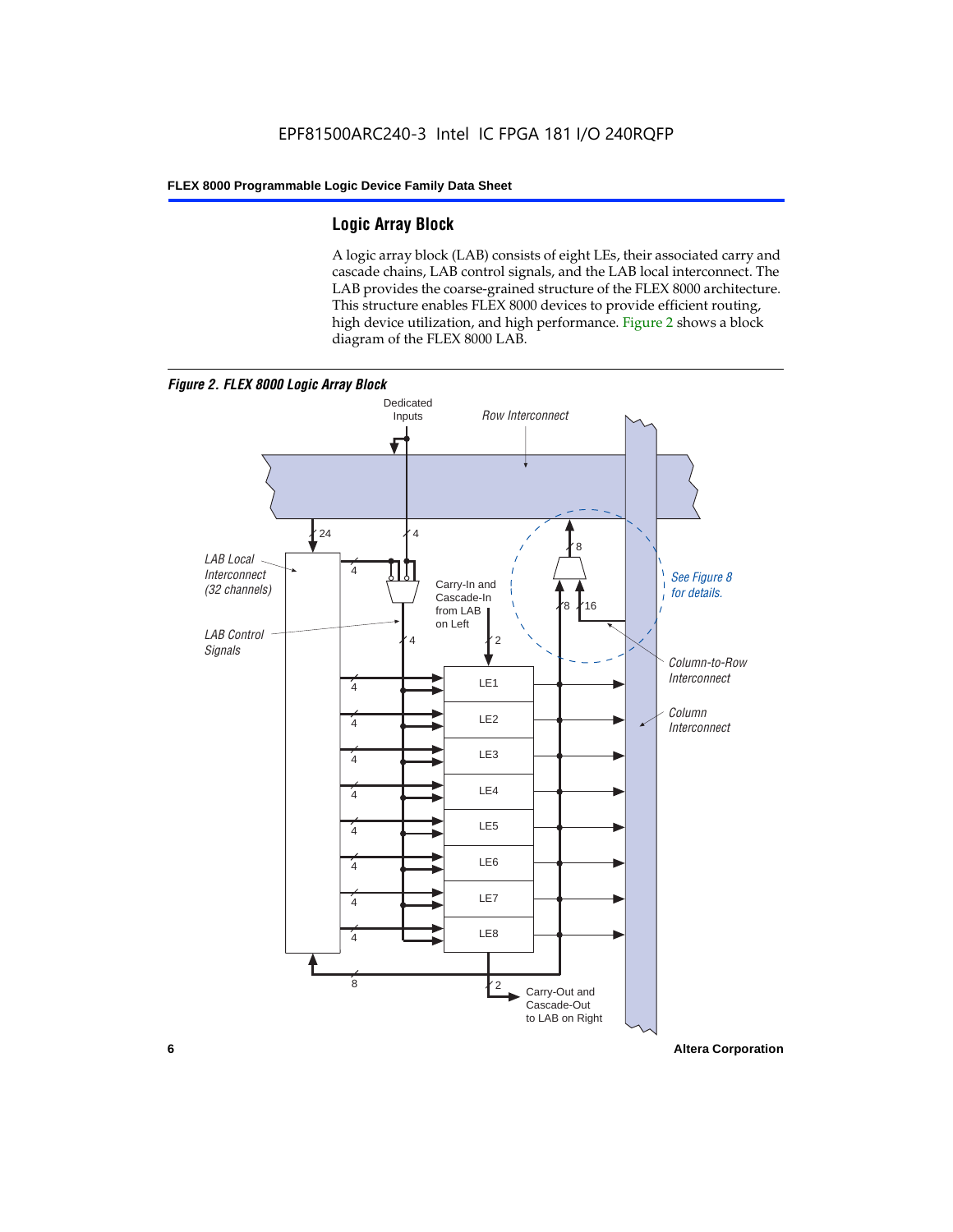## Logic Array Block

A logic array block (LAB) consists of eight LEs, their associated carry and cascade chains, LAB control signals, and the LAB local interconnect. The LAB provides the coarse-grained structure of the FLEX 8000 architecture. This structure enables FLEX 8000 devices to provide efficient routing, high device utilization, and high performance. Figure 2 shows a block diagram of the FLEX 8000 LAB.

*Figure 2. FLEX 8000 Logic Array Block*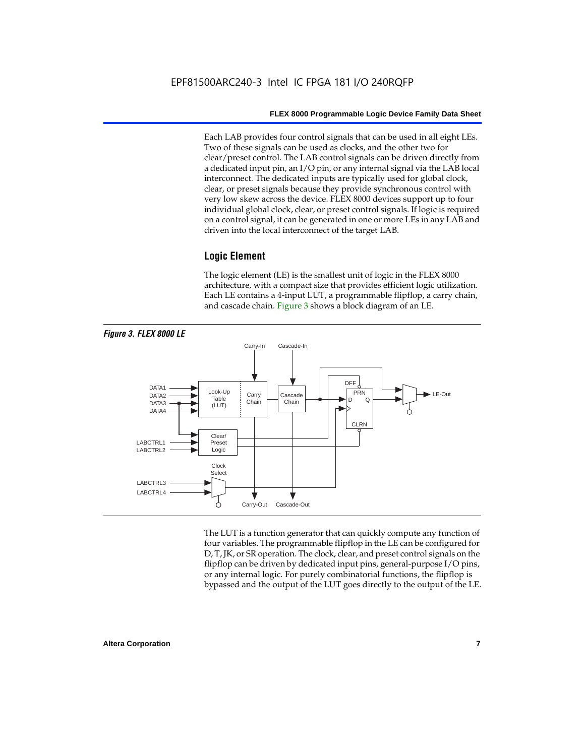Each LAB provides four control signals that can be used in all eight LEs. Two of these signals can be used as clocks, and the other two for clear/preset control. The LAB control signals can be driven directly from a dedicated input pin, an I/O pin, or any internal signal via the LAB local interconnect. The dedicated inputs are typically used for global clock, clear, or preset signals because they provide synchronous control with very low skew across the device. FLEX 8000 devices support up to four individual global clock, clear, or preset control signals. If logic is required on a control signal, it can be generated in one or more LEs in any LAB and driven into the local interconnect of the target LAB.

## Logic Element

The logic element (LE) is the smallest unit of logic in the FLEX 8000 architecture, with a compact size that provides efficient logic utilization. Each LE contains a 4-input LUT, a programmable flipflop, a carry chain, and cascade chain. Figure 3 shows a block diagram of an LE.

***Figure 3. FLEX 8000 LE***

The LUT is a function generator that can quickly compute any function of four variables. The programmable flipflop in the LE can be configured for D, T, JK, or SR operation. The clock, clear, and preset control signals on the flipflop can be driven by dedicated input pins, general-purpose I/O pins, or any internal logic. For purely combinatorial functions, the flipflop is bypassed and the output of the LUT goes directly to the output of the LE.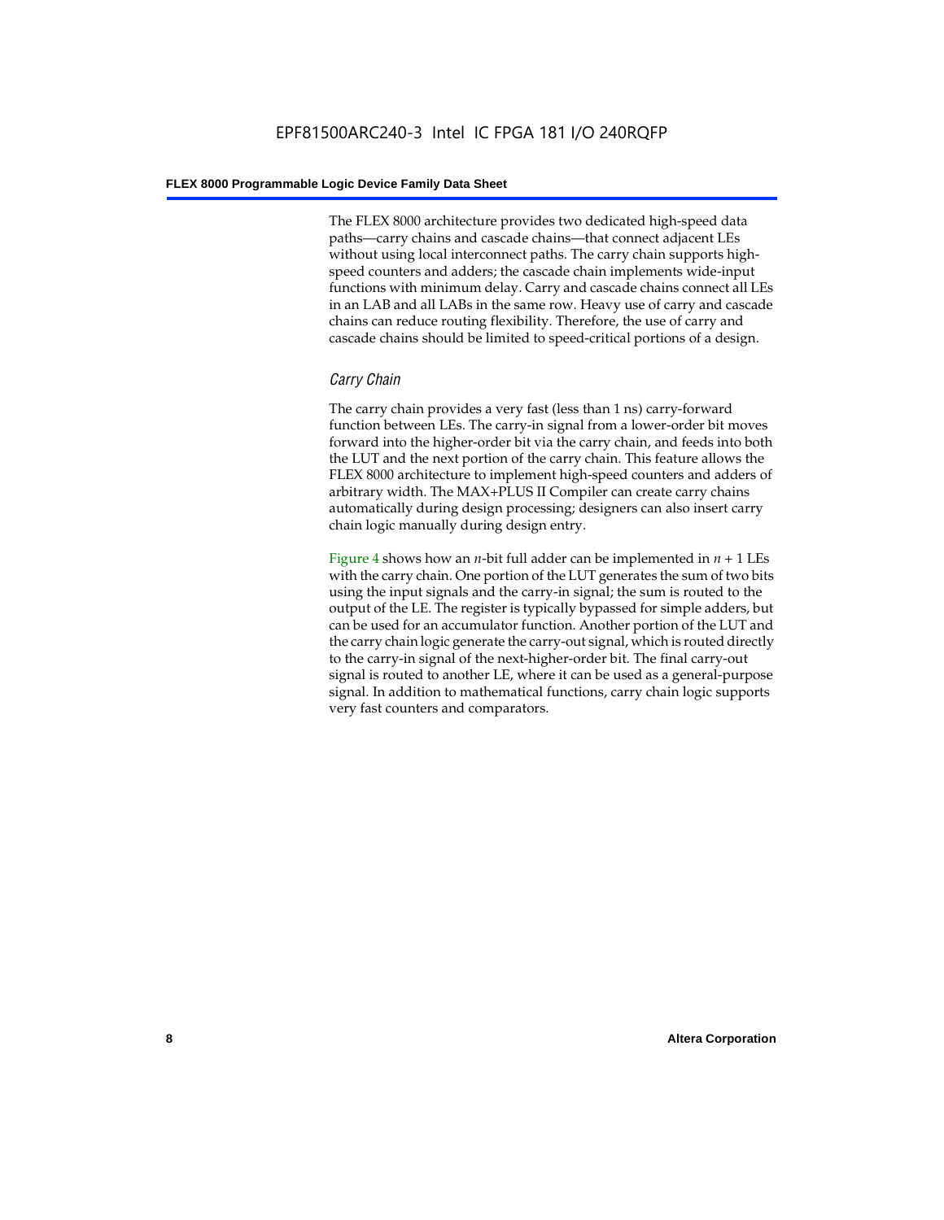The FLEX 8000 architecture provides two dedicated high-speed data paths—carry chains and cascade chains—that connect adjacent LEs without using local interconnect paths. The carry chain supports high-speed counters and adders; the cascade chain implements wide-input functions with minimum delay. Carry and cascade chains connect all LEs in an LAB and all LABs in the same row. Heavy use of carry and cascade chains can reduce routing flexibility. Therefore, the use of carry and cascade chains should be limited to speed-critical portions of a design.

### *Carry Chain*

The carry chain provides a very fast (less than 1 ns) carry-forward function between LEs. The carry-in signal from a lower-order bit moves forward into the higher-order bit via the carry chain, and feeds into both the LUT and the next portion of the carry chain. This feature allows the FLEX 8000 architecture to implement high-speed counters and adders of arbitrary width. The MAX+PLUS II Compiler can create carry chains automatically during design processing; designers can also insert carry chain logic manually during design entry.

Figure 4 shows how an $n$-bit full adder can be implemented in $n + 1$ LEs with the carry chain. One portion of the LUT generates the sum of two bits using the input signals and the carry-in signal; the sum is routed to the output of the LE. The register is typically bypassed for simple adders, but can be used for an accumulator function. Another portion of the LUT and the carry chain logic generate the carry-out signal, which is routed directly to the carry-in signal of the next-higher-order bit. The final carry-out signal is routed to another LE, where it can be used as a general-purpose signal. In addition to mathematical functions, carry chain logic supports very fast counters and comparators.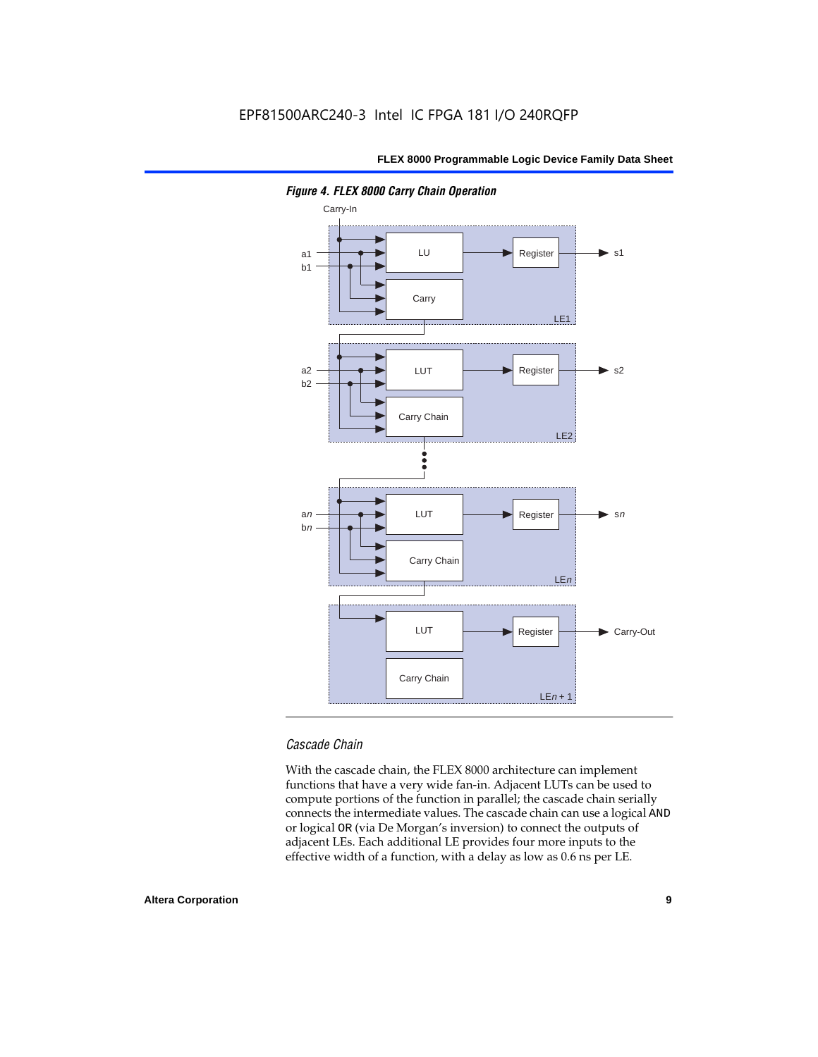EPF81500ARC240-3 Intel IC FPGA 181 I/O 240RQFP

***Figure 4. FLEX 8000 Carry Chain Operation***

Carry-In

a1
b1

LU

Register

s1

Carry

LE1

a2
b2

LUT

Register

s2

Carry Chain

LE2

a*n*
b*n*

LUT

Register

s*n*

Carry Chain

LE*n*

LUT

Register

Carry-Out

Carry Chain

LE*n* + 1

### *Cascade Chain*

With the cascade chain, the FLEX 8000 architecture can implement functions that have a very wide fan-in. Adjacent LUTs can be used to compute portions of the function in parallel; the cascade chain serially connects the intermediate values. The cascade chain can use a logical AND or logical OR (via De Morgan's inversion) to connect the outputs of adjacent LEs. Each additional LE provides four more inputs to the effective width of a function, with a delay as low as 0.6 ns per LE.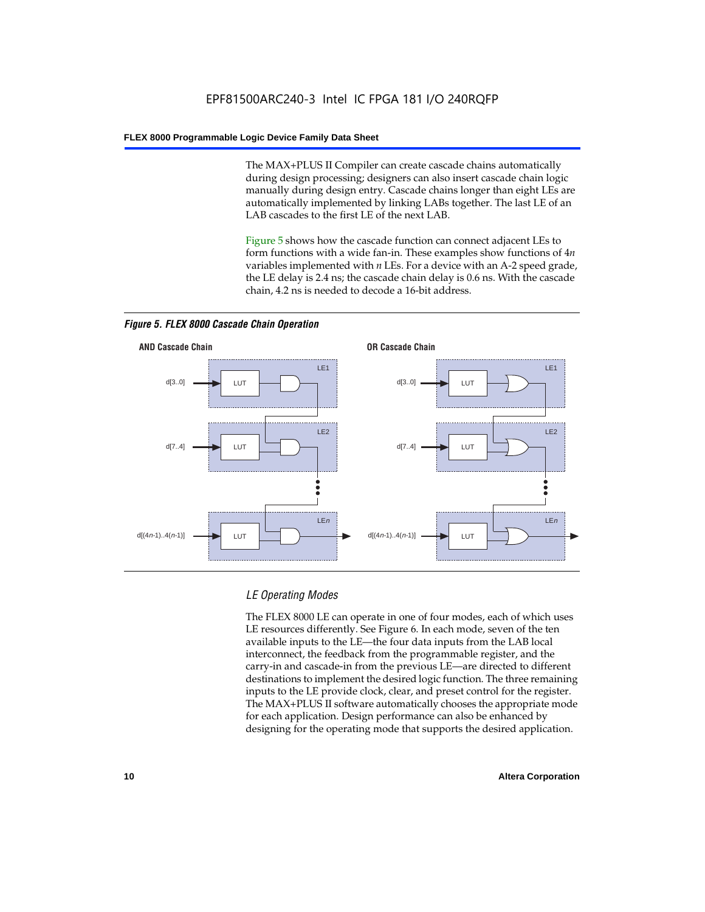The MAX+PLUS II Compiler can create cascade chains automatically during design processing; designers can also insert cascade chain logic manually during design entry. Cascade chains longer than eight LEs are automatically implemented by linking LABs together. The last LE of an LAB cascades to the first LE of the next LAB.

Figure 5 shows how the cascade function can connect adjacent LEs to form functions with a wide fan-in. These examples show functions of 4*n* variables implemented with *n* LEs. For a device with an A-2 speed grade, the LE delay is 2.4 ns; the cascade chain delay is 0.6 ns. With the cascade chain, 4.2 ns is needed to decode a 16-bit address.

***Figure 5. FLEX 8000 Cascade Chain Operation***

**AND Cascade Chain**

**OR Cascade Chain**

### *LE Operating Modes*

The FLEX 8000 LE can operate in one of four modes, each of which uses LE resources differently. See Figure 6. In each mode, seven of the ten available inputs to the LE—the four data inputs from the LAB local interconnect, the feedback from the programmable register, and the carry-in and cascade-in from the previous LE—are directed to different destinations to implement the desired logic function. The three remaining inputs to the LE provide clock, clear, and preset control for the register. The MAX+PLUS II software automatically chooses the appropriate mode for each application. Design performance can also be enhanced by designing for the operating mode that supports the desired application.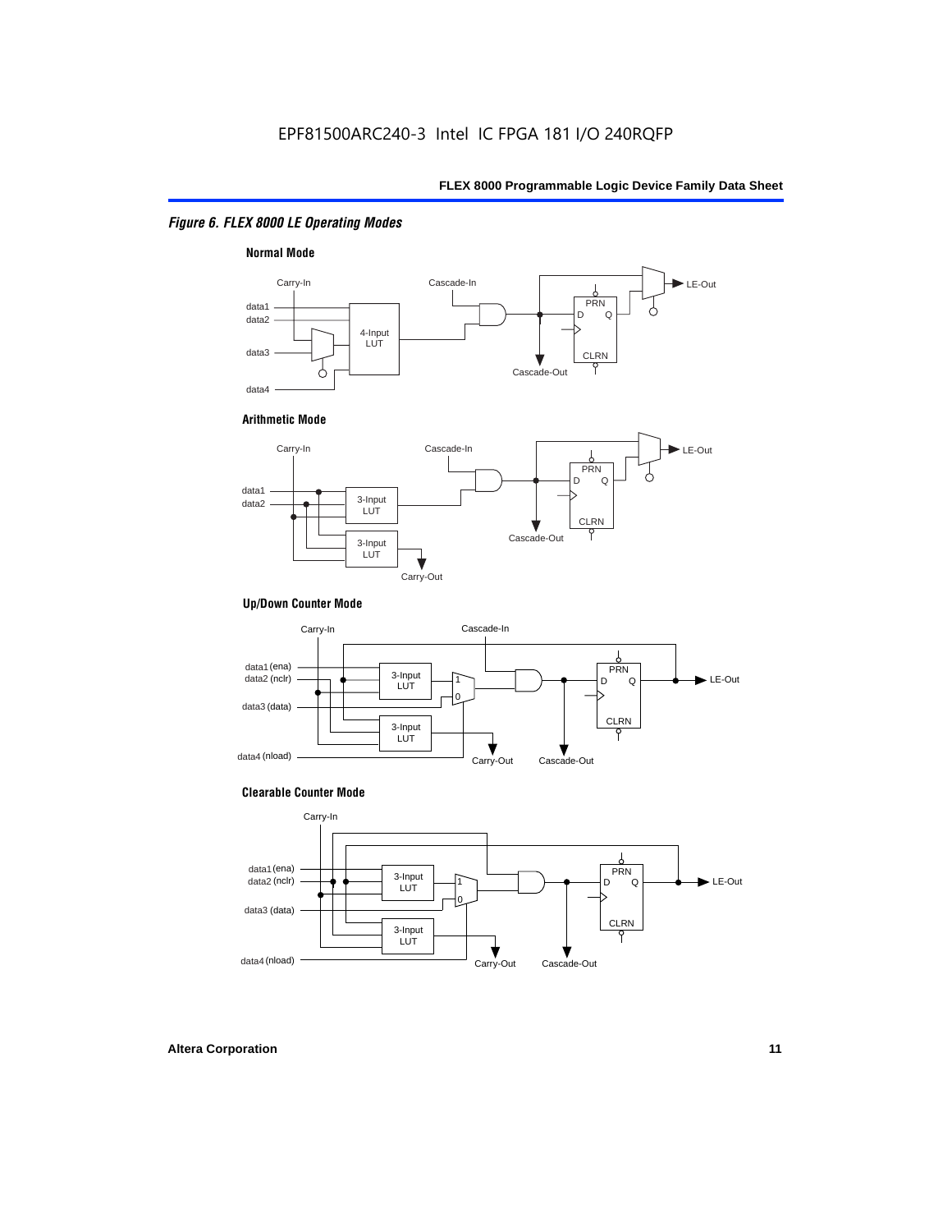*Figure 6. FLEX 8000 LE Operating Modes*

**Normal Mode**

Carry-In, Cascade-In, data1, data2, data3, data4, 4-Input LUT, PRN, D, Q, CLRN, Cascade-Out, LE-Out

**Arithmetic Mode**

Carry-In, Cascade-In, data1, data2, 3-Input LUT, 3-Input LUT, PRN, D, Q, CLRN, Cascade-Out, Carry-Out, LE-Out

**Up/Down Counter Mode**

Carry-In, Cascade-In, data1 (ena), data2 (nclr), data3 (data), data4 (nload), 3-Input LUT, 3-Input LUT, 1, 0, PRN, D, Q, CLRN, Carry-Out, Cascade-Out, LE-Out

**Clearable Counter Mode**

Carry-In, data1 (ena), data2 (nclr), data3 (data), data4 (nload), 3-Input LUT, 3-Input LUT, 1, 0, PRN, D, Q, CLRN, Carry-Out, Cascade-Out, LE-Out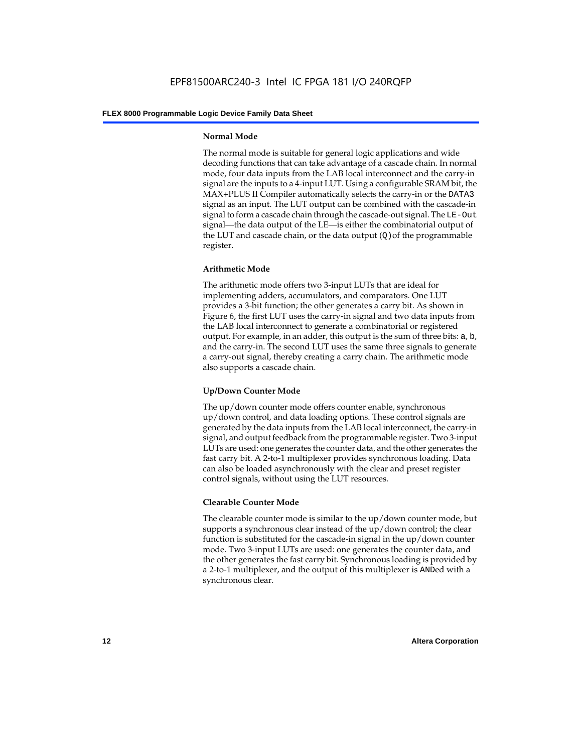### Normal Mode

The normal mode is suitable for general logic applications and wide decoding functions that can take advantage of a cascade chain. In normal mode, four data inputs from the LAB local interconnect and the carry-in signal are the inputs to a 4-input LUT. Using a configurable SRAM bit, the MAX+PLUS II Compiler automatically selects the carry-in or the `DATA3` signal as an input. The LUT output can be combined with the cascade-in signal to form a cascade chain through the cascade-out signal. The `LE-Out` signal—the data output of the LE—is either the combinatorial output of the LUT and cascade chain, or the data output (`Q`) of the programmable register.

### Arithmetic Mode

The arithmetic mode offers two 3-input LUTs that are ideal for implementing adders, accumulators, and comparators. One LUT provides a 3-bit function; the other generates a carry bit. As shown in Figure 6, the first LUT uses the carry-in signal and two data inputs from the LAB local interconnect to generate a combinatorial or registered output. For example, in an adder, this output is the sum of three bits: `a`, `b`, and the carry-in. The second LUT uses the same three signals to generate a carry-out signal, thereby creating a carry chain. The arithmetic mode also supports a cascade chain.

### Up/Down Counter Mode

The up/down counter mode offers counter enable, synchronous up/down control, and data loading options. These control signals are generated by the data inputs from the LAB local interconnect, the carry-in signal, and output feedback from the programmable register. Two 3-input LUTs are used: one generates the counter data, and the other generates the fast carry bit. A 2-to-1 multiplexer provides synchronous loading. Data can also be loaded asynchronously with the clear and preset register control signals, without using the LUT resources.

### Clearable Counter Mode

The clearable counter mode is similar to the up/down counter mode, but supports a synchronous clear instead of the up/down control; the clear function is substituted for the cascade-in signal in the up/down counter mode. Two 3-input LUTs are used: one generates the counter data, and the other generates the fast carry bit. Synchronous loading is provided by a 2-to-1 multiplexer, and the output of this multiplexer is `AND`ed with a synchronous clear.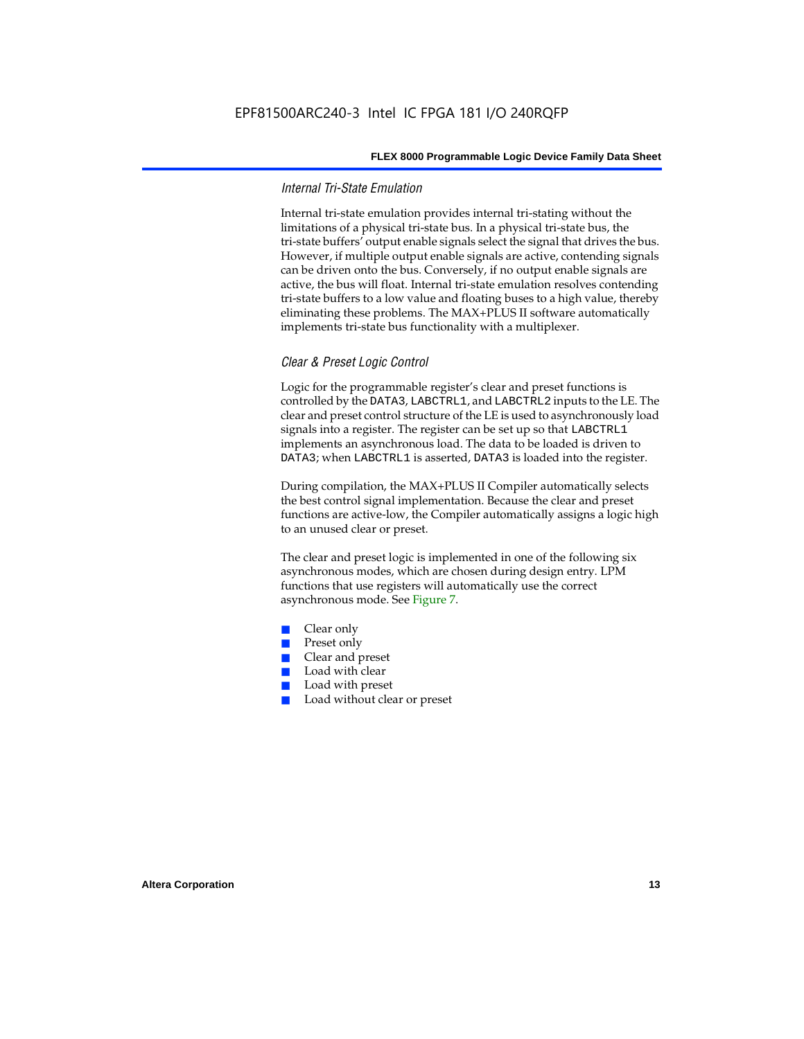### Internal Tri-State Emulation

Internal tri-state emulation provides internal tri-stating without the limitations of a physical tri-state bus. In a physical tri-state bus, the tri-state buffers' output enable signals select the signal that drives the bus. However, if multiple output enable signals are active, contending signals can be driven onto the bus. Conversely, if no output enable signals are active, the bus will float. Internal tri-state emulation resolves contending tri-state buffers to a low value and floating buses to a high value, thereby eliminating these problems. The MAX+PLUS II software automatically implements tri-state bus functionality with a multiplexer.

### Clear & Preset Logic Control

Logic for the programmable register's clear and preset functions is controlled by the DATA3, LABCTRL1, and LABCTRL2 inputs to the LE. The clear and preset control structure of the LE is used to asynchronously load signals into a register. The register can be set up so that LABCTRL1 implements an asynchronous load. The data to be loaded is driven to DATA3; when LABCTRL1 is asserted, DATA3 is loaded into the register.

During compilation, the MAX+PLUS II Compiler automatically selects the best control signal implementation. Because the clear and preset functions are active-low, the Compiler automatically assigns a logic high to an unused clear or preset.

The clear and preset logic is implemented in one of the following six asynchronous modes, which are chosen during design entry. LPM functions that use registers will automatically use the correct asynchronous mode. See Figure 7.

- Clear only
- Preset only
- Clear and preset
- Load with clear
- Load with preset
- Load without clear or preset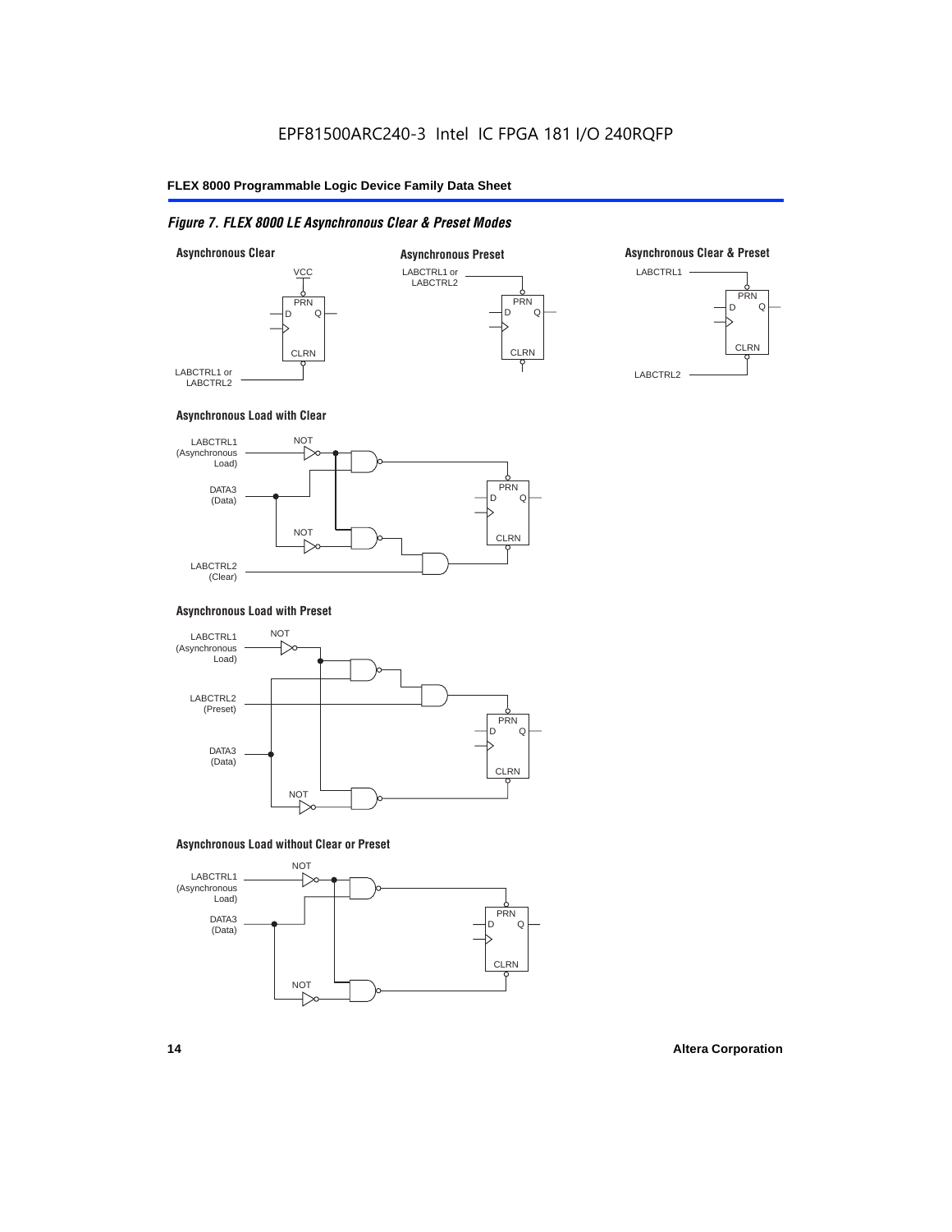EPF81500ARC240-3 Intel IC FPGA 181 I/O 240RQFP

*Figure 7. FLEX 8000 LE Asynchronous Clear & Preset Modes*

**Asynchronous Clear**

VCC

PRN
D Q

CLRN

LABCTRL1 or
LABCTRL2

**Asynchronous Preset**

LABCTRL1 or
LABCTRL2

PRN
D Q

CLRN

**Asynchronous Clear & Preset**

LABCTRL1

PRN
D Q

CLRN

LABCTRL2

**Asynchronous Load with Clear**

LABCTRL1
(Asynchronous
Load)

NOT

DATA3
(Data)

NOT

LABCTRL2
(Clear)

PRN
D Q

CLRN

**Asynchronous Load with Preset**

LABCTRL1
(Asynchronous
Load)

NOT

LABCTRL2
(Preset)

DATA3
(Data)

NOT

PRN
D Q

CLRN

**Asynchronous Load without Clear or Preset**

LABCTRL1
(Asynchronous
Load)

NOT

DATA3
(Data)

NOT

PRN
D Q

CLRN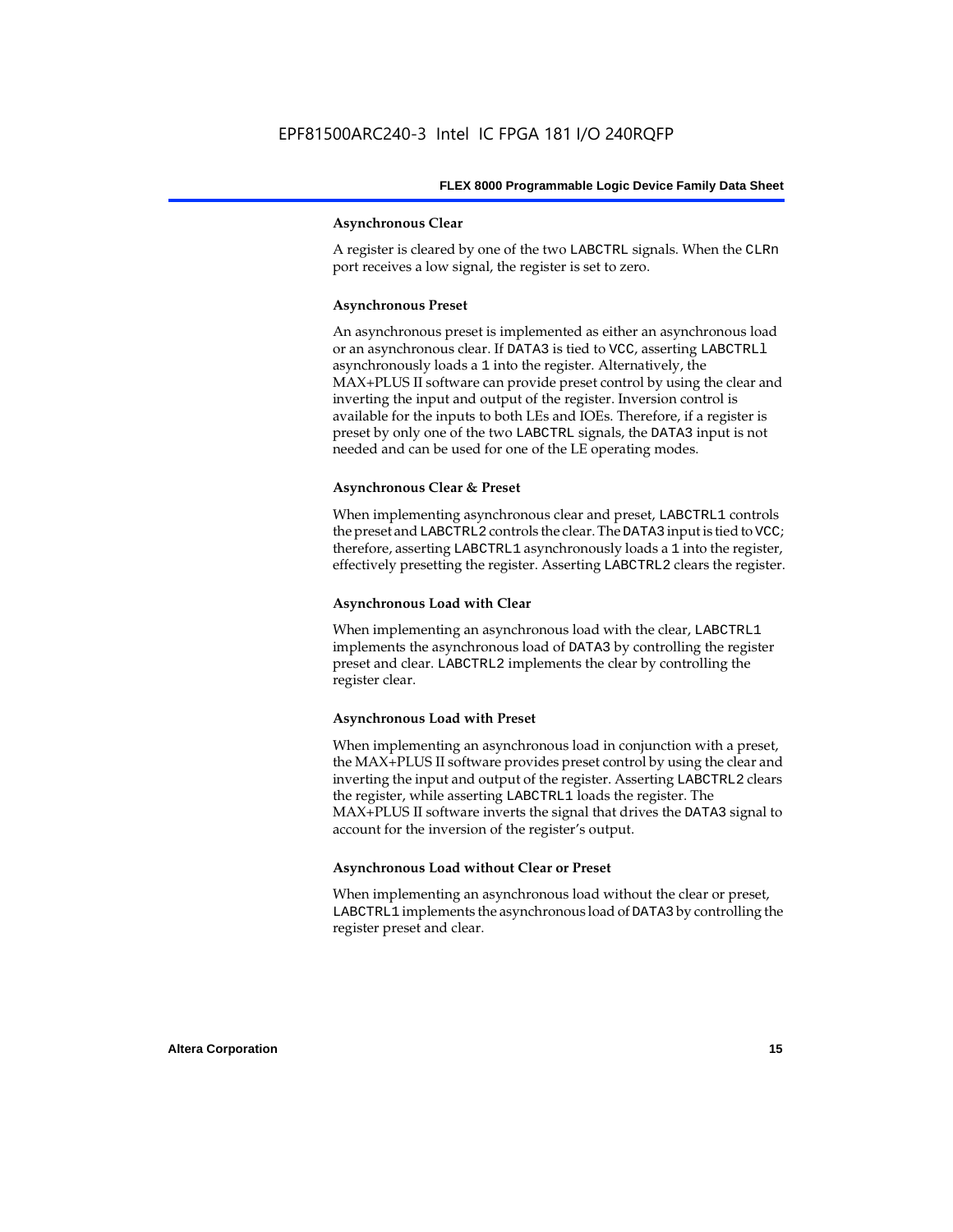#### Asynchronous Clear

A register is cleared by one of the two LABCTRL signals. When the CLRn port receives a low signal, the register is set to zero.

#### Asynchronous Preset

An asynchronous preset is implemented as either an asynchronous load or an asynchronous clear. If DATA3 is tied to VCC, asserting LABCTRLl asynchronously loads a 1 into the register. Alternatively, the MAX+PLUS II software can provide preset control by using the clear and inverting the input and output of the register. Inversion control is available for the inputs to both LEs and IOEs. Therefore, if a register is preset by only one of the two LABCTRL signals, the DATA3 input is not needed and can be used for one of the LE operating modes.

#### Asynchronous Clear & Preset

When implementing asynchronous clear and preset, LABCTRL1 controls the preset and LABCTRL2 controls the clear. The DATA3 input is tied to VCC; therefore, asserting LABCTRL1 asynchronously loads a 1 into the register, effectively presetting the register. Asserting LABCTRL2 clears the register.

#### Asynchronous Load with Clear

When implementing an asynchronous load with the clear, LABCTRL1 implements the asynchronous load of DATA3 by controlling the register preset and clear. LABCTRL2 implements the clear by controlling the register clear.

#### Asynchronous Load with Preset

When implementing an asynchronous load in conjunction with a preset, the MAX+PLUS II software provides preset control by using the clear and inverting the input and output of the register. Asserting LABCTRL2 clears the register, while asserting LABCTRL1 loads the register. The MAX+PLUS II software inverts the signal that drives the DATA3 signal to account for the inversion of the register's output.

#### Asynchronous Load without Clear or Preset

When implementing an asynchronous load without the clear or preset, LABCTRL1 implements the asynchronous load of DATA3 by controlling the register preset and clear.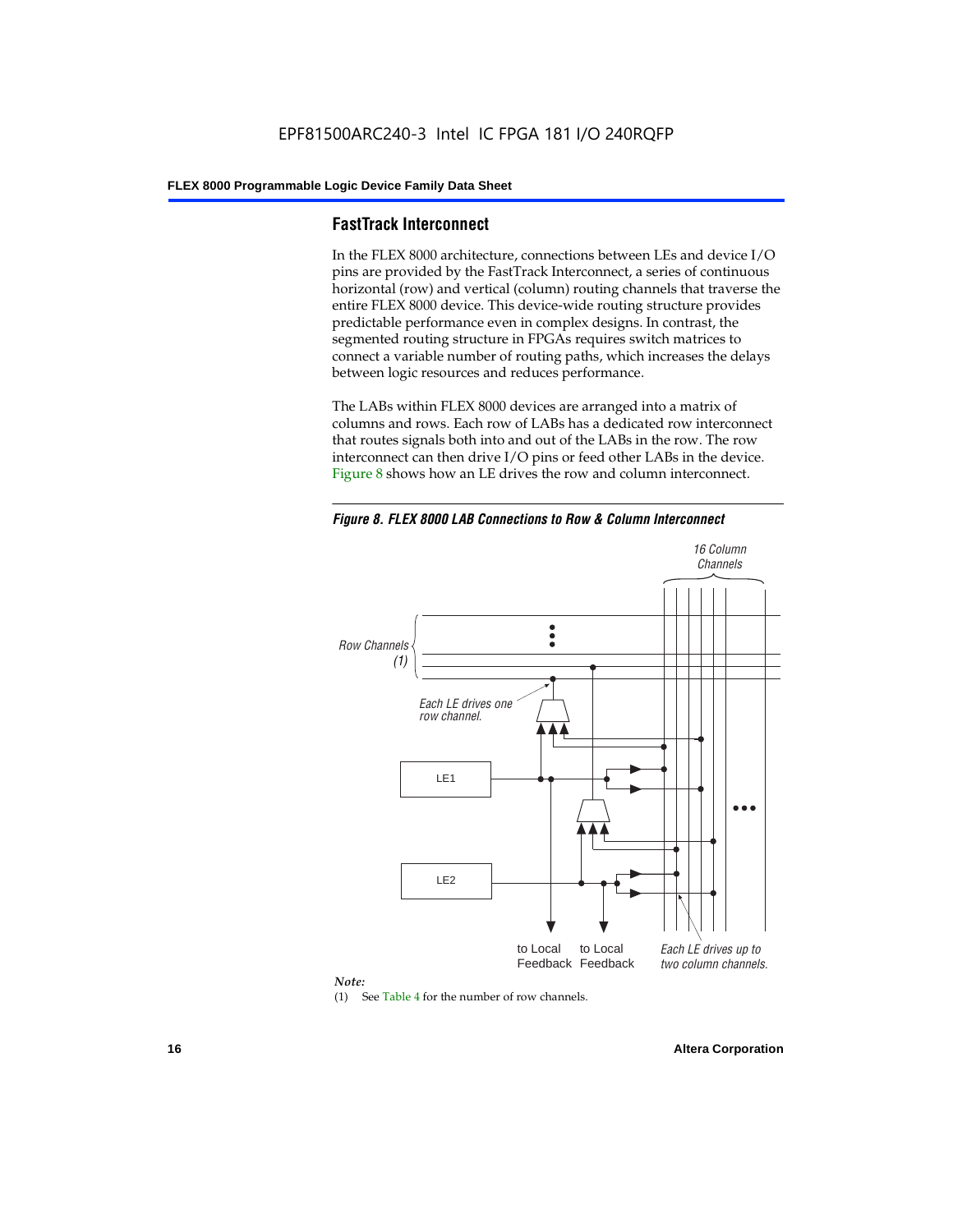## FastTrack Interconnect

In the FLEX 8000 architecture, connections between LEs and device I/O pins are provided by the FastTrack Interconnect, a series of continuous horizontal (row) and vertical (column) routing channels that traverse the entire FLEX 8000 device. This device-wide routing structure provides predictable performance even in complex designs. In contrast, the segmented routing structure in FPGAs requires switch matrices to connect a variable number of routing paths, which increases the delays between logic resources and reduces performance.

The LABs within FLEX 8000 devices are arranged into a matrix of columns and rows. Each row of LABs has a dedicated row interconnect that routes signals both into and out of the LABs in the row. The row interconnect can then drive I/O pins or feed other LABs in the device. Figure 8 shows how an LE drives the row and column interconnect.

*Figure 8. FLEX 8000 LAB Connections to Row & Column Interconnect*

*16 Column Channels*

*Row Channels (1)*

*Each LE drives one row channel.*

LE1

LE2

to Local Feedback

to Local Feedback

*Each LE drives up to two column channels.*

*Note:*

(1) See Table 4 for the number of row channels.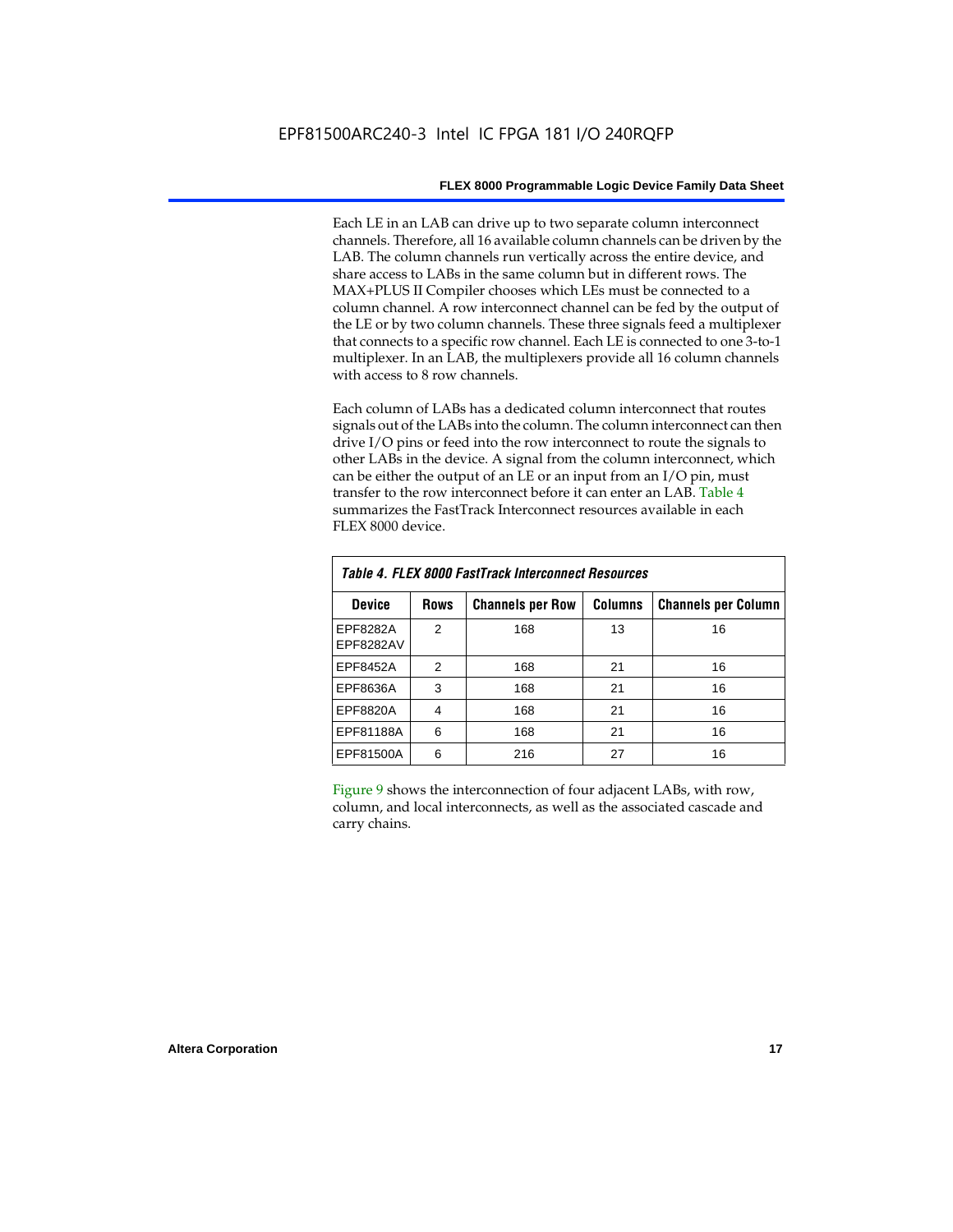Each LE in an LAB can drive up to two separate column interconnect channels. Therefore, all 16 available column channels can be driven by the LAB. The column channels run vertically across the entire device, and share access to LABs in the same column but in different rows. The MAX+PLUS II Compiler chooses which LEs must be connected to a column channel. A row interconnect channel can be fed by the output of the LE or by two column channels. These three signals feed a multiplexer that connects to a specific row channel. Each LE is connected to one 3-to-1 multiplexer. In an LAB, the multiplexers provide all 16 column channels with access to 8 row channels.

Each column of LABs has a dedicated column interconnect that routes signals out of the LABs into the column. The column interconnect can then drive I/O pins or feed into the row interconnect to route the signals to other LABs in the device. A signal from the column interconnect, which can be either the output of an LE or an input from an I/O pin, must transfer to the row interconnect before it can enter an LAB. Table 4 summarizes the FastTrack Interconnect resources available in each FLEX 8000 device.

*Table 4. FLEX 8000 FastTrack Interconnect Resources*

| Device | Rows | Channels per Row | Columns | Channels per Column |
|---|---|---|---|---|
| EPF8282A EPF8282AV | 2 | 168 | 13 | 16 |
| EPF8452A | 2 | 168 | 21 | 16 |
| EPF8636A | 3 | 168 | 21 | 16 |
| EPF8820A | 4 | 168 | 21 | 16 |
| EPF81188A | 6 | 168 | 21 | 16 |
| EPF81500A | 6 | 216 | 27 | 16 |

Figure 9 shows the interconnection of four adjacent LABs, with row, column, and local interconnects, as well as the associated cascade and carry chains.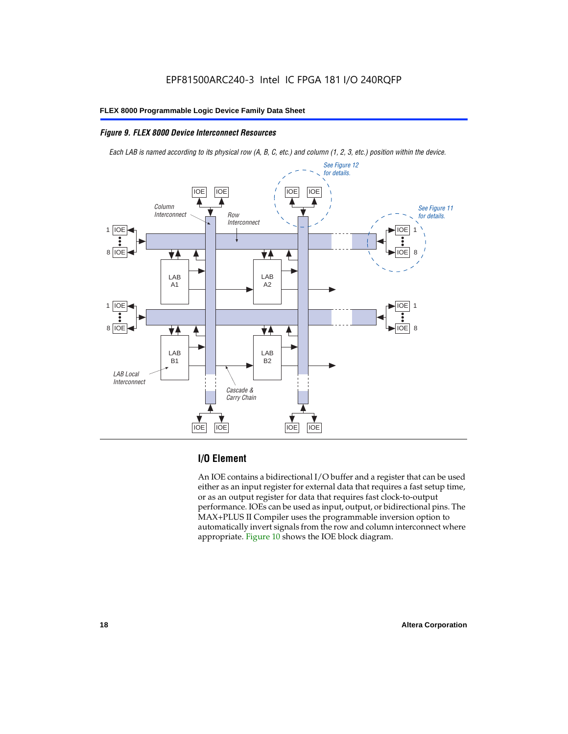*Figure 9. FLEX 8000 Device Interconnect Resources*

*Each LAB is named according to its physical row (A, B, C, etc.) and column (1, 2, 3, etc.) position within the device.*

## I/O Element

An IOE contains a bidirectional I/O buffer and a register that can be used either as an input register for external data that requires a fast setup time, or as an output register for data that requires fast clock-to-output performance. IOEs can be used as input, output, or bidirectional pins. The MAX+PLUS II Compiler uses the programmable inversion option to automatically invert signals from the row and column interconnect where appropriate. Figure 10 shows the IOE block diagram.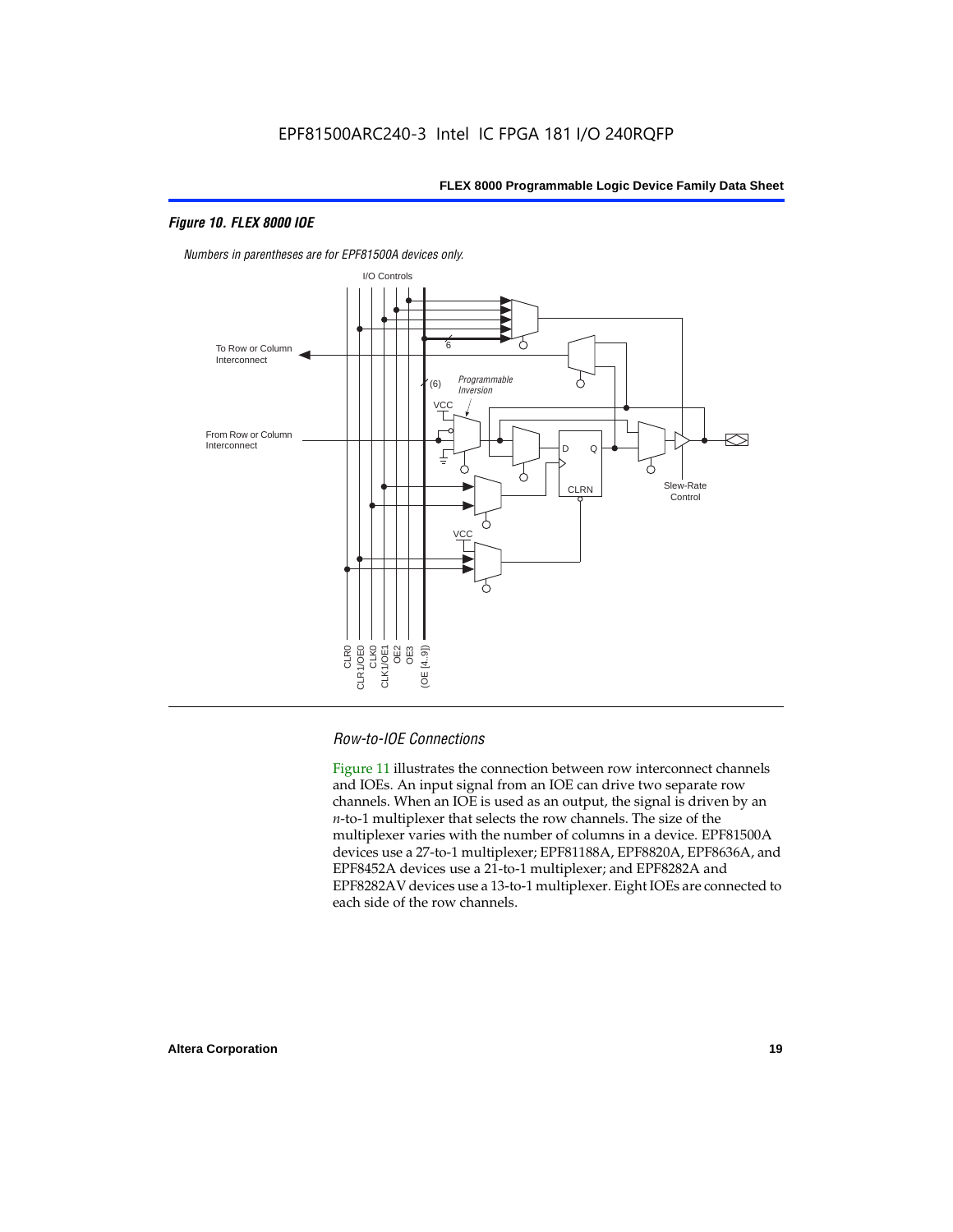### *Figure 10. FLEX 8000 IOE*

*Numbers in parentheses are for EPF81500A devices only.*

### *Row-to-IOE Connections*

Figure 11 illustrates the connection between row interconnect channels and IOEs. An input signal from an IOE can drive two separate row channels. When an IOE is used as an output, the signal is driven by an *n*-to-1 multiplexer that selects the row channels. The size of the multiplexer varies with the number of columns in a device. EPF81500A devices use a 27-to-1 multiplexer; EPF81188A, EPF8820A, EPF8636A, and EPF8452A devices use a 21-to-1 multiplexer; and EPF8282A and EPF8282AV devices use a 13-to-1 multiplexer. Eight IOEs are connected to each side of the row channels.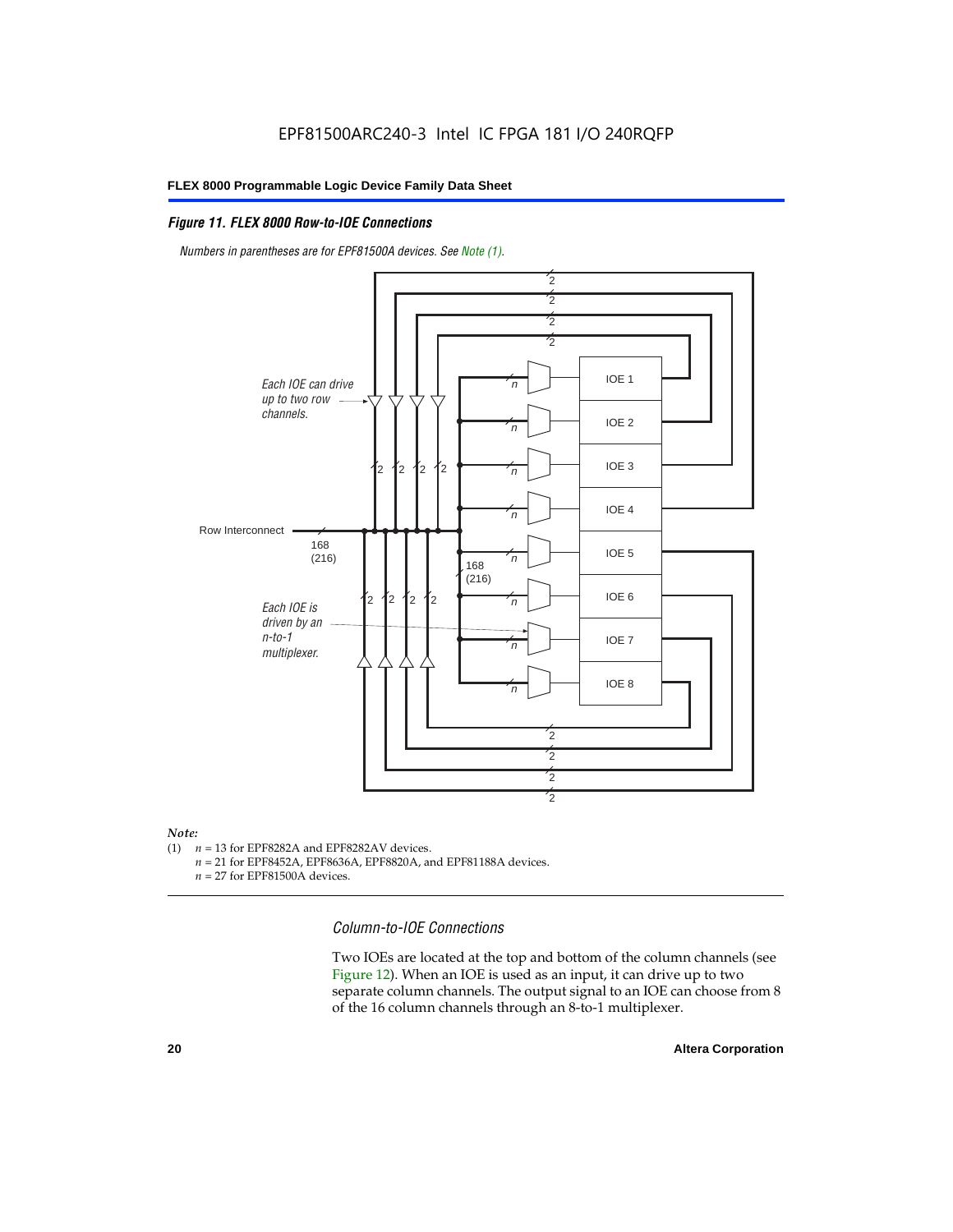#### *Figure 11. FLEX 8000 Row-to-IOE Connections*

*Numbers in parentheses are for EPF81500A devices. See Note (1).*

*Note:*

(1) $n$ = 13 for EPF8282A and EPF8282AV devices.
$n$ = 21 for EPF8452A, EPF8636A, EPF8820A, and EPF81188A devices.
$n$ = 27 for EPF81500A devices.

### *Column-to-IOE Connections*

Two IOEs are located at the top and bottom of the column channels (see Figure 12). When an IOE is used as an input, it can drive up to two separate column channels. The output signal to an IOE can choose from 8 of the 16 column channels through an 8-to-1 multiplexer.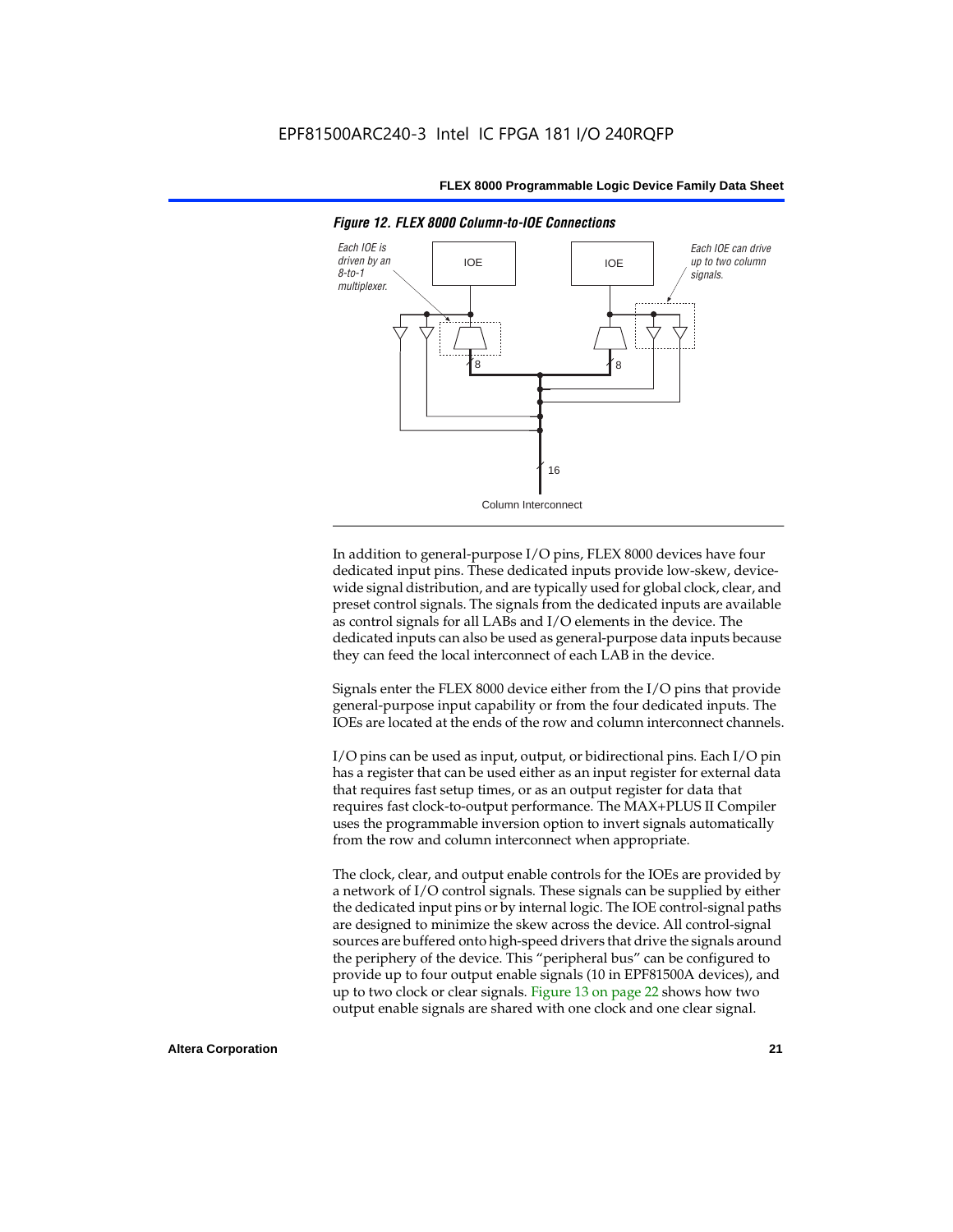*Figure 12. FLEX 8000 Column-to-IOE Connections*

In addition to general-purpose I/O pins, FLEX 8000 devices have four dedicated input pins. These dedicated inputs provide low-skew, device-wide signal distribution, and are typically used for global clock, clear, and preset control signals. The signals from the dedicated inputs are available as control signals for all LABs and I/O elements in the device. The dedicated inputs can also be used as general-purpose data inputs because they can feed the local interconnect of each LAB in the device.

Signals enter the FLEX 8000 device either from the I/O pins that provide general-purpose input capability or from the four dedicated inputs. The IOEs are located at the ends of the row and column interconnect channels.

I/O pins can be used as input, output, or bidirectional pins. Each I/O pin has a register that can be used either as an input register for external data that requires fast setup times, or as an output register for data that requires fast clock-to-output performance. The MAX+PLUS II Compiler uses the programmable inversion option to invert signals automatically from the row and column interconnect when appropriate.

The clock, clear, and output enable controls for the IOEs are provided by a network of I/O control signals. These signals can be supplied by either the dedicated input pins or by internal logic. The IOE control-signal paths are designed to minimize the skew across the device. All control-signal sources are buffered onto high-speed drivers that drive the signals around the periphery of the device. This "peripheral bus" can be configured to provide up to four output enable signals (10 in EPF81500A devices), and up to two clock or clear signals. Figure 13 on page 22 shows how two output enable signals are shared with one clock and one clear signal.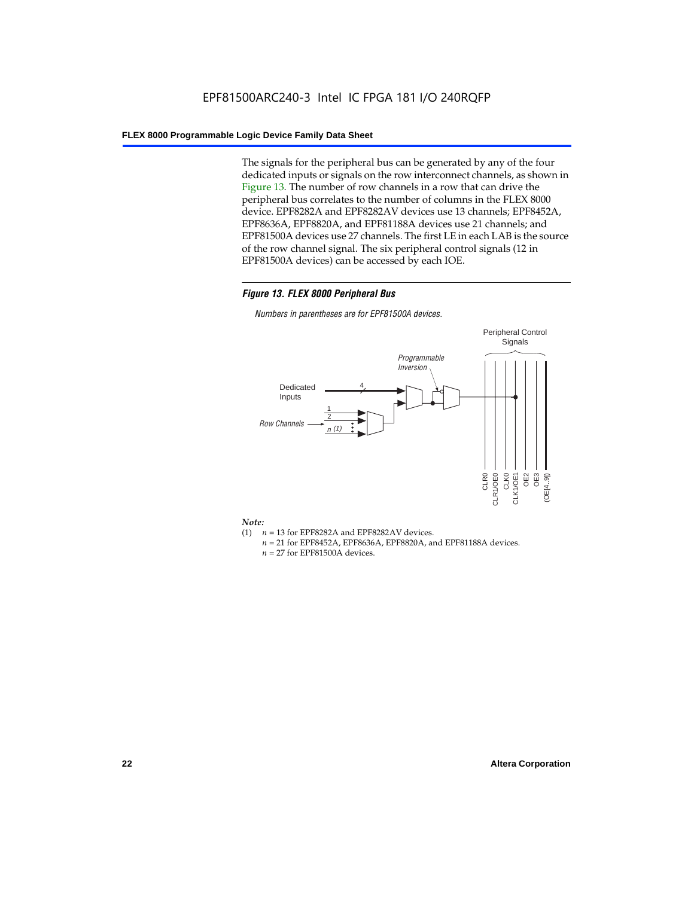The signals for the peripheral bus can be generated by any of the four dedicated inputs or signals on the row interconnect channels, as shown in Figure 13. The number of row channels in a row that can drive the peripheral bus correlates to the number of columns in the FLEX 8000 device. EPF8282A and EPF8282AV devices use 13 channels; EPF8452A, EPF8636A, EPF8820A, and EPF81188A devices use 21 channels; and EPF81500A devices use 27 channels. The first LE in each LAB is the source of the row channel signal. The six peripheral control signals (12 in EPF81500A devices) can be accessed by each IOE.

***Figure 13. FLEX 8000 Peripheral Bus***

*Numbers in parentheses are for EPF81500A devices.*

Peripheral Control Signals

Programmable Inversion

Dedicated Inputs

Row Channels

CLR0, CLR1/OE0, CLK0, CLK1/OE1, OE2, OE3, (OE[4..9])

*Note:*

(1) $n$ = 13 for EPF8282A and EPF8282AV devices.
$n$ = 21 for EPF8452A, EPF8636A, EPF8820A, and EPF81188A devices.
$n$ = 27 for EPF81500A devices.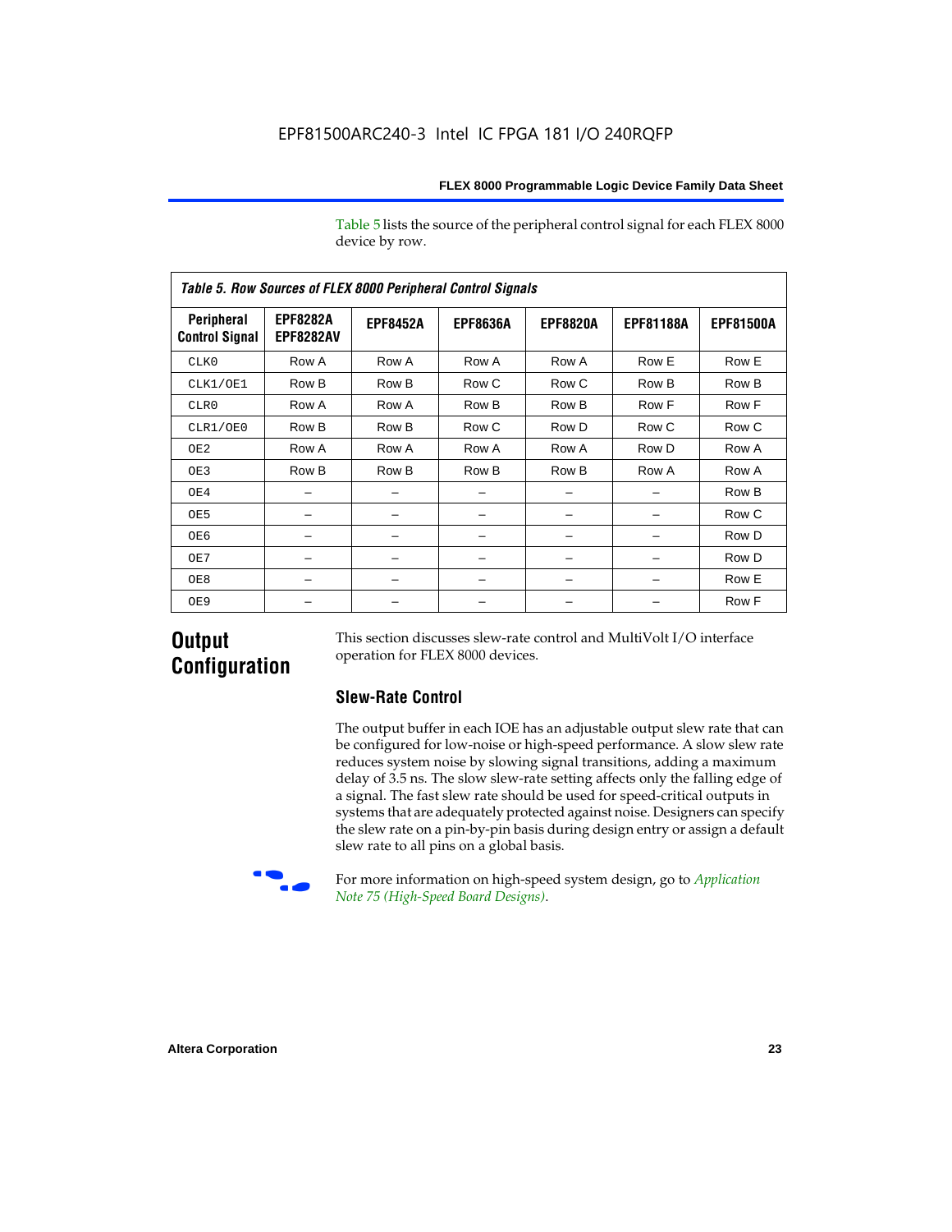Table 5 lists the source of the peripheral control signal for each FLEX 8000 device by row.

*Table 5. Row Sources of FLEX 8000 Peripheral Control Signals*

| Peripheral Control Signal | EPF8282A EPF8282AV | EPF8452A | EPF8636A | EPF8820A | EPF81188A | EPF81500A |
|---|---|---|---|---|---|---|
| CLK0 | Row A | Row A | Row A | Row A | Row E | Row E |
| CLK1/OE1 | Row B | Row B | Row C | Row C | Row B | Row B |
| CLR0 | Row A | Row A | Row B | Row B | Row F | Row F |
| CLR1/OE0 | Row B | Row B | Row C | Row D | Row C | Row C |
| OE2 | Row A | Row A | Row A | Row A | Row D | Row A |
| OE3 | Row B | Row B | Row B | Row B | Row A | Row A |
| OE4 | – | – | – | – | – | Row B |
| OE5 | – | – | – | – | – | Row C |
| OE6 | – | – | – | – | – | Row D |
| OE7 | – | – | – | – | – | Row D |
| OE8 | – | – | – | – | – | Row E |
| OE9 | – | – | – | – | – | Row F |

## Output Configuration

This section discusses slew-rate control and MultiVolt I/O interface operation for FLEX 8000 devices.

### Slew-Rate Control

The output buffer in each IOE has an adjustable output slew rate that can be configured for low-noise or high-speed performance. A slow slew rate reduces system noise by slowing signal transitions, adding a maximum delay of 3.5 ns. The slow slew-rate setting affects only the falling edge of a signal. The fast slew rate should be used for speed-critical outputs in systems that are adequately protected against noise. Designers can specify the slew rate on a pin-by-pin basis during design entry or assign a default slew rate to all pins on a global basis.

For more information on high-speed system design, go to *Application Note 75 (High-Speed Board Designs)*.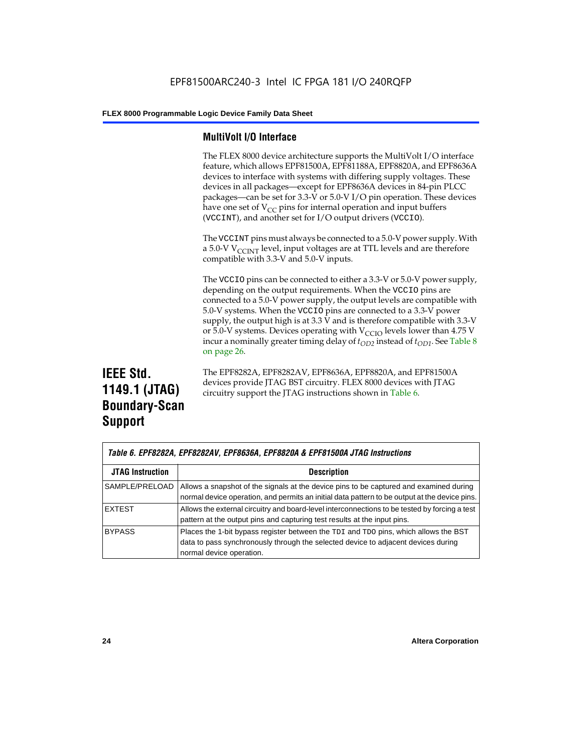### MultiVolt I/O Interface

The FLEX 8000 device architecture supports the MultiVolt I/O interface feature, which allows EPF81500A, EPF81188A, EPF8820A, and EPF8636A devices to interface with systems with differing supply voltages. These devices in all packages—except for EPF8636A devices in 84-pin PLCC packages—can be set for 3.3-V or 5.0-V I/O pin operation. These devices have one set of $V_{CC}$ pins for internal operation and input buffers (VCCINT), and another set for I/O output drivers (VCCIO).

The VCCINT pins must always be connected to a 5.0-V power supply. With a 5.0-V $V_{CCINT}$ level, input voltages are at TTL levels and are therefore compatible with 3.3-V and 5.0-V inputs.

The VCCIO pins can be connected to either a 3.3-V or 5.0-V power supply, depending on the output requirements. When the VCCIO pins are connected to a 5.0-V power supply, the output levels are compatible with 5.0-V systems. When the VCCIO pins are connected to a 3.3-V power supply, the output high is at 3.3 V and is therefore compatible with 3.3-V or 5.0-V systems. Devices operating with $V_{CCIO}$ levels lower than 4.75 V incur a nominally greater timing delay of $t_{OD2}$ instead of $t_{OD1}$. See Table 8 on page 26.

## IEEE Std. 1149.1 (JTAG) Boundary-Scan Support

The EPF8282A, EPF8282AV, EPF8636A, EPF8820A, and EPF81500A devices provide JTAG BST circuitry. FLEX 8000 devices with JTAG circuitry support the JTAG instructions shown in Table 6.

*Table 6. EPF8282A, EPF8282AV, EPF8636A, EPF8820A & EPF81500A JTAG Instructions*

| JTAG Instruction | Description |
|---|---|
| SAMPLE/PRELOAD | Allows a snapshot of the signals at the device pins to be captured and examined during normal device operation, and permits an initial data pattern to be output at the device pins. |
| EXTEST | Allows the external circuitry and board-level interconnections to be tested by forcing a test pattern at the output pins and capturing test results at the input pins. |
| BYPASS | Places the 1-bit bypass register between the TDI and TDO pins, which allows the BST data to pass synchronously through the selected device to adjacent devices during normal device operation. |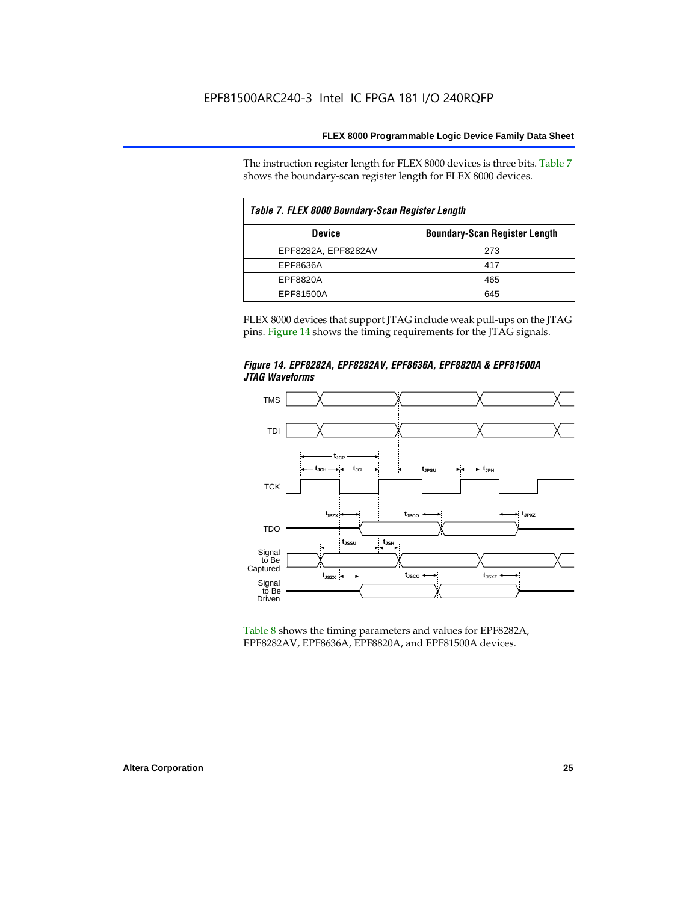The instruction register length for FLEX 8000 devices is three bits. Table 7 shows the boundary-scan register length for FLEX 8000 devices.

*Table 7. FLEX 8000 Boundary-Scan Register Length*

| Device | Boundary-Scan Register Length |
| --- | --- |
| EPF8282A, EPF8282AV | 273 |
| EPF8636A | 417 |
| EPF8820A | 465 |
| EPF81500A | 645 |

FLEX 8000 devices that support JTAG include weak pull-ups on the JTAG pins. Figure 14 shows the timing requirements for the JTAG signals.

*Figure 14. EPF8282A, EPF8282AV, EPF8636A, EPF8820A & EPF81500A JTAG Waveforms*

Table 8 shows the timing parameters and values for EPF8282A, EPF8282AV, EPF8636A, EPF8820A, and EPF81500A devices.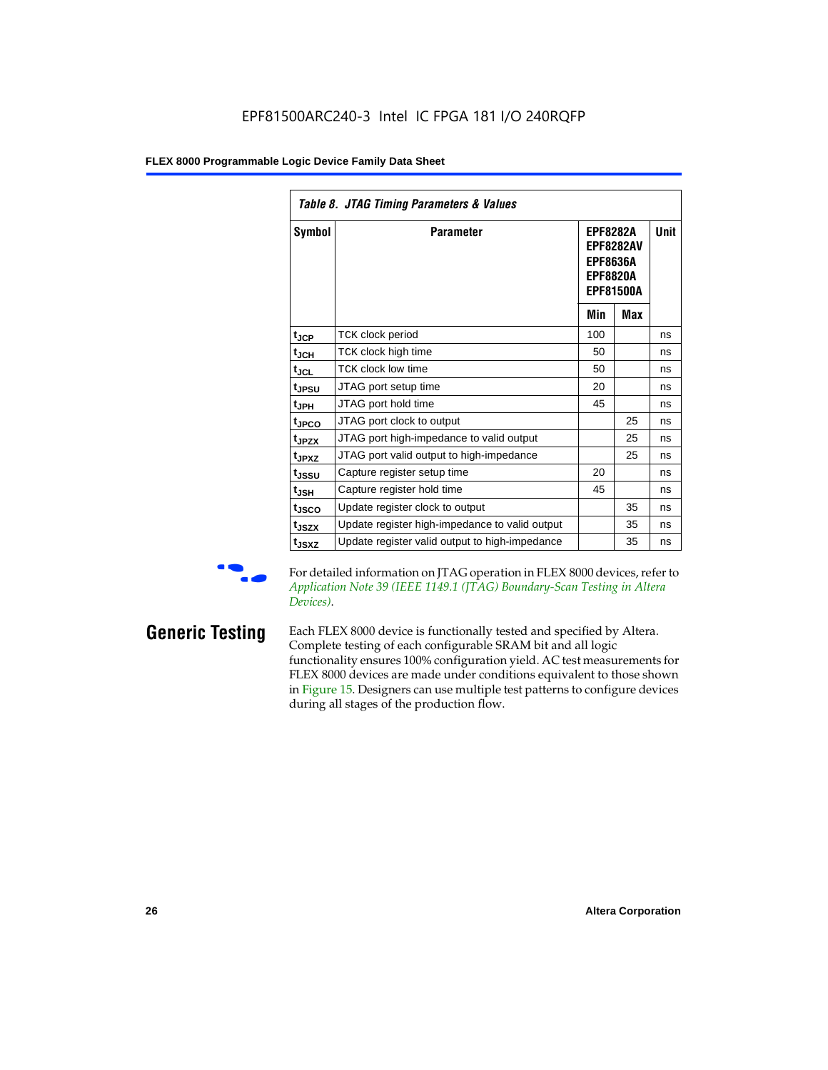Table 8. JTAG Timing Parameters & Values

| Symbol | Parameter | EPF8282A EPF8282AV EPF8636A EPF8820A EPF81500A | | Unit |
|---|---|---|---|---|
| | | Min | Max | |
| $t_{JCP}$ | TCK clock period | 100 | | ns |
| $t_{JCH}$ | TCK clock high time | 50 | | ns |
| $t_{JCL}$ | TCK clock low time | 50 | | ns |
| $t_{JPSU}$ | JTAG port setup time | 20 | | ns |
| $t_{JPH}$ | JTAG port hold time | 45 | | ns |
| $t_{JPCO}$ | JTAG port clock to output | | 25 | ns |
| $t_{JPZX}$ | JTAG port high-impedance to valid output | | 25 | ns |
| $t_{JPXZ}$ | JTAG port valid output to high-impedance | | 25 | ns |
| $t_{JSSU}$ | Capture register setup time | 20 | | ns |
| $t_{JSH}$ | Capture register hold time | 45 | | ns |
| $t_{JSCO}$ | Update register clock to output | | 35 | ns |
| $t_{JSZX}$ | Update register high-impedance to valid output | | 35 | ns |
| $t_{JSXZ}$ | Update register valid output to high-impedance | | 35 | ns |

For detailed information on JTAG operation in FLEX 8000 devices, refer to *Application Note 39 (IEEE 1149.1 (JTAG) Boundary-Scan Testing in Altera Devices)*.

## Generic Testing

Each FLEX 8000 device is functionally tested and specified by Altera. Complete testing of each configurable SRAM bit and all logic functionality ensures 100% configuration yield. AC test measurements for FLEX 8000 devices are made under conditions equivalent to those shown in Figure 15. Designers can use multiple test patterns to configure devices during all stages of the production flow.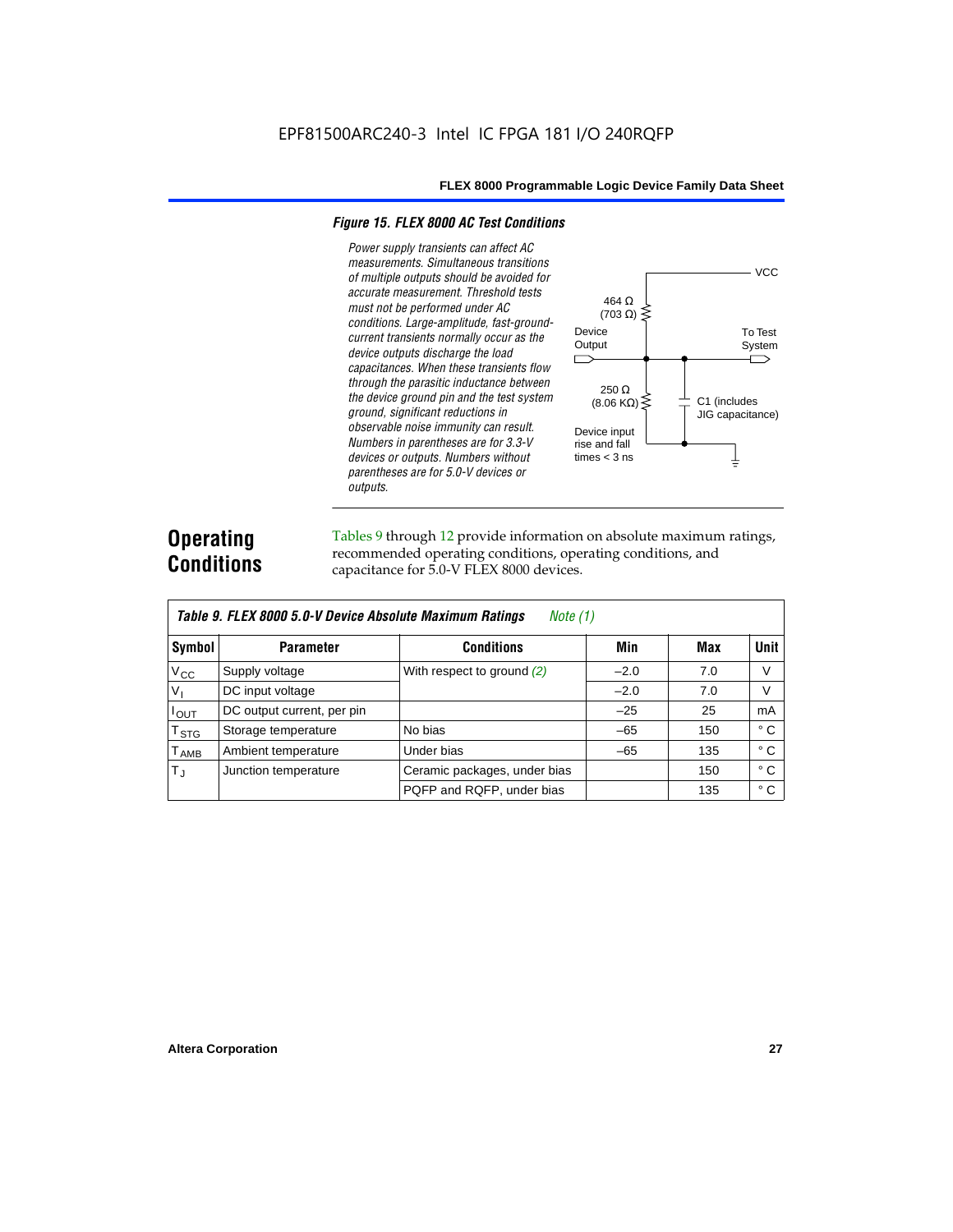### *Figure 15. FLEX 8000 AC Test Conditions*

*Power supply transients can affect AC measurements. Simultaneous transitions of multiple outputs should be avoided for accurate measurement. Threshold tests must not be performed under AC conditions. Large-amplitude, fast-ground-current transients normally occur as the device outputs discharge the load capacitances. When these transients flow through the parasitic inductance between the device ground pin and the test system ground, significant reductions in observable noise immunity can result. Numbers in parentheses are for 3.3-V devices or outputs. Numbers without parentheses are for 5.0-V devices or outputs.*

VCC

464 Ω (703 Ω)

Device Output

To Test System

250 Ω (8.06 KΩ)

C1 (includes JIG capacitance)

Device input rise and fall times < 3 ns

# Operating Conditions

Tables 9 through 12 provide information on absolute maximum ratings, recommended operating conditions, operating conditions, and capacitance for 5.0-V FLEX 8000 devices.

| *Table 9. FLEX 8000 5.0-V Device Absolute Maximum Ratings* *Note (1)* | | | | | |
|---|---|---|---|---|---|
| **Symbol** | **Parameter** | **Conditions** | **Min** | **Max** | **Unit** |
| $V_{CC}$ | Supply voltage | With respect to ground *(2)* | –2.0 | 7.0 | V |
| $V_I$ | DC input voltage | | –2.0 | 7.0 | V |
| $I_{OUT}$ | DC output current, per pin | | –25 | 25 | mA |
| $T_{STG}$ | Storage temperature | No bias | –65 | 150 | ° C |
| $T_{AMB}$ | Ambient temperature | Under bias | –65 | 135 | ° C |
| $T_J$ | Junction temperature | Ceramic packages, under bias | | 150 | ° C |
| | | PQFP and RQFP, under bias | | 135 | ° C |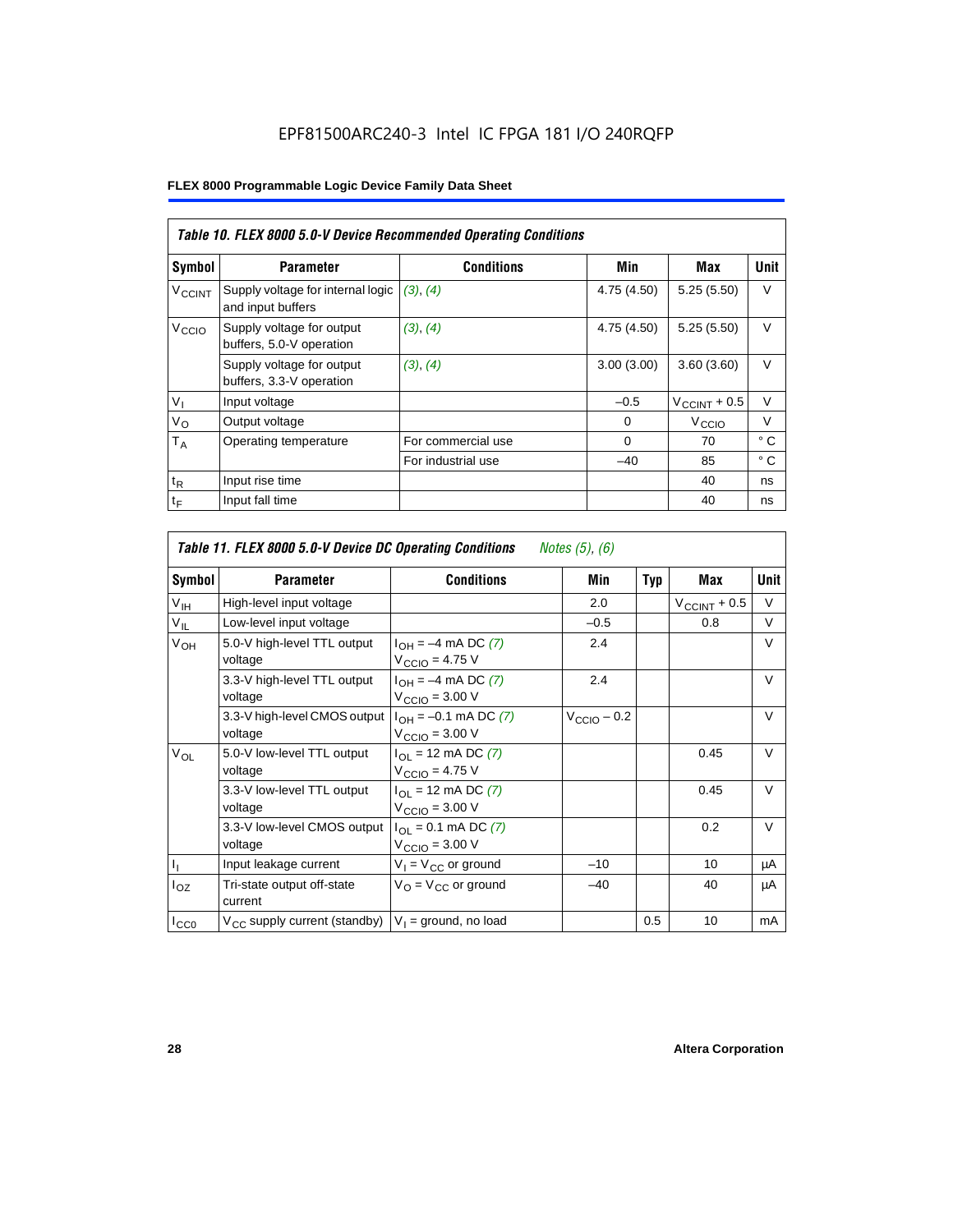EPF81500ARC240-3 Intel IC FPGA 181 I/O 240RQFP

**FLEX 8000 Programmable Logic Device Family Data Sheet**

| *Table 10. FLEX 8000 5.0-V Device Recommended Operating Conditions* | | | | | |
|---|---|---|---|---|---|
| **Symbol** | **Parameter** | **Conditions** | **Min** | **Max** | **Unit** |
| $V_{CCINT}$ | Supply voltage for internal logic and input buffers | *(3)*, *(4)* | 4.75 (4.50) | 5.25 (5.50) | V |
| $V_{CCIO}$ | Supply voltage for output buffers, 5.0-V operation | *(3)*, *(4)* | 4.75 (4.50) | 5.25 (5.50) | V |
| | Supply voltage for output buffers, 3.3-V operation | *(3)*, *(4)* | 3.00 (3.00) | 3.60 (3.60) | V |
| $V_I$ | Input voltage | | –0.5 | $V_{CCINT}$ + 0.5 | V |
| $V_O$ | Output voltage | | 0 | $V_{CCIO}$ | V |
| $T_A$ | Operating temperature | For commercial use | 0 | 70 | ° C |
| | | For industrial use | –40 | 85 | ° C |
| $t_R$ | Input rise time | | | 40 | ns |
| $t_F$ | Input fall time | | | 40 | ns |

| *Table 11. FLEX 8000 5.0-V Device DC Operating Conditions* *Notes (5), (6)* | | | | | | |
|---|---|---|---|---|---|---|
| **Symbol** | **Parameter** | **Conditions** | **Min** | **Typ** | **Max** | **Unit** |
| $V_{IH}$ | High-level input voltage | | 2.0 | | $V_{CCINT}$ + 0.5 | V |
| $V_{IL}$ | Low-level input voltage | | –0.5 | | 0.8 | V |
| $V_{OH}$ | 5.0-V high-level TTL output voltage | $I_{OH}$ = –4 mA DC *(7)* $V_{CCIO}$ = 4.75 V | 2.4 | | | V |
| | 3.3-V high-level TTL output voltage | $I_{OH}$ = –4 mA DC *(7)* $V_{CCIO}$ = 3.00 V | 2.4 | | | V |
| | 3.3-V high-level CMOS output voltage | $I_{OH}$ = –0.1 mA DC *(7)* $V_{CCIO}$ = 3.00 V | $V_{CCIO}$ – 0.2 | | | V |
| $V_{OL}$ | 5.0-V low-level TTL output voltage | $I_{OL}$ = 12 mA DC *(7)* $V_{CCIO}$ = 4.75 V | | | 0.45 | V |
| | 3.3-V low-level TTL output voltage | $I_{OL}$ = 12 mA DC *(7)* $V_{CCIO}$ = 3.00 V | | | 0.45 | V |
| | 3.3-V low-level CMOS output voltage | $I_{OL}$ = 0.1 mA DC *(7)* $V_{CCIO}$ = 3.00 V | | | 0.2 | V |
| $I_I$ | Input leakage current | $V_I$ = $V_{CC}$ or ground | –10 | | 10 | μA |
| $I_{OZ}$ | Tri-state output off-state current | $V_O$ = $V_{CC}$ or ground | –40 | | 40 | μA |
| $I_{CC0}$ | $V_{CC}$ supply current (standby) | $V_I$ = ground, no load | | 0.5 | 10 | mA |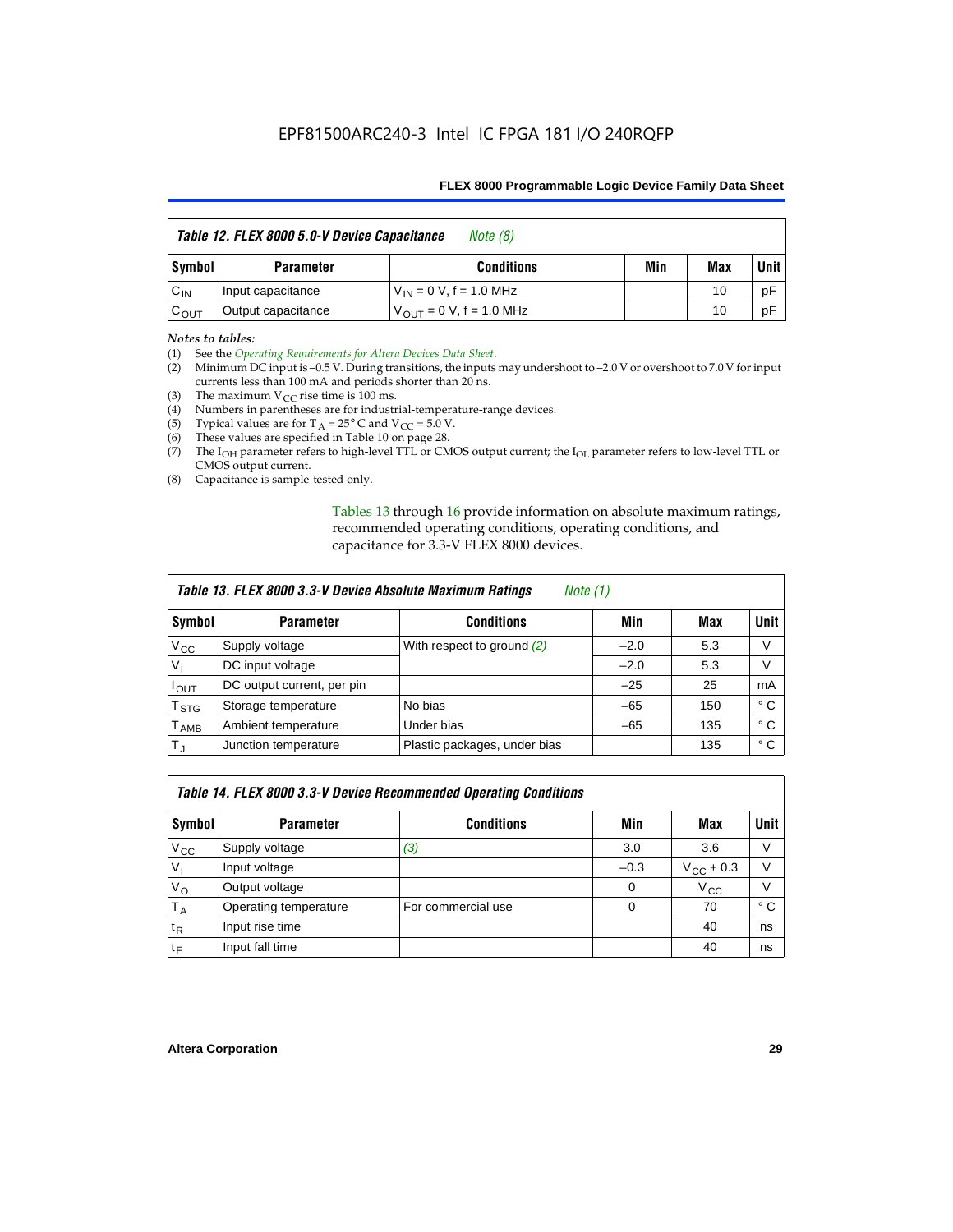**Table 12. FLEX 8000 5.0-V Device Capacitance** *Note (8)*

| Symbol | Parameter | Conditions | Min | Max | Unit |
|---|---|---|---|---|---|
| $C_{IN}$ | Input capacitance | $V_{IN}$ = 0 V, f = 1.0 MHz | | 10 | pF |
| $C_{OUT}$ | Output capacitance | $V_{OUT}$ = 0 V, f = 1.0 MHz | | 10 | pF |

*Notes to tables:*

(1) See the *Operating Requirements for Altera Devices Data Sheet*.
(2) Minimum DC input is –0.5 V. During transitions, the inputs may undershoot to –2.0 V or overshoot to 7.0 V for input currents less than 100 mA and periods shorter than 20 ns.
(3) The maximum $V_{CC}$ rise time is 100 ms.
(4) Numbers in parentheses are for industrial-temperature-range devices.
(5) Typical values are for $T_A$ = 25° C and $V_{CC}$ = 5.0 V.
(6) These values are specified in Table 10 on page 28.
(7) The $I_{OH}$ parameter refers to high-level TTL or CMOS output current; the $I_{OL}$ parameter refers to low-level TTL or CMOS output current.
(8) Capacitance is sample-tested only.

Tables 13 through 16 provide information on absolute maximum ratings, recommended operating conditions, operating conditions, and capacitance for 3.3-V FLEX 8000 devices.

**Table 13. FLEX 8000 3.3-V Device Absolute Maximum Ratings** *Note (1)*

| Symbol | Parameter | Conditions | Min | Max | Unit |
|---|---|---|---|---|---|
| $V_{CC}$ | Supply voltage | With respect to ground *(2)* | –2.0 | 5.3 | V |
| $V_I$ | DC input voltage | | –2.0 | 5.3 | V |
| $I_{OUT}$ | DC output current, per pin | | –25 | 25 | mA |
| $T_{STG}$ | Storage temperature | No bias | –65 | 150 | ° C |
| $T_{AMB}$ | Ambient temperature | Under bias | –65 | 135 | ° C |
| $T_J$ | Junction temperature | Plastic packages, under bias | | 135 | ° C |

**Table 14. FLEX 8000 3.3-V Device Recommended Operating Conditions**

| Symbol | Parameter | Conditions | Min | Max | Unit |
|---|---|---|---|---|---|
| $V_{CC}$ | Supply voltage | *(3)* | 3.0 | 3.6 | V |
| $V_I$ | Input voltage | | –0.3 | $V_{CC}$ + 0.3 | V |
| $V_O$ | Output voltage | | 0 | $V_{CC}$ | V |
| $T_A$ | Operating temperature | For commercial use | 0 | 70 | ° C |
| $t_R$ | Input rise time | | | 40 | ns |
| $t_F$ | Input fall time | | | 40 | ns |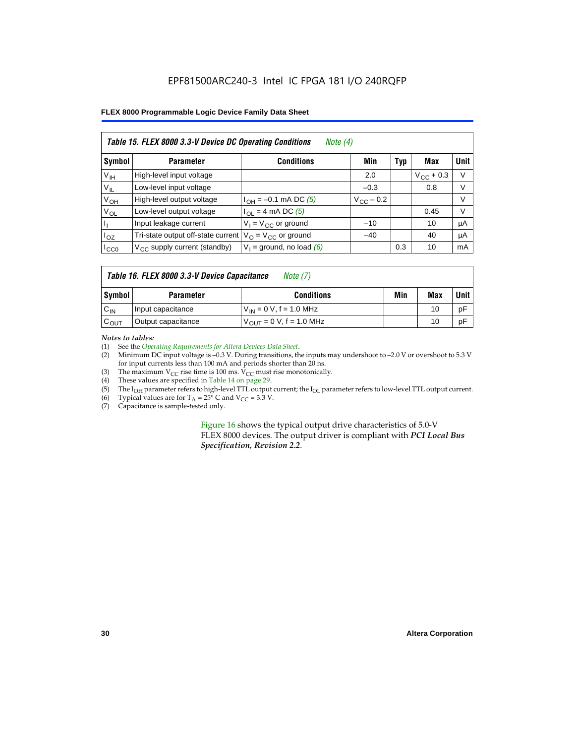**Table 15. FLEX 8000 3.3-V Device DC Operating Conditions** *Note (4)*

| Symbol | Parameter | Conditions | Min | Typ | Max | Unit |
|---|---|---|---|---|---|---|
| $V_{IH}$ | High-level input voltage | | 2.0 | | $V_{CC}$ + 0.3 | V |
| $V_{IL}$ | Low-level input voltage | | –0.3 | | 0.8 | V |
| $V_{OH}$ | High-level output voltage | $I_{OH}$ = –0.1 mA DC *(5)* | $V_{CC}$ – 0.2 | | | V |
| $V_{OL}$ | Low-level output voltage | $I_{OL}$ = 4 mA DC *(5)* | | | 0.45 | V |
| $I_I$ | Input leakage current | $V_I = V_{CC}$ or ground | –10 | | 10 | μA |
| $I_{OZ}$ | Tri-state output off-state current | $V_O = V_{CC}$ or ground | –40 | | 40 | μA |
| $I_{CC0}$ | $V_{CC}$ supply current (standby) | $V_I$ = ground, no load *(6)* | | 0.3 | 10 | mA |

**Table 16. FLEX 8000 3.3-V Device Capacitance** *Note (7)*

| Symbol | Parameter | Conditions | Min | Max | Unit |
|---|---|---|---|---|---|
| $C_{IN}$ | Input capacitance | $V_{IN}$ = 0 V, f = 1.0 MHz | | 10 | pF |
| $C_{OUT}$ | Output capacitance | $V_{OUT}$ = 0 V, f = 1.0 MHz | | 10 | pF |

*Notes to tables:*

(1) See the *Operating Requirements for Altera Devices Data Sheet*.
(2) Minimum DC input voltage is –0.3 V. During transitions, the inputs may undershoot to –2.0 V or overshoot to 5.3 V for input currents less than 100 mA and periods shorter than 20 ns.
(3) The maximum $V_{CC}$ rise time is 100 ms. $V_{CC}$ must rise monotonically.
(4) These values are specified in Table 14 on page 29.
(5) The $I_{OH}$ parameter refers to high-level TTL output current; the $I_{OL}$ parameter refers to low-level TTL output current.
(6) Typical values are for $T_A$ = 25° C and $V_{CC}$ = 3.3 V.
(7) Capacitance is sample-tested only.

Figure 16 shows the typical output drive characteristics of 5.0-V FLEX 8000 devices. The output driver is compliant with ***PCI Local Bus Specification, Revision 2.2***.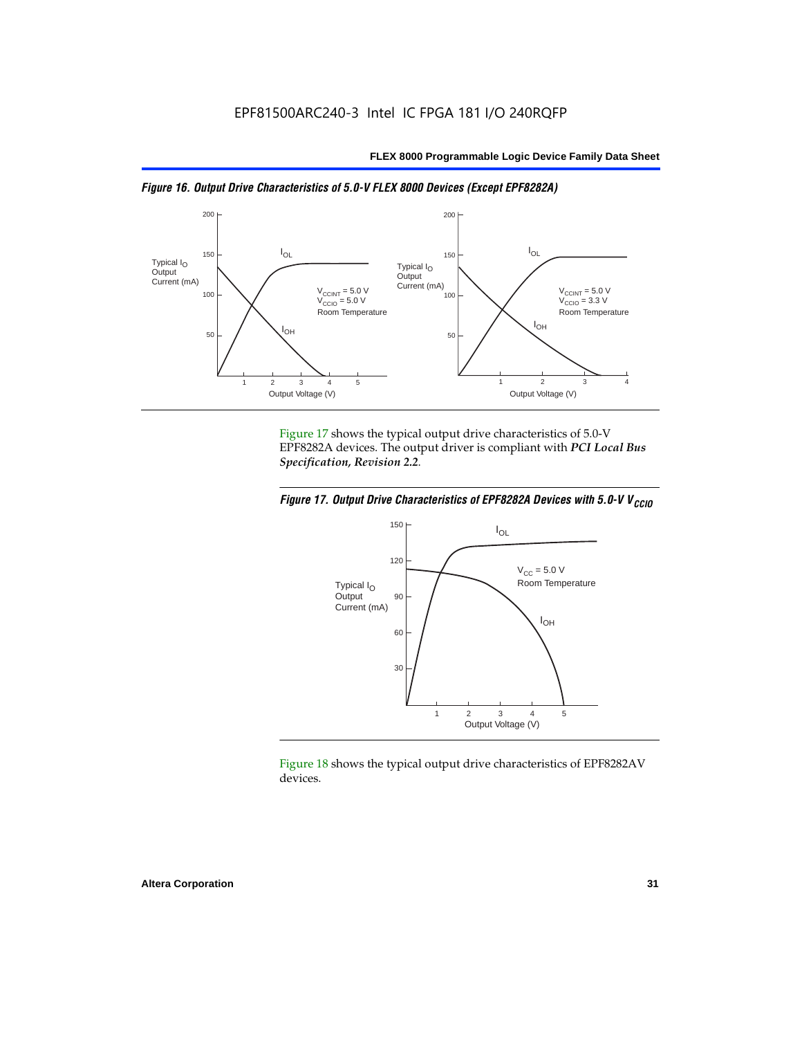*Figure 16. Output Drive Characteristics of 5.0-V FLEX 8000 Devices (Except EPF8282A)*

Figure 17 shows the typical output drive characteristics of 5.0-V EPF8282A devices. The output driver is compliant with ***PCI Local Bus Specification, Revision 2.2***.

*Figure 17. Output Drive Characteristics of EPF8282A Devices with 5.0-V $V_{CCIO}$*

Figure 18 shows the typical output drive characteristics of EPF8282AV devices.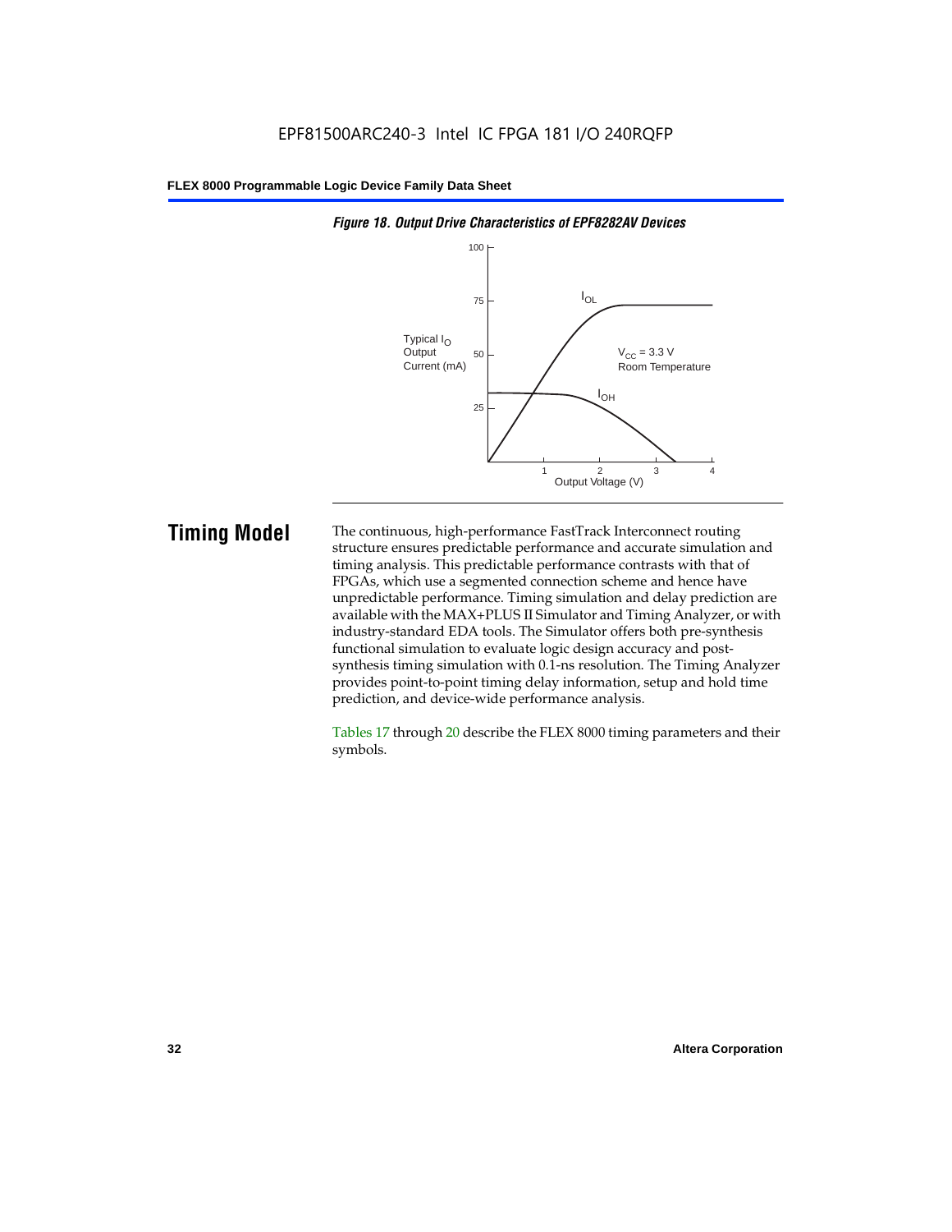*Figure 18. Output Drive Characteristics of EPF8282AV Devices*

## Timing Model

The continuous, high-performance FastTrack Interconnect routing structure ensures predictable performance and accurate simulation and timing analysis. This predictable performance contrasts with that of FPGAs, which use a segmented connection scheme and hence have unpredictable performance. Timing simulation and delay prediction are available with the MAX+PLUS II Simulator and Timing Analyzer, or with industry-standard EDA tools. The Simulator offers both pre-synthesis functional simulation to evaluate logic design accuracy and post-synthesis timing simulation with 0.1-ns resolution. The Timing Analyzer provides point-to-point timing delay information, setup and hold time prediction, and device-wide performance analysis.

Tables 17 through 20 describe the FLEX 8000 timing parameters and their symbols.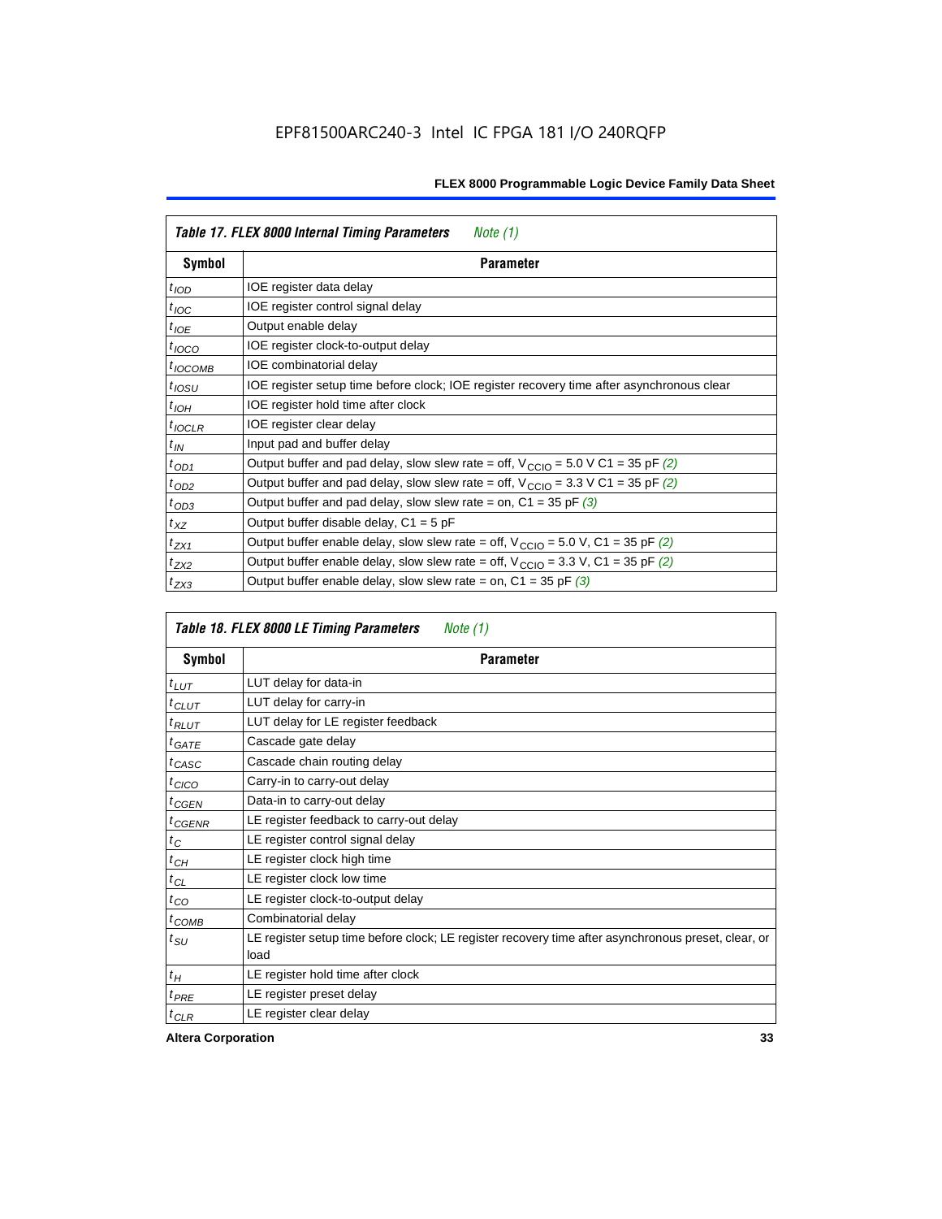EPF81500ARC240-3 Intel IC FPGA 181 I/O 240RQFP

| Table 17. FLEX 8000 Internal Timing Parameters *Note (1)* | |
|---|---|
| **Symbol** | **Parameter** |
| $t_{IOD}$ | IOE register data delay |
| $t_{IOC}$ | IOE register control signal delay |
| $t_{IOE}$ | Output enable delay |
| $t_{IOCO}$ | IOE register clock-to-output delay |
| $t_{IOCOMB}$ | IOE combinatorial delay |
| $t_{IOSU}$ | IOE register setup time before clock; IOE register recovery time after asynchronous clear |
| $t_{IOH}$ | IOE register hold time after clock |
| $t_{IOCLR}$ | IOE register clear delay |
| $t_{IN}$ | Input pad and buffer delay |
| $t_{OD1}$ | Output buffer and pad delay, slow slew rate = off, $V_{CCIO}$ = 5.0 V C1 = 35 pF *(2)* |
| $t_{OD2}$ | Output buffer and pad delay, slow slew rate = off, $V_{CCIO}$ = 3.3 V C1 = 35 pF *(2)* |
| $t_{OD3}$ | Output buffer and pad delay, slow slew rate = on, C1 = 35 pF *(3)* |
| $t_{XZ}$ | Output buffer disable delay, C1 = 5 pF |
| $t_{ZX1}$ | Output buffer enable delay, slow slew rate = off, $V_{CCIO}$ = 5.0 V, C1 = 35 pF *(2)* |
| $t_{ZX2}$ | Output buffer enable delay, slow slew rate = off, $V_{CCIO}$ = 3.3 V, C1 = 35 pF *(2)* |
| $t_{ZX3}$ | Output buffer enable delay, slow slew rate = on, C1 = 35 pF *(3)* |

| Table 18. FLEX 8000 LE Timing Parameters *Note (1)* | |
|---|---|
| **Symbol** | **Parameter** |
| $t_{LUT}$ | LUT delay for data-in |
| $t_{CLUT}$ | LUT delay for carry-in |
| $t_{RLUT}$ | LUT delay for LE register feedback |
| $t_{GATE}$ | Cascade gate delay |
| $t_{CASC}$ | Cascade chain routing delay |
| $t_{CICO}$ | Carry-in to carry-out delay |
| $t_{CGEN}$ | Data-in to carry-out delay |
| $t_{CGENR}$ | LE register feedback to carry-out delay |
| $t_{C}$ | LE register control signal delay |
| $t_{CH}$ | LE register clock high time |
| $t_{CL}$ | LE register clock low time |
| $t_{CO}$ | LE register clock-to-output delay |
| $t_{COMB}$ | Combinatorial delay |
| $t_{SU}$ | LE register setup time before clock; LE register recovery time after asynchronous preset, clear, or load |
| $t_{H}$ | LE register hold time after clock |
| $t_{PRE}$ | LE register preset delay |
| $t_{CLR}$ | LE register clear delay |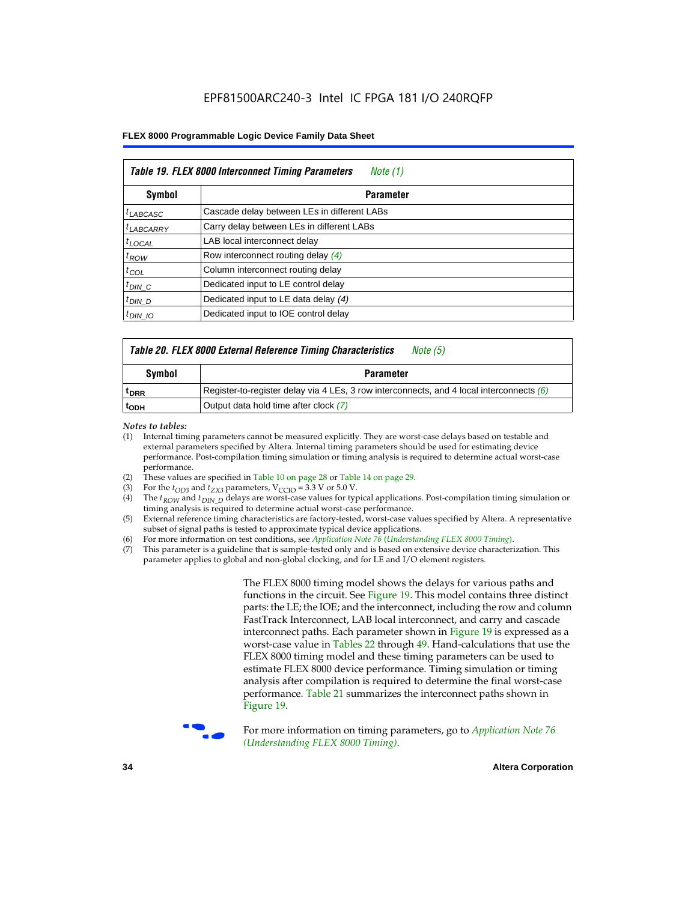EPF81500ARC240-3 Intel IC FPGA 181 I/O 240RQFP

| Table 19. FLEX 8000 Interconnect Timing Parameters *Note (1)* | |
|---|---|
| **Symbol** | **Parameter** |
| $t_{LABCASC}$ | Cascade delay between LEs in different LABs |
| $t_{LABCARRY}$ | Carry delay between LEs in different LABs |
| $t_{LOCAL}$ | LAB local interconnect delay |
| $t_{ROW}$ | Row interconnect routing delay *(4)* |
| $t_{COL}$ | Column interconnect routing delay |
| $t_{DIN\_C}$ | Dedicated input to LE control delay |
| $t_{DIN\_D}$ | Dedicated input to LE data delay *(4)* |
| $t_{DIN\_IO}$ | Dedicated input to IOE control delay |

| Table 20. FLEX 8000 External Reference Timing Characteristics *Note (5)* | |
|---|---|
| **Symbol** | **Parameter** |
| $t_{DRR}$ | Register-to-register delay via 4 LEs, 3 row interconnects, and 4 local interconnects *(6)* |
| $t_{ODH}$ | Output data hold time after clock *(7)* |

*Notes to tables:*

(1) Internal timing parameters cannot be measured explicitly. They are worst-case delays based on testable and external parameters specified by Altera. Internal timing parameters should be used for estimating device performance. Post-compilation timing simulation or timing analysis is required to determine actual worst-case performance.
(2) These values are specified in Table 10 on page 28 or Table 14 on page 29.
(3) For the $t_{OD3}$ and $t_{ZX3}$ parameters, $V_{CCIO}$ = 3.3 V or 5.0 V.
(4) The $t_{ROW}$ and $t_{DIN\_D}$ delays are worst-case values for typical applications. Post-compilation timing simulation or timing analysis is required to determine actual worst-case performance.
(5) External reference timing characteristics are factory-tested, worst-case values specified by Altera. A representative subset of signal paths is tested to approximate typical device applications.
(6) For more information on test conditions, see *Application Note 76 (Understanding FLEX 8000 Timing)*.
(7) This parameter is a guideline that is sample-tested only and is based on extensive device characterization. This parameter applies to global and non-global clocking, and for LE and I/O element registers.

The FLEX 8000 timing model shows the delays for various paths and functions in the circuit. See Figure 19. This model contains three distinct parts: the LE; the IOE; and the interconnect, including the row and column FastTrack Interconnect, LAB local interconnect, and carry and cascade interconnect paths. Each parameter shown in Figure 19 is expressed as a worst-case value in Tables 22 through 49. Hand-calculations that use the FLEX 8000 timing model and these timing parameters can be used to estimate FLEX 8000 device performance. Timing simulation or timing analysis after compilation is required to determine the final worst-case performance. Table 21 summarizes the interconnect paths shown in Figure 19.

For more information on timing parameters, go to *Application Note 76 (Understanding FLEX 8000 Timing)*.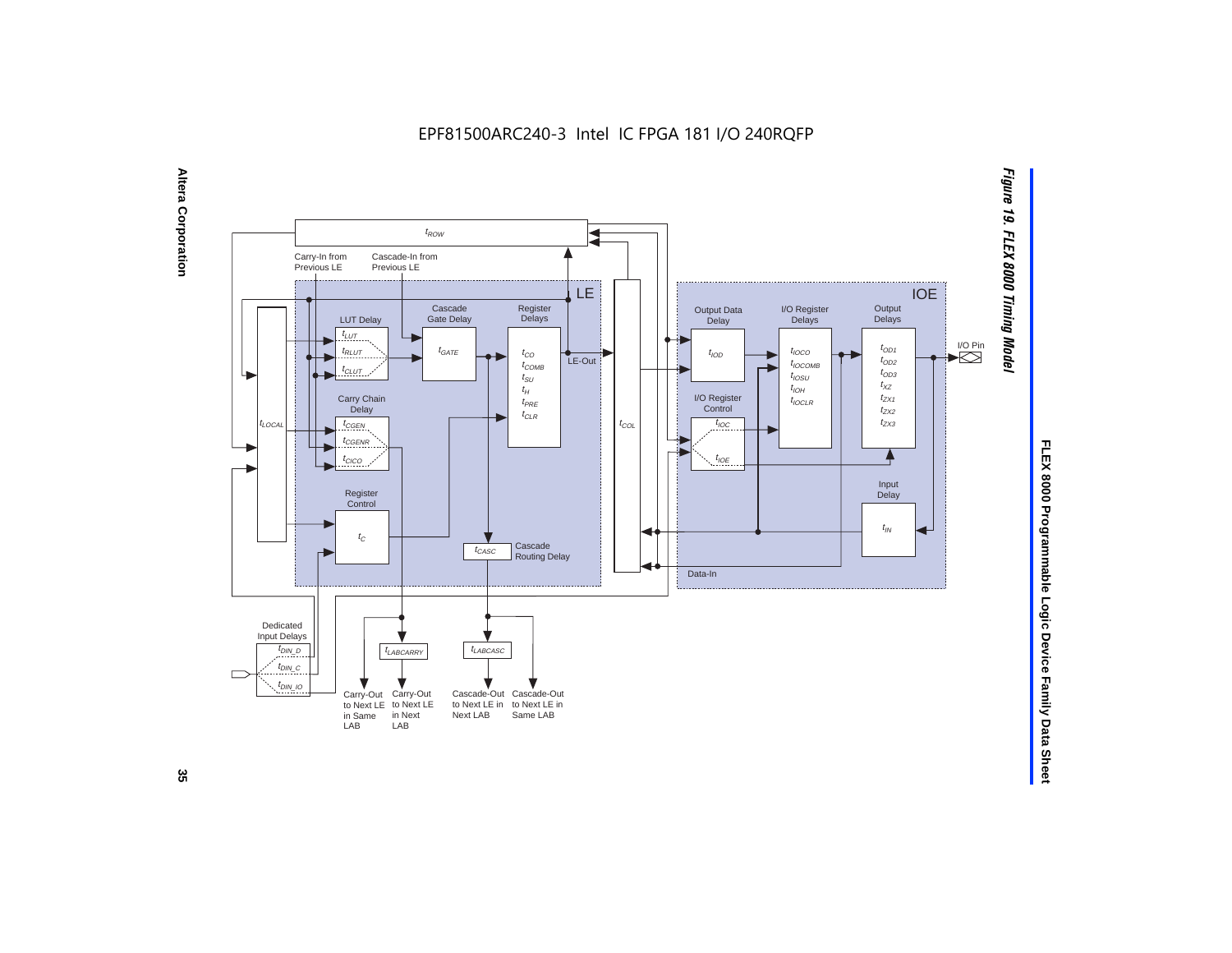EPF81500ARC240-3 Intel IC FPGA 181 I/O 240RQFP

*Figure 19. FLEX 8000 Timing Model*

$t_{ROW}$

Carry-In from Previous LE

Cascade-In from Previous LE

LE

LUT Delay

$t_{LUT}$

$t_{RLUT}$

$t_{CLUT}$

Cascade Gate Delay

$t_{GATE}$

Register Delays

$t_{CO}$

$t_{COMB}$

$t_{SU}$

$t_H$

$t_{PRE}$

$t_{CLR}$

LE-Out

$t_{LOCAL}$

Carry Chain Delay

$t_{CGEN}$

$t_{CGENR}$

$t_{CICO}$

Register Control

$t_C$

$t_{CASC}$

Cascade Routing Delay

$t_{COL}$

IOE

Output Data Delay

$t_{IOD}$

I/O Register Delays

$t_{IOCO}$

$t_{IOCOMB}$

$t_{IOSU}$

$t_{IOH}$

$t_{IOCLR}$

Output Delays

$t_{OD1}$

$t_{OD2}$

$t_{OD3}$

$t_{XZ}$

$t_{ZX1}$

$t_{ZX2}$

$t_{ZX3}$

I/O Pin

I/O Register Control

$t_{IOC}$

$t_{IOE}$

Input Delay

$t_{IN}$

Data-In

Dedicated Input Delays

$t_{DIN\_D}$

$t_{DIN\_C}$

$t_{DIN\_IO}$

$t_{LABCARRY}$

$t_{LABCASC}$

Carry-Out to Next LE in Same LAB

Carry-Out to Next LE in Next LAB

Cascade-Out to Next LE in Next LAB

Cascade-Out to Next LE in Same LAB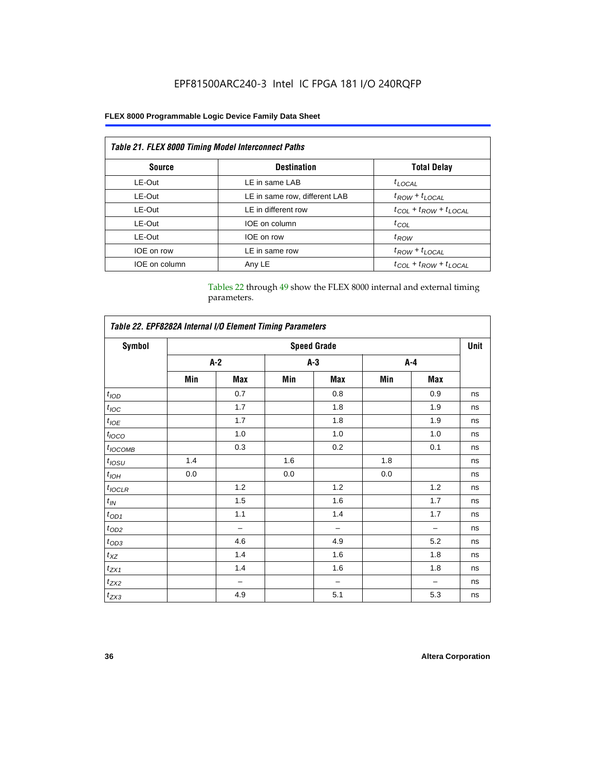| *Table 21. FLEX 8000 Timing Model Interconnect Paths* | | |
|---|---|---|
| **Source** | **Destination** | **Total Delay** |
| LE-Out | LE in same LAB | $t_{LOCAL}$ |
| LE-Out | LE in same row, different LAB | $t_{ROW} + t_{LOCAL}$ |
| LE-Out | LE in different row | $t_{COL} + t_{ROW} + t_{LOCAL}$ |
| LE-Out | IOE on column | $t_{COL}$ |
| LE-Out | IOE on row | $t_{ROW}$ |
| IOE on row | LE in same row | $t_{ROW} + t_{LOCAL}$ |
| IOE on column | Any LE | $t_{COL} + t_{ROW} + t_{LOCAL}$ |

Tables 22 through 49 show the FLEX 8000 internal and external timing parameters.

| *Table 22. EPF8282A Internal I/O Element Timing Parameters* | | | | | | | |
|---|---|---|---|---|---|---|---|
| **Symbol** | **Speed Grade** | | | | | | **Unit** |
| | **A-2** | | **A-3** | | **A-4** | | |
| | **Min** | **Max** | **Min** | **Max** | **Min** | **Max** | |
| $t_{IOD}$ | | 0.7 | | 0.8 | | 0.9 | ns |
| $t_{IOC}$ | | 1.7 | | 1.8 | | 1.9 | ns |
| $t_{IOE}$ | | 1.7 | | 1.8 | | 1.9 | ns |
| $t_{IOCO}$ | | 1.0 | | 1.0 | | 1.0 | ns |
| $t_{IOCOMB}$ | | 0.3 | | 0.2 | | 0.1 | ns |
| $t_{IOSU}$ | 1.4 | | 1.6 | | 1.8 | | ns |
| $t_{IOH}$ | 0.0 | | 0.0 | | 0.0 | | ns |
| $t_{IOCLR}$ | | 1.2 | | 1.2 | | 1.2 | ns |
| $t_{IN}$ | | 1.5 | | 1.6 | | 1.7 | ns |
| $t_{OD1}$ | | 1.1 | | 1.4 | | 1.7 | ns |
| $t_{OD2}$ | | – | | – | | – | ns |
| $t_{OD3}$ | | 4.6 | | 4.9 | | 5.2 | ns |
| $t_{XZ}$ | | 1.4 | | 1.6 | | 1.8 | ns |
| $t_{ZX1}$ | | 1.4 | | 1.6 | | 1.8 | ns |
| $t_{ZX2}$ | | – | | – | | – | ns |
| $t_{ZX3}$ | | 4.9 | | 5.1 | | 5.3 | ns |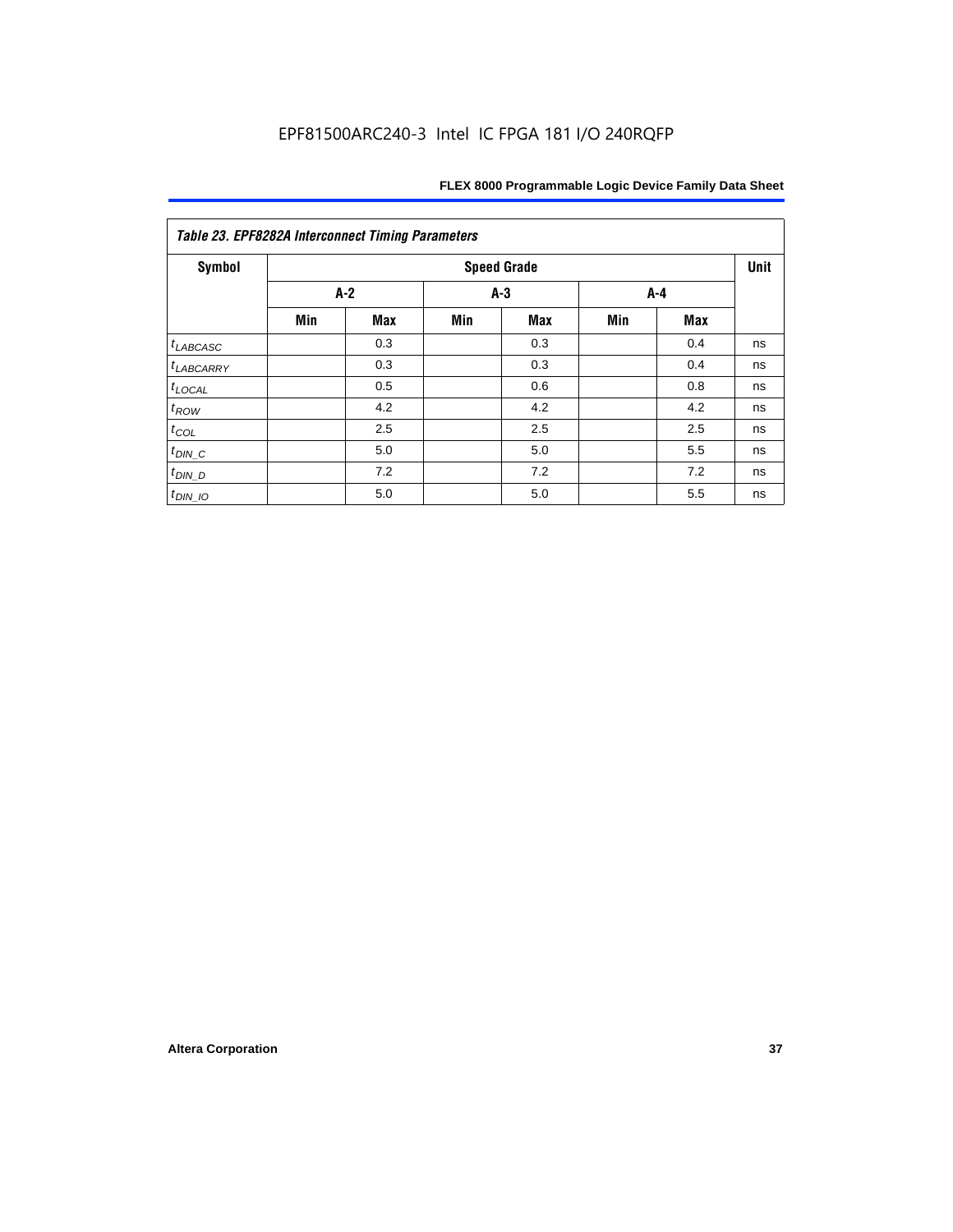*Table 23. EPF8282A Interconnect Timing Parameters*

| Symbol | Speed Grade | | | | | | Unit |
|---|---|---|---|---|---|---|---|
| | A-2 | | A-3 | | A-4 | | |
| | Min | Max | Min | Max | Min | Max | |
| $t_{LABCASC}$ | | 0.3 | | 0.3 | | 0.4 | ns |
| $t_{LABCARRY}$ | | 0.3 | | 0.3 | | 0.4 | ns |
| $t_{LOCAL}$ | | 0.5 | | 0.6 | | 0.8 | ns |
| $t_{ROW}$ | | 4.2 | | 4.2 | | 4.2 | ns |
| $t_{COL}$ | | 2.5 | | 2.5 | | 2.5 | ns |
| $t_{DIN\_C}$ | | 5.0 | | 5.0 | | 5.5 | ns |
| $t_{DIN\_D}$ | | 7.2 | | 7.2 | | 7.2 | ns |
| $t_{DIN\_IO}$ | | 5.0 | | 5.0 | | 5.5 | ns |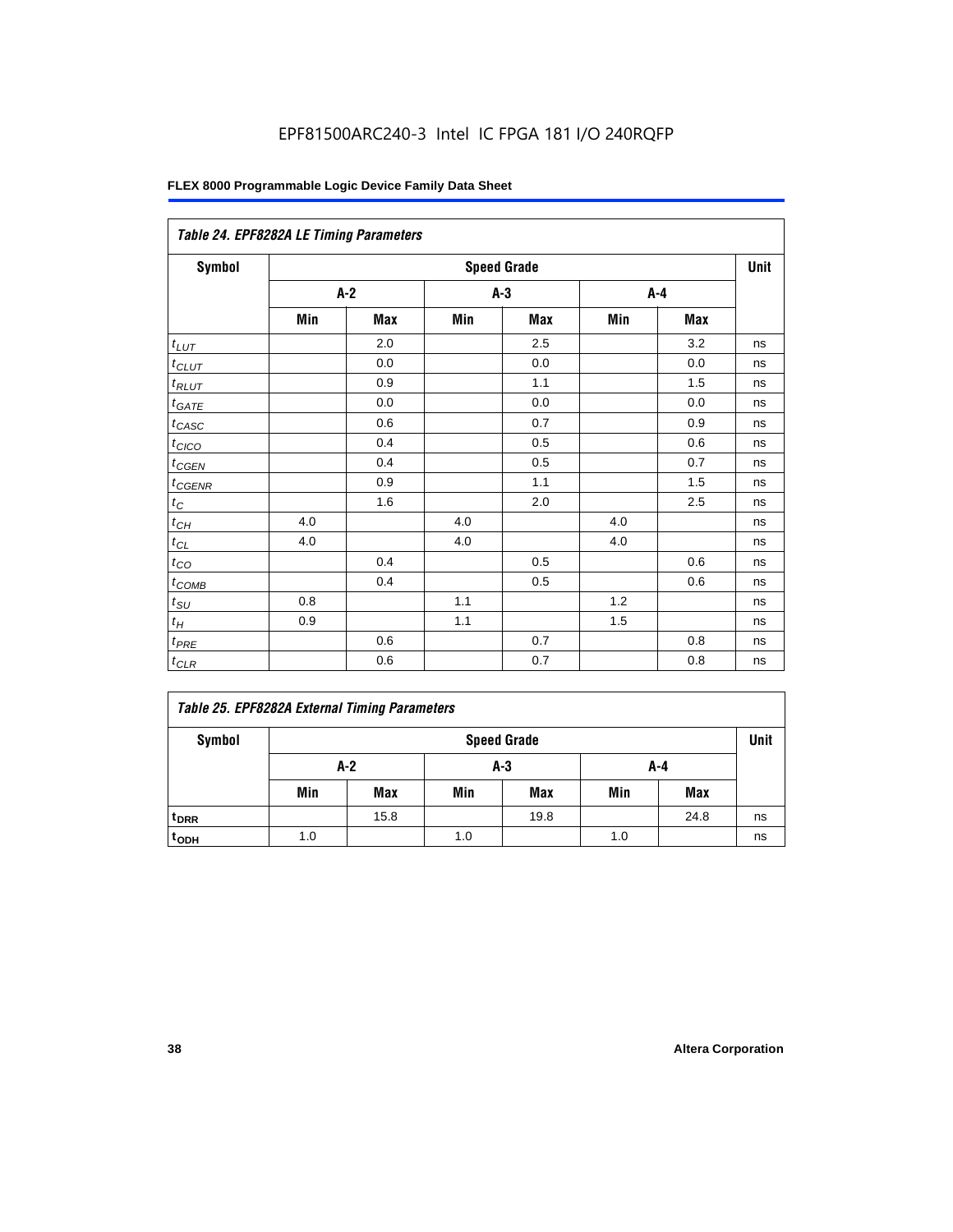EPF81500ARC240-3 Intel IC FPGA 181 I/O 240RQFP

| *Table 24. EPF8282A LE Timing Parameters* | | | | | | | |
|---|---|---|---|---|---|---|---|
| **Symbol** | **Speed Grade** | | | | | | **Unit** |
| | **A-2** | | **A-3** | | **A-4** | | |
| | **Min** | **Max** | **Min** | **Max** | **Min** | **Max** | |
| $t_{LUT}$ | | 2.0 | | 2.5 | | 3.2 | ns |
| $t_{CLUT}$ | | 0.0 | | 0.0 | | 0.0 | ns |
| $t_{RLUT}$ | | 0.9 | | 1.1 | | 1.5 | ns |
| $t_{GATE}$ | | 0.0 | | 0.0 | | 0.0 | ns |
| $t_{CASC}$ | | 0.6 | | 0.7 | | 0.9 | ns |
| $t_{CICO}$ | | 0.4 | | 0.5 | | 0.6 | ns |
| $t_{CGEN}$ | | 0.4 | | 0.5 | | 0.7 | ns |
| $t_{CGENR}$ | | 0.9 | | 1.1 | | 1.5 | ns |
| $t_C$ | | 1.6 | | 2.0 | | 2.5 | ns |
| $t_{CH}$ | 4.0 | | 4.0 | | 4.0 | | ns |
| $t_{CL}$ | 4.0 | | 4.0 | | 4.0 | | ns |
| $t_{CO}$ | | 0.4 | | 0.5 | | 0.6 | ns |
| $t_{COMB}$ | | 0.4 | | 0.5 | | 0.6 | ns |
| $t_{SU}$ | 0.8 | | 1.1 | | 1.2 | | ns |
| $t_H$ | 0.9 | | 1.1 | | 1.5 | | ns |
| $t_{PRE}$ | | 0.6 | | 0.7 | | 0.8 | ns |
| $t_{CLR}$ | | 0.6 | | 0.7 | | 0.8 | ns |

| *Table 25. EPF8282A External Timing Parameters* | | | | | | | |
|---|---|---|---|---|---|---|---|
| **Symbol** | **Speed Grade** | | | | | | **Unit** |
| | **A-2** | | **A-3** | | **A-4** | | |
| | **Min** | **Max** | **Min** | **Max** | **Min** | **Max** | |
| $t_{DRR}$ | | 15.8 | | 19.8 | | 24.8 | ns |
| $t_{ODH}$ | 1.0 | | 1.0 | | 1.0 | | ns |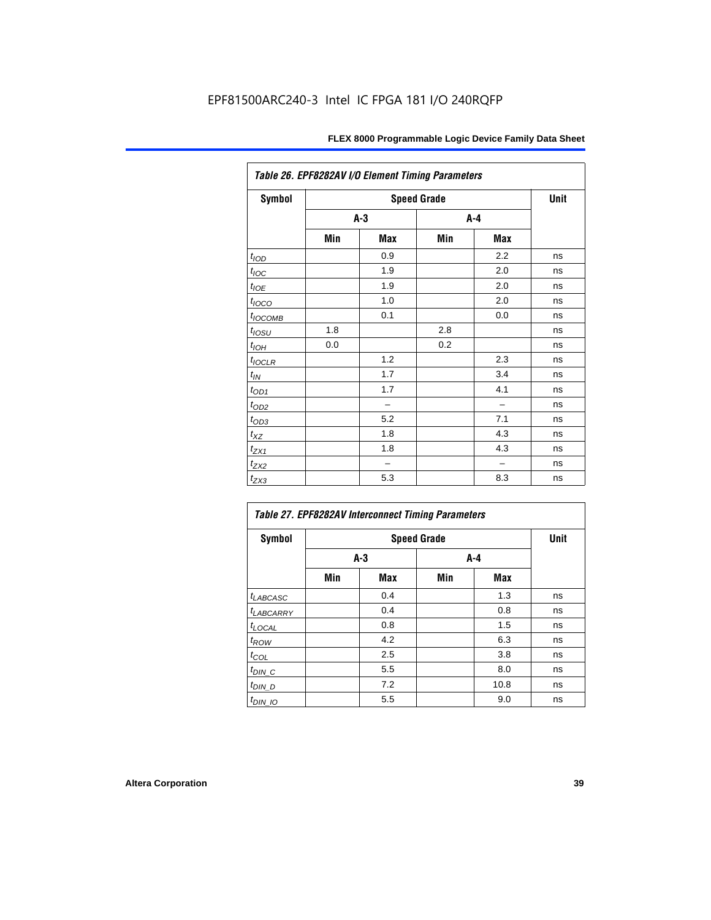EPF81500ARC240-3 Intel IC FPGA 181 I/O 240RQFP

*Table 26. EPF8282AV I/O Element Timing Parameters*

| Symbol | Speed Grade | | | | Unit |
|---|---|---|---|---|---|
| | A-3 | | A-4 | | |
| | Min | Max | Min | Max | |
| $t_{IOD}$ | | 0.9 | | 2.2 | ns |
| $t_{IOC}$ | | 1.9 | | 2.0 | ns |
| $t_{IOE}$ | | 1.9 | | 2.0 | ns |
| $t_{IOCO}$ | | 1.0 | | 2.0 | ns |
| $t_{IOCOMB}$ | | 0.1 | | 0.0 | ns |
| $t_{IOSU}$ | 1.8 | | 2.8 | | ns |
| $t_{IOH}$ | 0.0 | | 0.2 | | ns |
| $t_{IOCLR}$ | | 1.2 | | 2.3 | ns |
| $t_{IN}$ | | 1.7 | | 3.4 | ns |
| $t_{OD1}$ | | 1.7 | | 4.1 | ns |
| $t_{OD2}$ | | – | | – | ns |
| $t_{OD3}$ | | 5.2 | | 7.1 | ns |
| $t_{XZ}$ | | 1.8 | | 4.3 | ns |
| $t_{ZX1}$ | | 1.8 | | 4.3 | ns |
| $t_{ZX2}$ | | – | | – | ns |
| $t_{ZX3}$ | | 5.3 | | 8.3 | ns |

*Table 27. EPF8282AV Interconnect Timing Parameters*

| Symbol | Speed Grade | | | | Unit |
|---|---|---|---|---|---|
| | A-3 | | A-4 | | |
| | Min | Max | Min | Max | |
| $t_{LABCASC}$ | | 0.4 | | 1.3 | ns |
| $t_{LABCARRY}$ | | 0.4 | | 0.8 | ns |
| $t_{LOCAL}$ | | 0.8 | | 1.5 | ns |
| $t_{ROW}$ | | 4.2 | | 6.3 | ns |
| $t_{COL}$ | | 2.5 | | 3.8 | ns |
| $t_{DIN\_C}$ | | 5.5 | | 8.0 | ns |
| $t_{DIN\_D}$ | | 7.2 | | 10.8 | ns |
| $t_{DIN\_IO}$ | | 5.5 | | 9.0 | ns |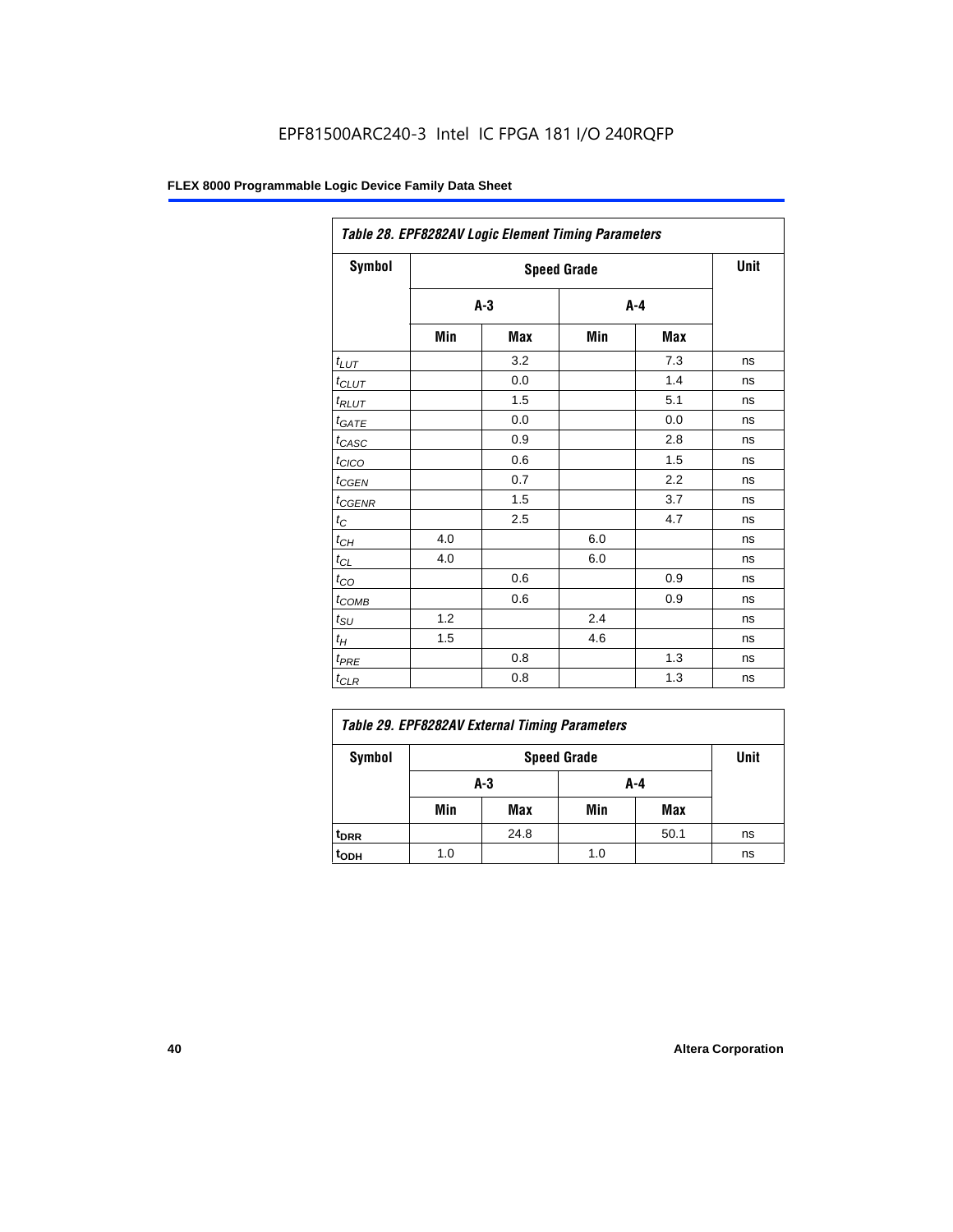EPF81500ARC240-3 Intel IC FPGA 181 I/O 240RQFP

| *Table 28. EPF8282AV Logic Element Timing Parameters* | | | | | |
|---|---|---|---|---|---|
| **Symbol** | **Speed Grade** | | | | **Unit** |
| | **A-3** | | **A-4** | | |
| | **Min** | **Max** | **Min** | **Max** | |
| $t_{LUT}$ | | 3.2 | | 7.3 | ns |
| $t_{CLUT}$ | | 0.0 | | 1.4 | ns |
| $t_{RLUT}$ | | 1.5 | | 5.1 | ns |
| $t_{GATE}$ | | 0.0 | | 0.0 | ns |
| $t_{CASC}$ | | 0.9 | | 2.8 | ns |
| $t_{CICO}$ | | 0.6 | | 1.5 | ns |
| $t_{CGEN}$ | | 0.7 | | 2.2 | ns |
| $t_{CGENR}$ | | 1.5 | | 3.7 | ns |
| $t_C$ | | 2.5 | | 4.7 | ns |
| $t_{CH}$ | 4.0 | | 6.0 | | ns |
| $t_{CL}$ | 4.0 | | 6.0 | | ns |
| $t_{CO}$ | | 0.6 | | 0.9 | ns |
| $t_{COMB}$ | | 0.6 | | 0.9 | ns |
| $t_{SU}$ | 1.2 | | 2.4 | | ns |
| $t_H$ | 1.5 | | 4.6 | | ns |
| $t_{PRE}$ | | 0.8 | | 1.3 | ns |
| $t_{CLR}$ | | 0.8 | | 1.3 | ns |

| *Table 29. EPF8282AV External Timing Parameters* | | | | | |
|---|---|---|---|---|---|
| **Symbol** | **Speed Grade** | | | | **Unit** |
| | **A-3** | | **A-4** | | |
| | **Min** | **Max** | **Min** | **Max** | |
| $t_{DRR}$ | | 24.8 | | 50.1 | ns |
| $t_{ODH}$ | 1.0 | | 1.0 | | ns |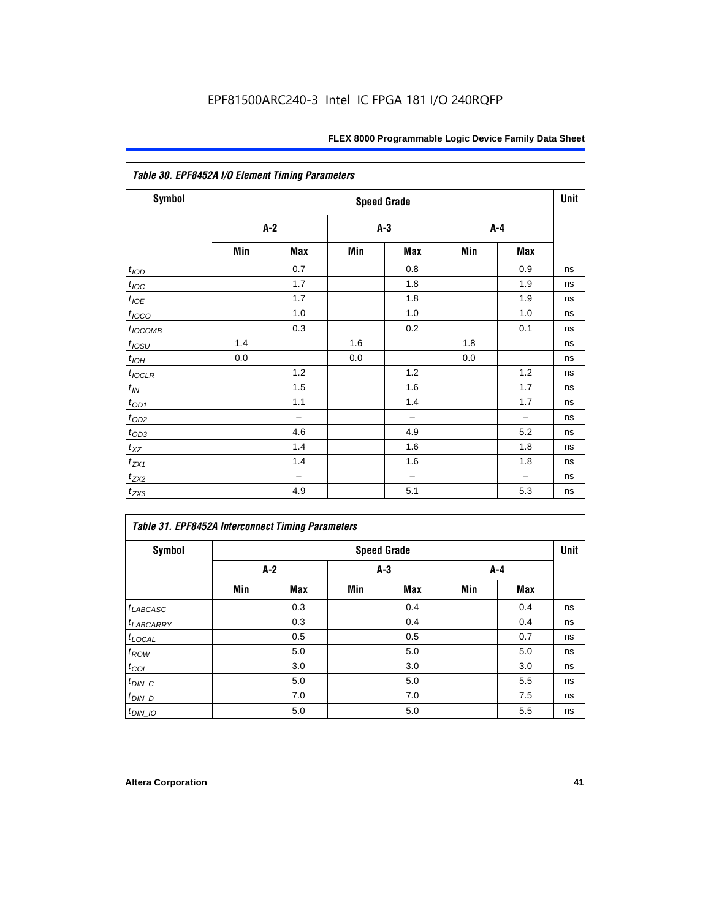EPF81500ARC240-3 Intel IC FPGA 181 I/O 240RQFP

| Table 30. EPF8452A I/O Element Timing Parameters | | | | | | | |
|---|---|---|---|---|---|---|---|
| Symbol | Speed Grade | | | | | | Unit |
| | A-2 | | A-3 | | A-4 | | |
| | Min | Max | Min | Max | Min | Max | |
| $t_{IOD}$ | | 0.7 | | 0.8 | | 0.9 | ns |
| $t_{IOC}$ | | 1.7 | | 1.8 | | 1.9 | ns |
| $t_{IOE}$ | | 1.7 | | 1.8 | | 1.9 | ns |
| $t_{IOCO}$ | | 1.0 | | 1.0 | | 1.0 | ns |
| $t_{IOCOMB}$ | | 0.3 | | 0.2 | | 0.1 | ns |
| $t_{IOSU}$ | 1.4 | | 1.6 | | 1.8 | | ns |
| $t_{IOH}$ | 0.0 | | 0.0 | | 0.0 | | ns |
| $t_{IOCLR}$ | | 1.2 | | 1.2 | | 1.2 | ns |
| $t_{IN}$ | | 1.5 | | 1.6 | | 1.7 | ns |
| $t_{OD1}$ | | 1.1 | | 1.4 | | 1.7 | ns |
| $t_{OD2}$ | | – | | – | | – | ns |
| $t_{OD3}$ | | 4.6 | | 4.9 | | 5.2 | ns |
| $t_{XZ}$ | | 1.4 | | 1.6 | | 1.8 | ns |
| $t_{ZX1}$ | | 1.4 | | 1.6 | | 1.8 | ns |
| $t_{ZX2}$ | | – | | – | | – | ns |
| $t_{ZX3}$ | | 4.9 | | 5.1 | | 5.3 | ns |

| Table 31. EPF8452A Interconnect Timing Parameters | | | | | | | |
|---|---|---|---|---|---|---|---|
| Symbol | Speed Grade | | | | | | Unit |
| | A-2 | | A-3 | | A-4 | | |
| | Min | Max | Min | Max | Min | Max | |
| $t_{LABCASC}$ | | 0.3 | | 0.4 | | 0.4 | ns |
| $t_{LABCARRY}$ | | 0.3 | | 0.4 | | 0.4 | ns |
| $t_{LOCAL}$ | | 0.5 | | 0.5 | | 0.7 | ns |
| $t_{ROW}$ | | 5.0 | | 5.0 | | 5.0 | ns |
| $t_{COL}$ | | 3.0 | | 3.0 | | 3.0 | ns |
| $t_{DIN\_C}$ | | 5.0 | | 5.0 | | 5.5 | ns |
| $t_{DIN\_D}$ | | 7.0 | | 7.0 | | 7.5 | ns |
| $t_{DIN\_IO}$ | | 5.0 | | 5.0 | | 5.5 | ns |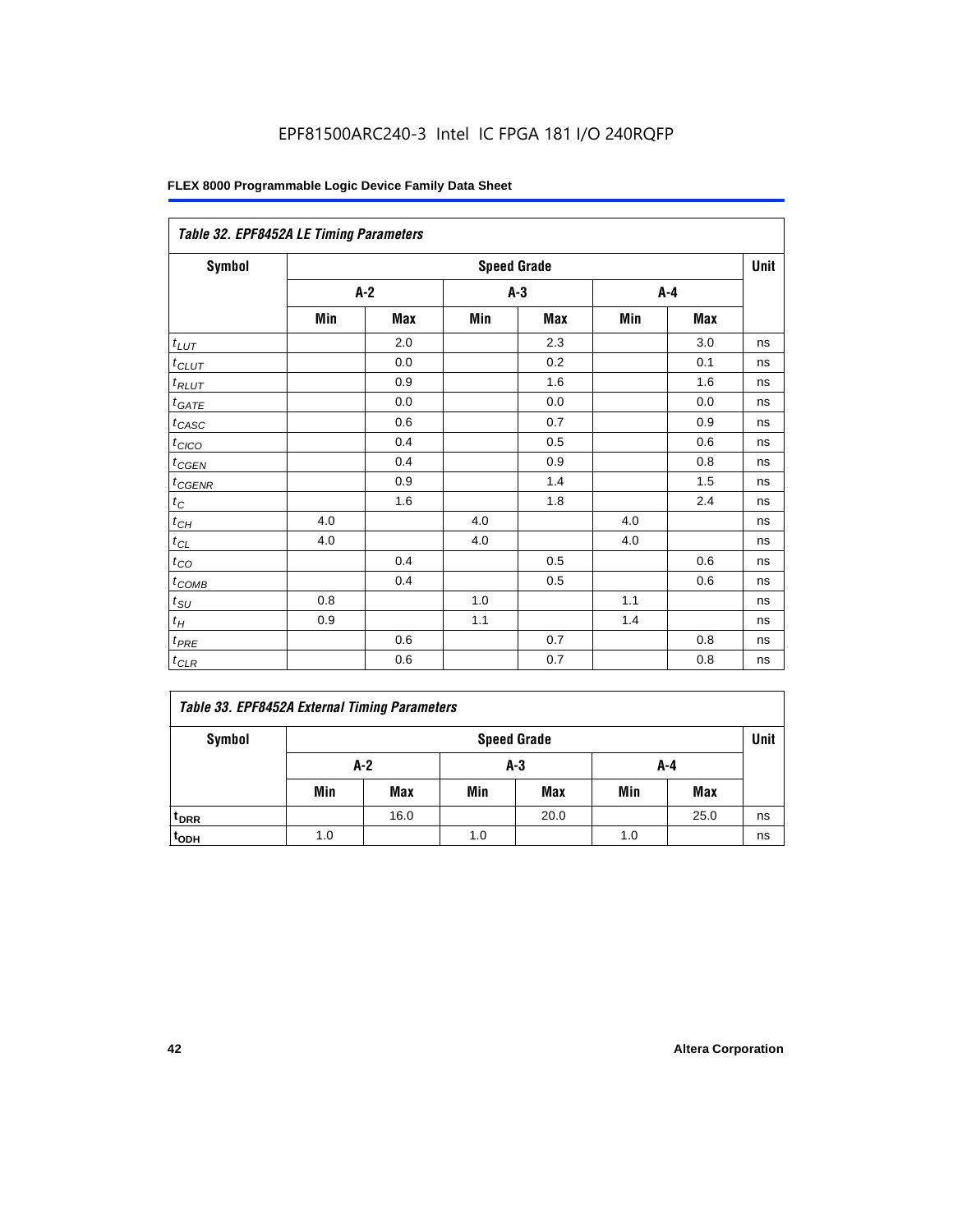EPF81500ARC240-3 Intel IC FPGA 181 I/O 240RQFP

| Table 32. EPF8452A LE Timing Parameters | | | | | | | |
|---|---|---|---|---|---|---|---|
| Symbol | Speed Grade | | | | | | Unit |
| | A-2 | | A-3 | | A-4 | | |
| | Min | Max | Min | Max | Min | Max | |
| $t_{LUT}$ | | 2.0 | | 2.3 | | 3.0 | ns |
| $t_{CLUT}$ | | 0.0 | | 0.2 | | 0.1 | ns |
| $t_{RLUT}$ | | 0.9 | | 1.6 | | 1.6 | ns |
| $t_{GATE}$ | | 0.0 | | 0.0 | | 0.0 | ns |
| $t_{CASC}$ | | 0.6 | | 0.7 | | 0.9 | ns |
| $t_{CICO}$ | | 0.4 | | 0.5 | | 0.6 | ns |
| $t_{CGEN}$ | | 0.4 | | 0.9 | | 0.8 | ns |
| $t_{CGENR}$ | | 0.9 | | 1.4 | | 1.5 | ns |
| $t_C$ | | 1.6 | | 1.8 | | 2.4 | ns |
| $t_{CH}$ | 4.0 | | 4.0 | | 4.0 | | ns |
| $t_{CL}$ | 4.0 | | 4.0 | | 4.0 | | ns |
| $t_{CO}$ | | 0.4 | | 0.5 | | 0.6 | ns |
| $t_{COMB}$ | | 0.4 | | 0.5 | | 0.6 | ns |
| $t_{SU}$ | 0.8 | | 1.0 | | 1.1 | | ns |
| $t_H$ | 0.9 | | 1.1 | | 1.4 | | ns |
| $t_{PRE}$ | | 0.6 | | 0.7 | | 0.8 | ns |
| $t_{CLR}$ | | 0.6 | | 0.7 | | 0.8 | ns |

| Table 33. EPF8452A External Timing Parameters | | | | | | | |
|---|---|---|---|---|---|---|---|
| Symbol | Speed Grade | | | | | | Unit |
| | A-2 | | A-3 | | A-4 | | |
| | Min | Max | Min | Max | Min | Max | |
| $t_{DRR}$ | | 16.0 | | 20.0 | | 25.0 | ns |
| $t_{ODH}$ | 1.0 | | 1.0 | | 1.0 | | ns |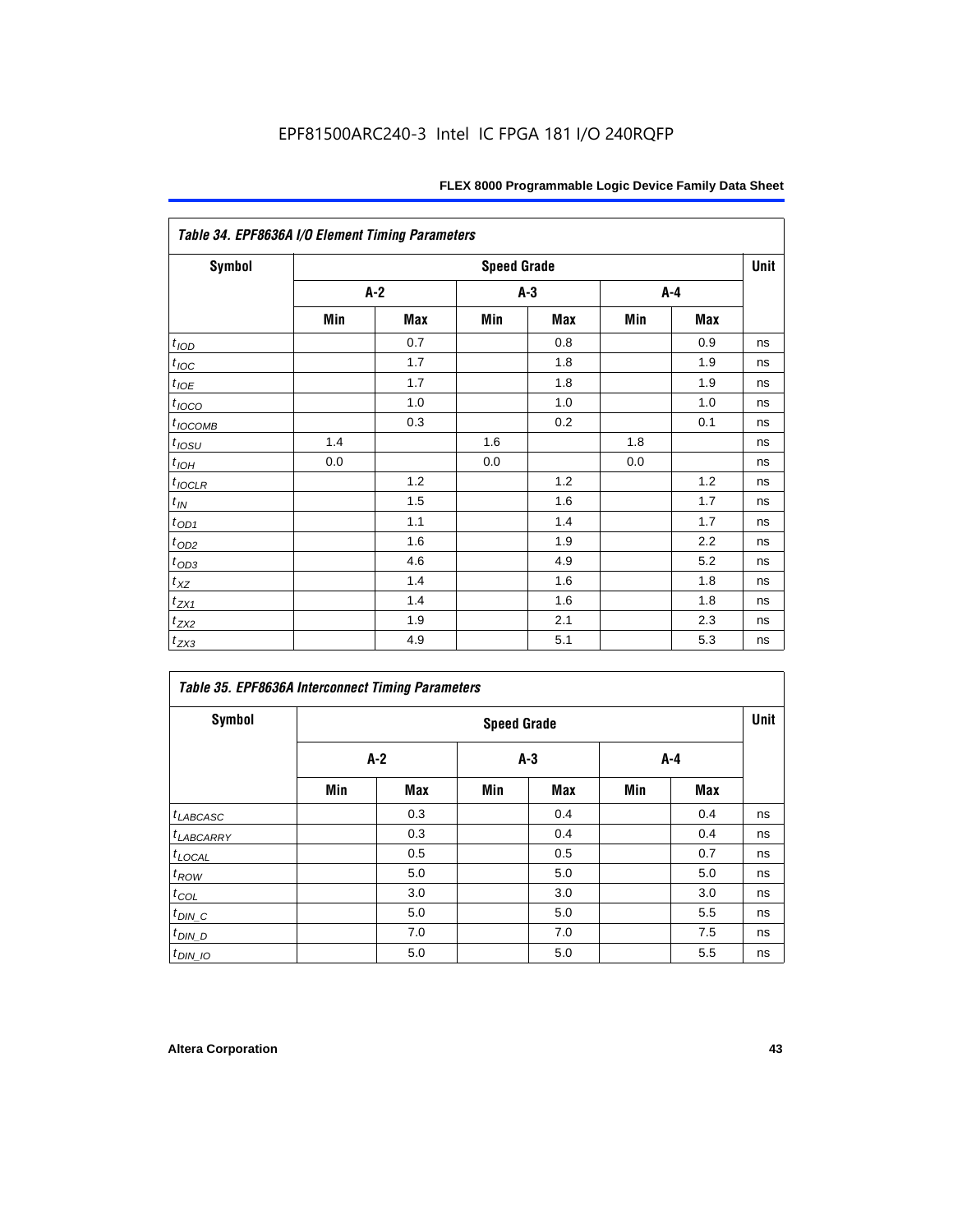### Table 34. EPF8636A I/O Element Timing Parameters

| Symbol | Speed Grade | | | | | | Unit |
|---|---|---|---|---|---|---|---|
| | A-2 | | A-3 | | A-4 | | |
| | Min | Max | Min | Max | Min | Max | |
| $t_{IOD}$ | | 0.7 | | 0.8 | | 0.9 | ns |
| $t_{IOC}$ | | 1.7 | | 1.8 | | 1.9 | ns |
| $t_{IOE}$ | | 1.7 | | 1.8 | | 1.9 | ns |
| $t_{IOCO}$ | | 1.0 | | 1.0 | | 1.0 | ns |
| $t_{IOCOMB}$ | | 0.3 | | 0.2 | | 0.1 | ns |
| $t_{IOSU}$ | 1.4 | | 1.6 | | 1.8 | | ns |
| $t_{IOH}$ | 0.0 | | 0.0 | | 0.0 | | ns |
| $t_{IOCLR}$ | | 1.2 | | 1.2 | | 1.2 | ns |
| $t_{IN}$ | | 1.5 | | 1.6 | | 1.7 | ns |
| $t_{OD1}$ | | 1.1 | | 1.4 | | 1.7 | ns |
| $t_{OD2}$ | | 1.6 | | 1.9 | | 2.2 | ns |
| $t_{OD3}$ | | 4.6 | | 4.9 | | 5.2 | ns |
| $t_{XZ}$ | | 1.4 | | 1.6 | | 1.8 | ns |
| $t_{ZX1}$ | | 1.4 | | 1.6 | | 1.8 | ns |
| $t_{ZX2}$ | | 1.9 | | 2.1 | | 2.3 | ns |
| $t_{ZX3}$ | | 4.9 | | 5.1 | | 5.3 | ns |

### Table 35. EPF8636A Interconnect Timing Parameters

| Symbol | Speed Grade | | | | | | Unit |
|---|---|---|---|---|---|---|---|
| | A-2 | | A-3 | | A-4 | | |
| | Min | Max | Min | Max | Min | Max | |
| $t_{LABCASC}$ | | 0.3 | | 0.4 | | 0.4 | ns |
| $t_{LABCARRY}$ | | 0.3 | | 0.4 | | 0.4 | ns |
| $t_{LOCAL}$ | | 0.5 | | 0.5 | | 0.7 | ns |
| $t_{ROW}$ | | 5.0 | | 5.0 | | 5.0 | ns |
| $t_{COL}$ | | 3.0 | | 3.0 | | 3.0 | ns |
| $t_{DIN\_C}$ | | 5.0 | | 5.0 | | 5.5 | ns |
| $t_{DIN\_D}$ | | 7.0 | | 7.0 | | 7.5 | ns |
| $t_{DIN\_IO}$ | | 5.0 | | 5.0 | | 5.5 | ns |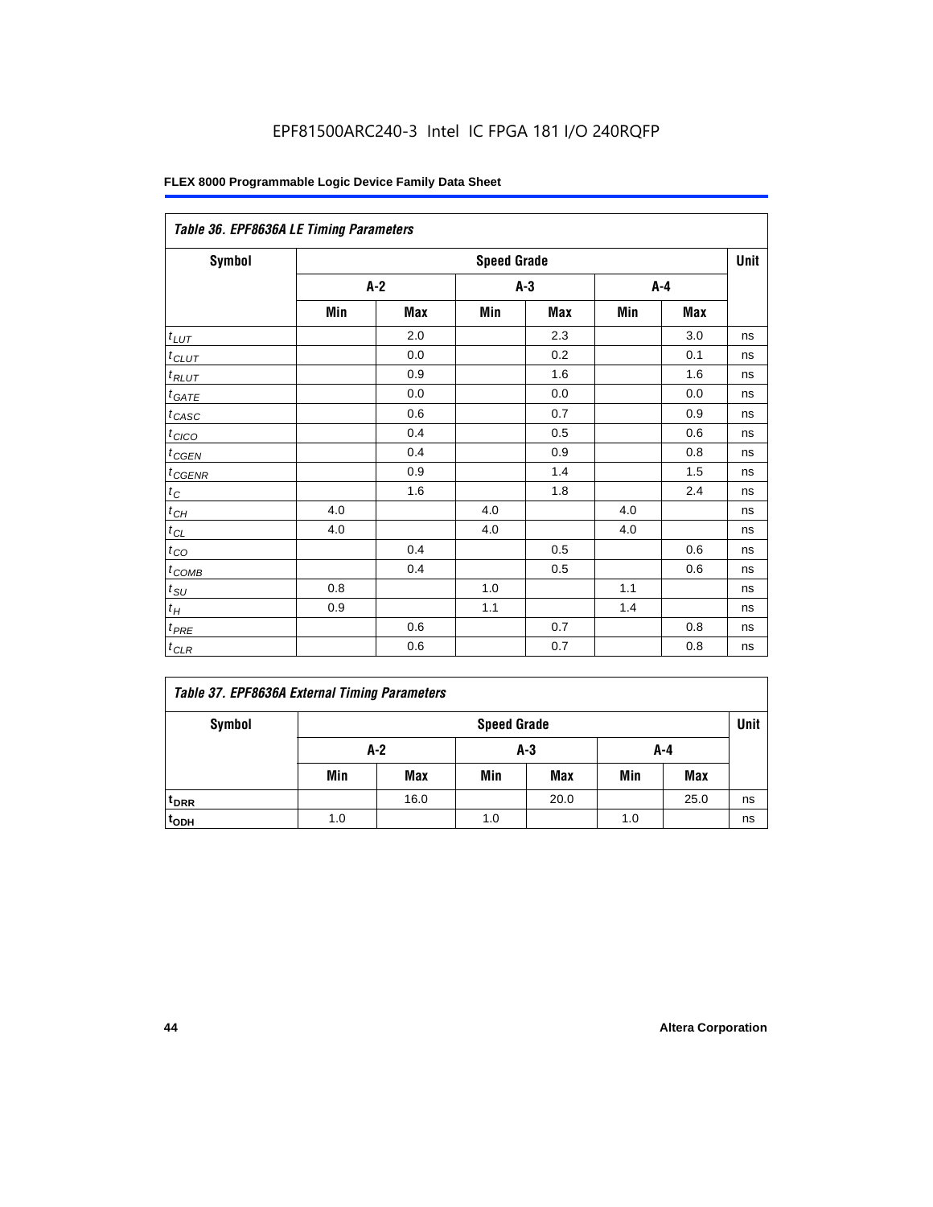EPF81500ARC240-3 Intel IC FPGA 181 I/O 240RQFP

| Table 36. EPF8636A LE Timing Parameters | | | | | | | |
|---|---|---|---|---|---|---|---|
| Symbol | Speed Grade | | | | | | Unit |
| | A-2 | | A-3 | | A-4 | | |
| | Min | Max | Min | Max | Min | Max | |
| $t_{LUT}$ | | 2.0 | | 2.3 | | 3.0 | ns |
| $t_{CLUT}$ | | 0.0 | | 0.2 | | 0.1 | ns |
| $t_{RLUT}$ | | 0.9 | | 1.6 | | 1.6 | ns |
| $t_{GATE}$ | | 0.0 | | 0.0 | | 0.0 | ns |
| $t_{CASC}$ | | 0.6 | | 0.7 | | 0.9 | ns |
| $t_{CICO}$ | | 0.4 | | 0.5 | | 0.6 | ns |
| $t_{CGEN}$ | | 0.4 | | 0.9 | | 0.8 | ns |
| $t_{CGENR}$ | | 0.9 | | 1.4 | | 1.5 | ns |
| $t_C$ | | 1.6 | | 1.8 | | 2.4 | ns |
| $t_{CH}$ | 4.0 | | 4.0 | | 4.0 | | ns |
| $t_{CL}$ | 4.0 | | 4.0 | | 4.0 | | ns |
| $t_{CO}$ | | 0.4 | | 0.5 | | 0.6 | ns |
| $t_{COMB}$ | | 0.4 | | 0.5 | | 0.6 | ns |
| $t_{SU}$ | 0.8 | | 1.0 | | 1.1 | | ns |
| $t_H$ | 0.9 | | 1.1 | | 1.4 | | ns |
| $t_{PRE}$ | | 0.6 | | 0.7 | | 0.8 | ns |
| $t_{CLR}$ | | 0.6 | | 0.7 | | 0.8 | ns |

| Table 37. EPF8636A External Timing Parameters | | | | | | | |
|---|---|---|---|---|---|---|---|
| Symbol | Speed Grade | | | | | | Unit |
| | A-2 | | A-3 | | A-4 | | |
| | Min | Max | Min | Max | Min | Max | |
| $t_{DRR}$ | | 16.0 | | 20.0 | | 25.0 | ns |
| $t_{ODH}$ | 1.0 | | 1.0 | | 1.0 | | ns |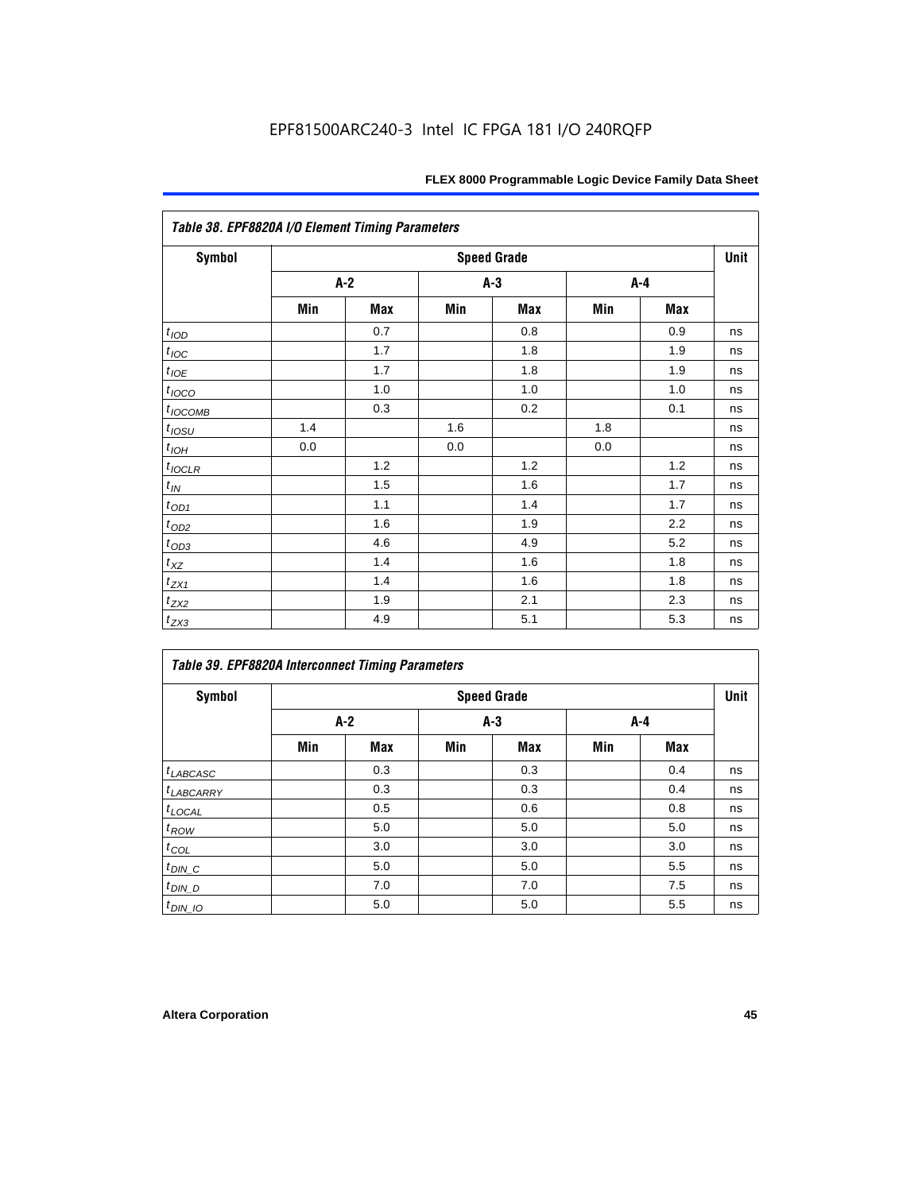**Table 38. EPF8820A I/O Element Timing Parameters**

| Symbol | Speed Grade | | | | | | Unit |
|---|---|---|---|---|---|---|---|
| | A-2 | | A-3 | | A-4 | | |
| | Min | Max | Min | Max | Min | Max | |
| $t_{IOD}$ | | 0.7 | | 0.8 | | 0.9 | ns |
| $t_{IOC}$ | | 1.7 | | 1.8 | | 1.9 | ns |
| $t_{IOE}$ | | 1.7 | | 1.8 | | 1.9 | ns |
| $t_{IOCO}$ | | 1.0 | | 1.0 | | 1.0 | ns |
| $t_{IOCOMB}$ | | 0.3 | | 0.2 | | 0.1 | ns |
| $t_{IOSU}$ | 1.4 | | 1.6 | | 1.8 | | ns |
| $t_{IOH}$ | 0.0 | | 0.0 | | 0.0 | | ns |
| $t_{IOCLR}$ | | 1.2 | | 1.2 | | 1.2 | ns |
| $t_{IN}$ | | 1.5 | | 1.6 | | 1.7 | ns |
| $t_{OD1}$ | | 1.1 | | 1.4 | | 1.7 | ns |
| $t_{OD2}$ | | 1.6 | | 1.9 | | 2.2 | ns |
| $t_{OD3}$ | | 4.6 | | 4.9 | | 5.2 | ns |
| $t_{XZ}$ | | 1.4 | | 1.6 | | 1.8 | ns |
| $t_{ZX1}$ | | 1.4 | | 1.6 | | 1.8 | ns |
| $t_{ZX2}$ | | 1.9 | | 2.1 | | 2.3 | ns |
| $t_{ZX3}$ | | 4.9 | | 5.1 | | 5.3 | ns |

**Table 39. EPF8820A Interconnect Timing Parameters**

| Symbol | Speed Grade | | | | | | Unit |
|---|---|---|---|---|---|---|---|
| | A-2 | | A-3 | | A-4 | | |
| | Min | Max | Min | Max | Min | Max | |
| $t_{LABCASC}$ | | 0.3 | | 0.3 | | 0.4 | ns |
| $t_{LABCARRY}$ | | 0.3 | | 0.3 | | 0.4 | ns |
| $t_{LOCAL}$ | | 0.5 | | 0.6 | | 0.8 | ns |
| $t_{ROW}$ | | 5.0 | | 5.0 | | 5.0 | ns |
| $t_{COL}$ | | 3.0 | | 3.0 | | 3.0 | ns |
| $t_{DIN\_C}$ | | 5.0 | | 5.0 | | 5.5 | ns |
| $t_{DIN\_D}$ | | 7.0 | | 7.0 | | 7.5 | ns |
| $t_{DIN\_IO}$ | | 5.0 | | 5.0 | | 5.5 | ns |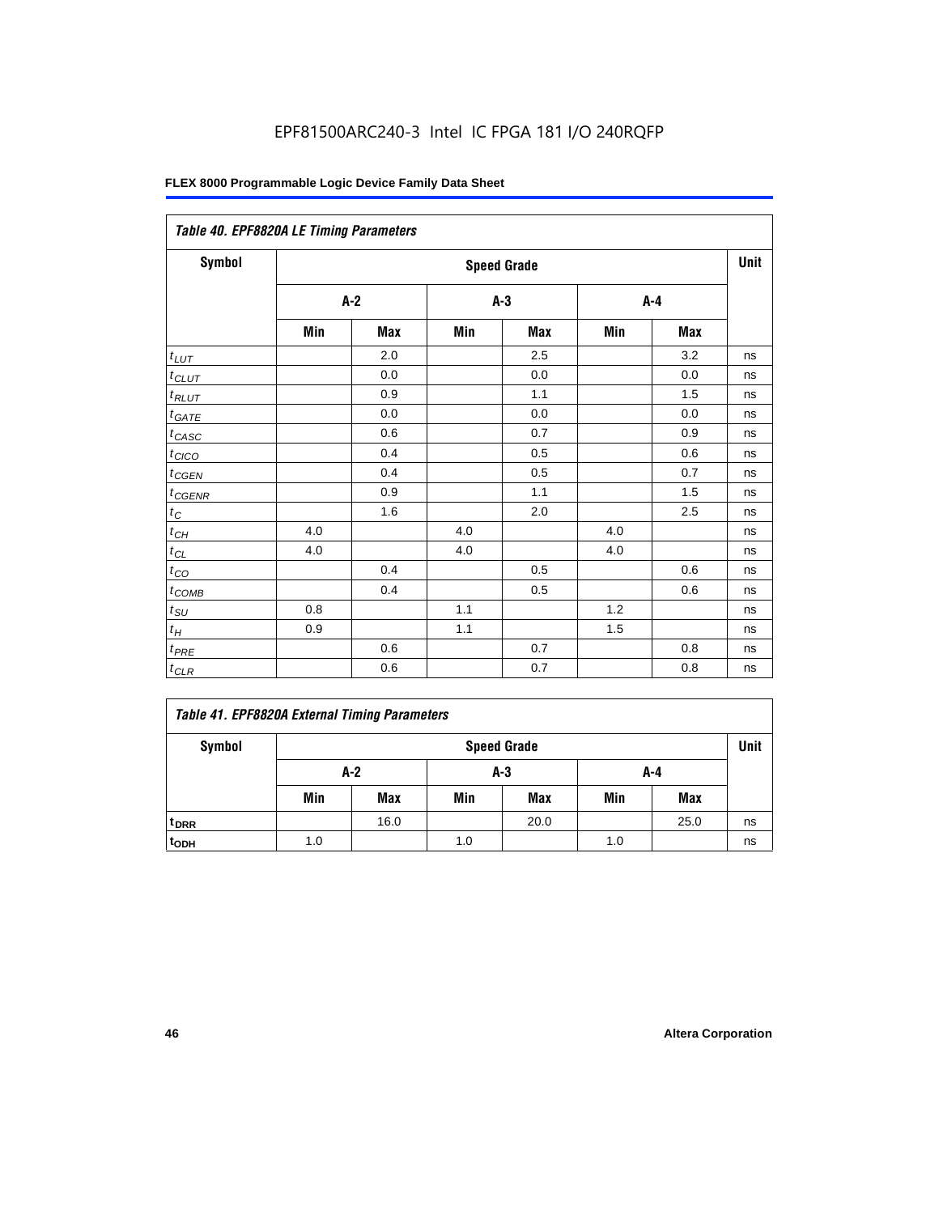EPF81500ARC240-3 Intel IC FPGA 181 I/O 240RQFP

**Table 40. EPF8820A LE Timing Parameters**

| Symbol | Speed Grade | | | | | | Unit |
|---|---|---|---|---|---|---|---|
| | A-2 | | A-3 | | A-4 | | |
| | Min | Max | Min | Max | Min | Max | |
| $t_{LUT}$ | | 2.0 | | 2.5 | | 3.2 | ns |
| $t_{CLUT}$ | | 0.0 | | 0.0 | | 0.0 | ns |
| $t_{RLUT}$ | | 0.9 | | 1.1 | | 1.5 | ns |
| $t_{GATE}$ | | 0.0 | | 0.0 | | 0.0 | ns |
| $t_{CASC}$ | | 0.6 | | 0.7 | | 0.9 | ns |
| $t_{CICO}$ | | 0.4 | | 0.5 | | 0.6 | ns |
| $t_{CGEN}$ | | 0.4 | | 0.5 | | 0.7 | ns |
| $t_{CGENR}$ | | 0.9 | | 1.1 | | 1.5 | ns |
| $t_C$ | | 1.6 | | 2.0 | | 2.5 | ns |
| $t_{CH}$ | 4.0 | | 4.0 | | 4.0 | | ns |
| $t_{CL}$ | 4.0 | | 4.0 | | 4.0 | | ns |
| $t_{CO}$ | | 0.4 | | 0.5 | | 0.6 | ns |
| $t_{COMB}$ | | 0.4 | | 0.5 | | 0.6 | ns |
| $t_{SU}$ | 0.8 | | 1.1 | | 1.2 | | ns |
| $t_H$ | 0.9 | | 1.1 | | 1.5 | | ns |
| $t_{PRE}$ | | 0.6 | | 0.7 | | 0.8 | ns |
| $t_{CLR}$ | | 0.6 | | 0.7 | | 0.8 | ns |

**Table 41. EPF8820A External Timing Parameters**

| Symbol | Speed Grade | | | | | | Unit |
|---|---|---|---|---|---|---|---|
| | A-2 | | A-3 | | A-4 | | |
| | Min | Max | Min | Max | Min | Max | |
| $t_{DRR}$ | | 16.0 | | 20.0 | | 25.0 | ns |
| $t_{ODH}$ | 1.0 | | 1.0 | | 1.0 | | ns |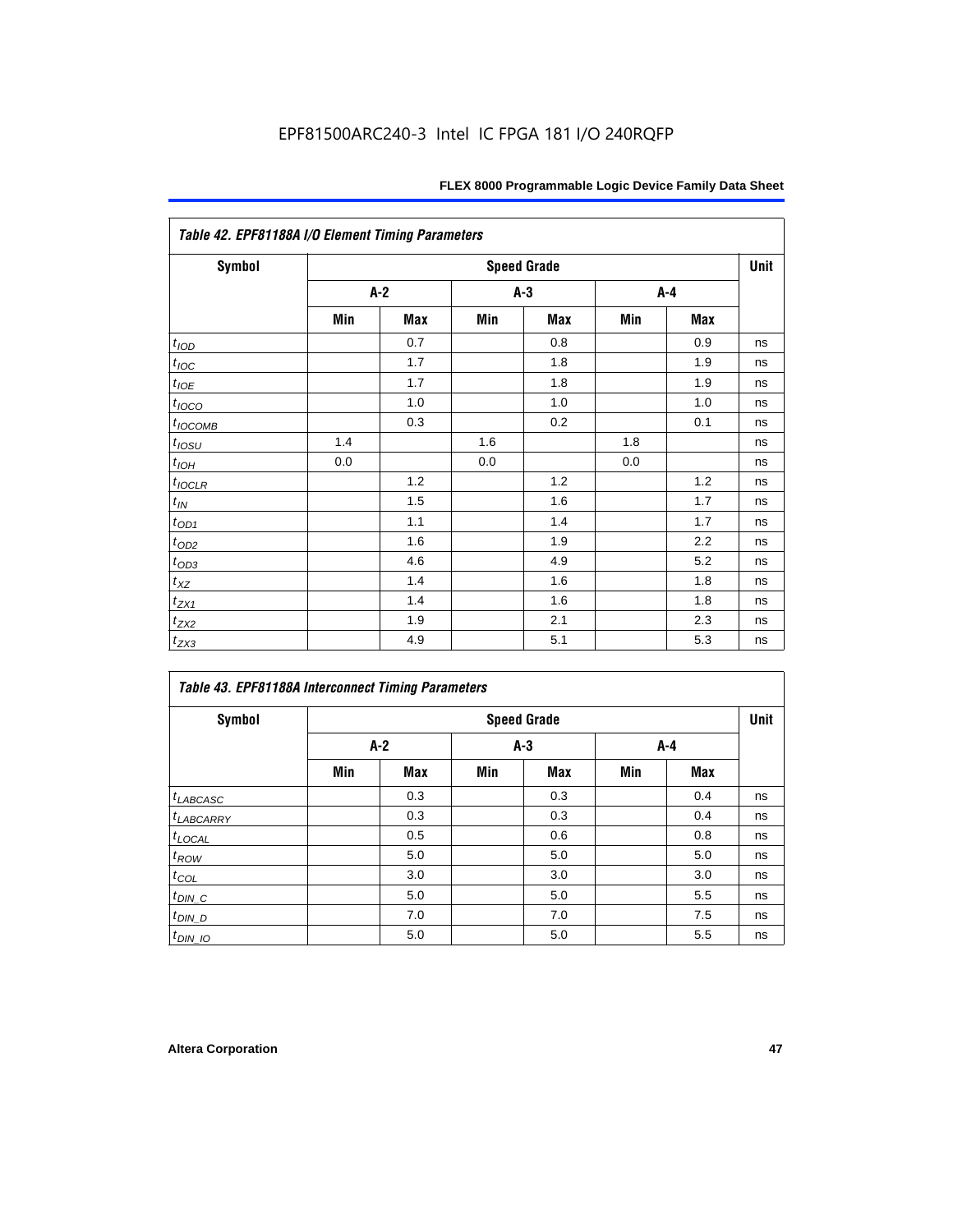EPF81500ARC240-3 Intel IC FPGA 181 I/O 240RQFP

**Table 42. EPF81188A I/O Element Timing Parameters**

| Symbol | Speed Grade | | | | | | Unit |
|---|---|---|---|---|---|---|---|
| | A-2 | | A-3 | | A-4 | | |
| | Min | Max | Min | Max | Min | Max | |
| $t_{IOD}$ | | 0.7 | | 0.8 | | 0.9 | ns |
| $t_{IOC}$ | | 1.7 | | 1.8 | | 1.9 | ns |
| $t_{IOE}$ | | 1.7 | | 1.8 | | 1.9 | ns |
| $t_{IOCO}$ | | 1.0 | | 1.0 | | 1.0 | ns |
| $t_{IOCOMB}$ | | 0.3 | | 0.2 | | 0.1 | ns |
| $t_{IOSU}$ | 1.4 | | 1.6 | | 1.8 | | ns |
| $t_{IOH}$ | 0.0 | | 0.0 | | 0.0 | | ns |
| $t_{IOCLR}$ | | 1.2 | | 1.2 | | 1.2 | ns |
| $t_{IN}$ | | 1.5 | | 1.6 | | 1.7 | ns |
| $t_{OD1}$ | | 1.1 | | 1.4 | | 1.7 | ns |
| $t_{OD2}$ | | 1.6 | | 1.9 | | 2.2 | ns |
| $t_{OD3}$ | | 4.6 | | 4.9 | | 5.2 | ns |
| $t_{XZ}$ | | 1.4 | | 1.6 | | 1.8 | ns |
| $t_{ZX1}$ | | 1.4 | | 1.6 | | 1.8 | ns |
| $t_{ZX2}$ | | 1.9 | | 2.1 | | 2.3 | ns |
| $t_{ZX3}$ | | 4.9 | | 5.1 | | 5.3 | ns |

**Table 43. EPF81188A Interconnect Timing Parameters**

| Symbol | Speed Grade | | | | | | Unit |
|---|---|---|---|---|---|---|---|
| | A-2 | | A-3 | | A-4 | | |
| | Min | Max | Min | Max | Min | Max | |
| $t_{LABCASC}$ | | 0.3 | | 0.3 | | 0.4 | ns |
| $t_{LABCARRY}$ | | 0.3 | | 0.3 | | 0.4 | ns |
| $t_{LOCAL}$ | | 0.5 | | 0.6 | | 0.8 | ns |
| $t_{ROW}$ | | 5.0 | | 5.0 | | 5.0 | ns |
| $t_{COL}$ | | 3.0 | | 3.0 | | 3.0 | ns |
| $t_{DIN\_C}$ | | 5.0 | | 5.0 | | 5.5 | ns |
| $t_{DIN\_D}$ | | 7.0 | | 7.0 | | 7.5 | ns |
| $t_{DIN\_IO}$ | | 5.0 | | 5.0 | | 5.5 | ns |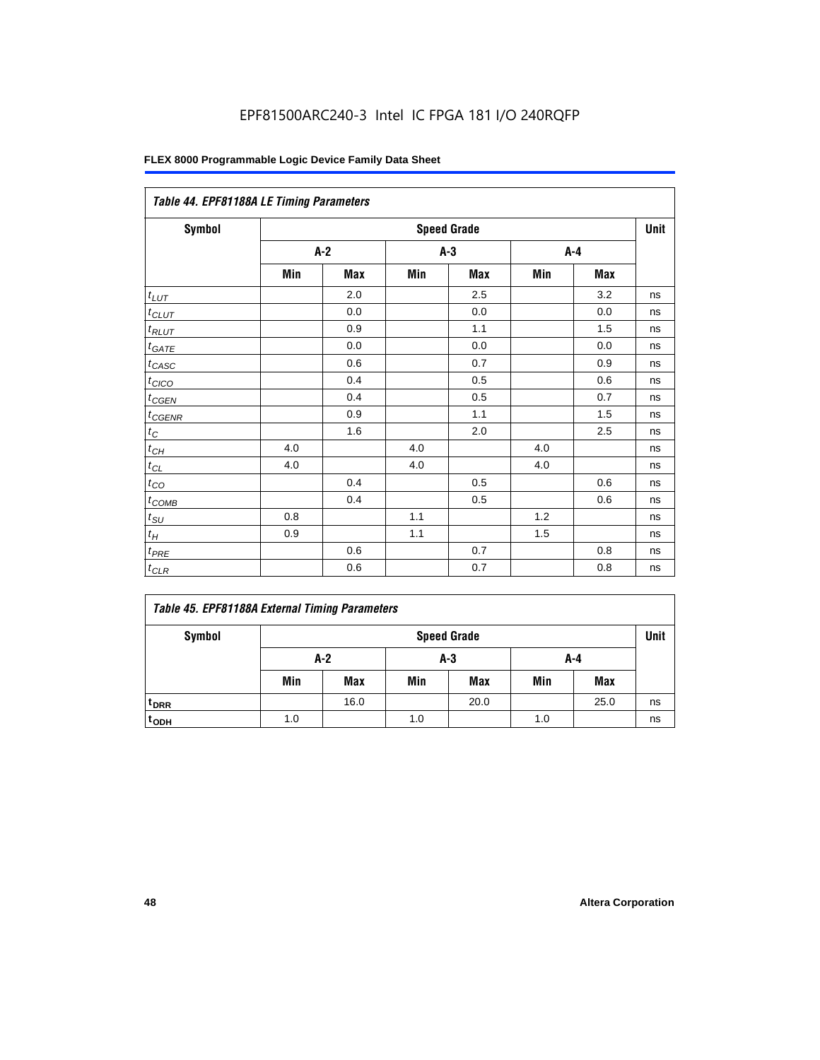EPF81500ARC240-3 Intel IC FPGA 181 I/O 240RQFP

| *Table 44. EPF81188A LE Timing Parameters* | | | | | | | |
|---|---|---|---|---|---|---|---|
| **Symbol** | **Speed Grade** | | | | | | **Unit** |
| | **A-2** | | **A-3** | | **A-4** | | |
| | **Min** | **Max** | **Min** | **Max** | **Min** | **Max** | |
| $t_{LUT}$ | | 2.0 | | 2.5 | | 3.2 | ns |
| $t_{CLUT}$ | | 0.0 | | 0.0 | | 0.0 | ns |
| $t_{RLUT}$ | | 0.9 | | 1.1 | | 1.5 | ns |
| $t_{GATE}$ | | 0.0 | | 0.0 | | 0.0 | ns |
| $t_{CASC}$ | | 0.6 | | 0.7 | | 0.9 | ns |
| $t_{CICO}$ | | 0.4 | | 0.5 | | 0.6 | ns |
| $t_{CGEN}$ | | 0.4 | | 0.5 | | 0.7 | ns |
| $t_{CGENR}$ | | 0.9 | | 1.1 | | 1.5 | ns |
| $t_C$ | | 1.6 | | 2.0 | | 2.5 | ns |
| $t_{CH}$ | 4.0 | | 4.0 | | 4.0 | | ns |
| $t_{CL}$ | 4.0 | | 4.0 | | 4.0 | | ns |
| $t_{CO}$ | | 0.4 | | 0.5 | | 0.6 | ns |
| $t_{COMB}$ | | 0.4 | | 0.5 | | 0.6 | ns |
| $t_{SU}$ | 0.8 | | 1.1 | | 1.2 | | ns |
| $t_H$ | 0.9 | | 1.1 | | 1.5 | | ns |
| $t_{PRE}$ | | 0.6 | | 0.7 | | 0.8 | ns |
| $t_{CLR}$ | | 0.6 | | 0.7 | | 0.8 | ns |

| *Table 45. EPF81188A External Timing Parameters* | | | | | | | |
|---|---|---|---|---|---|---|---|
| **Symbol** | **Speed Grade** | | | | | | **Unit** |
| | **A-2** | | **A-3** | | **A-4** | | |
| | **Min** | **Max** | **Min** | **Max** | **Min** | **Max** | |
| $t_{DRR}$ | | 16.0 | | 20.0 | | 25.0 | ns |
| $t_{ODH}$ | 1.0 | | 1.0 | | 1.0 | | ns |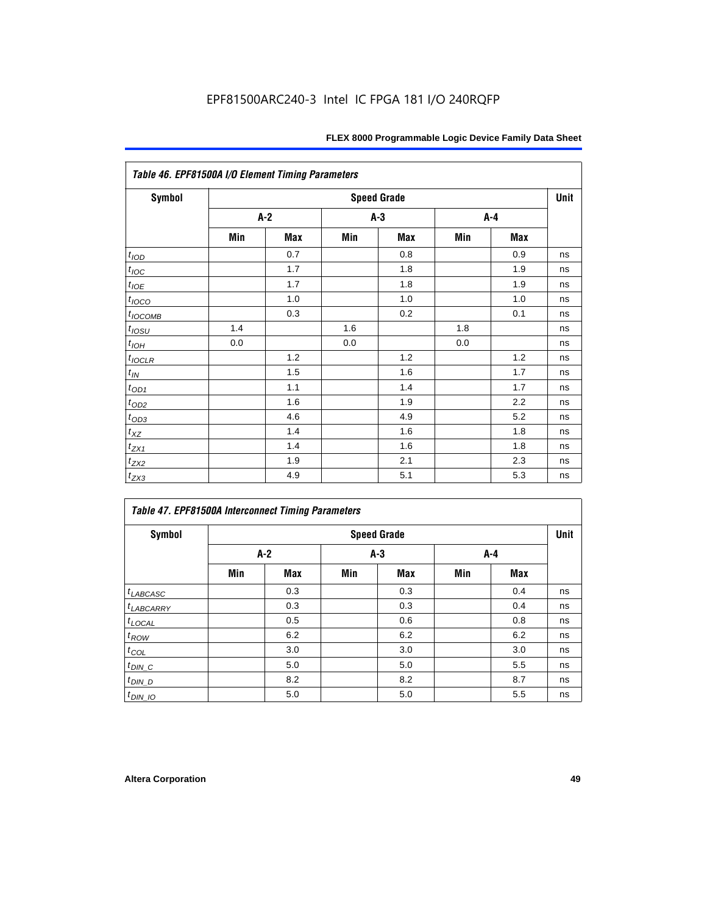| Table 46. EPF81500A I/O Element Timing Parameters | | | | | | | |
|---|---|---|---|---|---|---|---|
| Symbol | Speed Grade | | | | | | Unit |
| | A-2 | | A-3 | | A-4 | | |
| | Min | Max | Min | Max | Min | Max | |
| $t_{IOD}$ | | 0.7 | | 0.8 | | 0.9 | ns |
| $t_{IOC}$ | | 1.7 | | 1.8 | | 1.9 | ns |
| $t_{IOE}$ | | 1.7 | | 1.8 | | 1.9 | ns |
| $t_{IOCO}$ | | 1.0 | | 1.0 | | 1.0 | ns |
| $t_{IOCOMB}$ | | 0.3 | | 0.2 | | 0.1 | ns |
| $t_{IOSU}$ | 1.4 | | 1.6 | | 1.8 | | ns |
| $t_{IOH}$ | 0.0 | | 0.0 | | 0.0 | | ns |
| $t_{IOCLR}$ | | 1.2 | | 1.2 | | 1.2 | ns |
| $t_{IN}$ | | 1.5 | | 1.6 | | 1.7 | ns |
| $t_{OD1}$ | | 1.1 | | 1.4 | | 1.7 | ns |
| $t_{OD2}$ | | 1.6 | | 1.9 | | 2.2 | ns |
| $t_{OD3}$ | | 4.6 | | 4.9 | | 5.2 | ns |
| $t_{XZ}$ | | 1.4 | | 1.6 | | 1.8 | ns |
| $t_{ZX1}$ | | 1.4 | | 1.6 | | 1.8 | ns |
| $t_{ZX2}$ | | 1.9 | | 2.1 | | 2.3 | ns |
| $t_{ZX3}$ | | 4.9 | | 5.1 | | 5.3 | ns |

| Table 47. EPF81500A Interconnect Timing Parameters | | | | | | | |
|---|---|---|---|---|---|---|---|
| Symbol | Speed Grade | | | | | | Unit |
| | A-2 | | A-3 | | A-4 | | |
| | Min | Max | Min | Max | Min | Max | |
| $t_{LABCASC}$ | | 0.3 | | 0.3 | | 0.4 | ns |
| $t_{LABCARRY}$ | | 0.3 | | 0.3 | | 0.4 | ns |
| $t_{LOCAL}$ | | 0.5 | | 0.6 | | 0.8 | ns |
| $t_{ROW}$ | | 6.2 | | 6.2 | | 6.2 | ns |
| $t_{COL}$ | | 3.0 | | 3.0 | | 3.0 | ns |
| $t_{DIN\_C}$ | | 5.0 | | 5.0 | | 5.5 | ns |
| $t_{DIN\_D}$ | | 8.2 | | 8.2 | | 8.7 | ns |
| $t_{DIN\_IO}$ | | 5.0 | | 5.0 | | 5.5 | ns |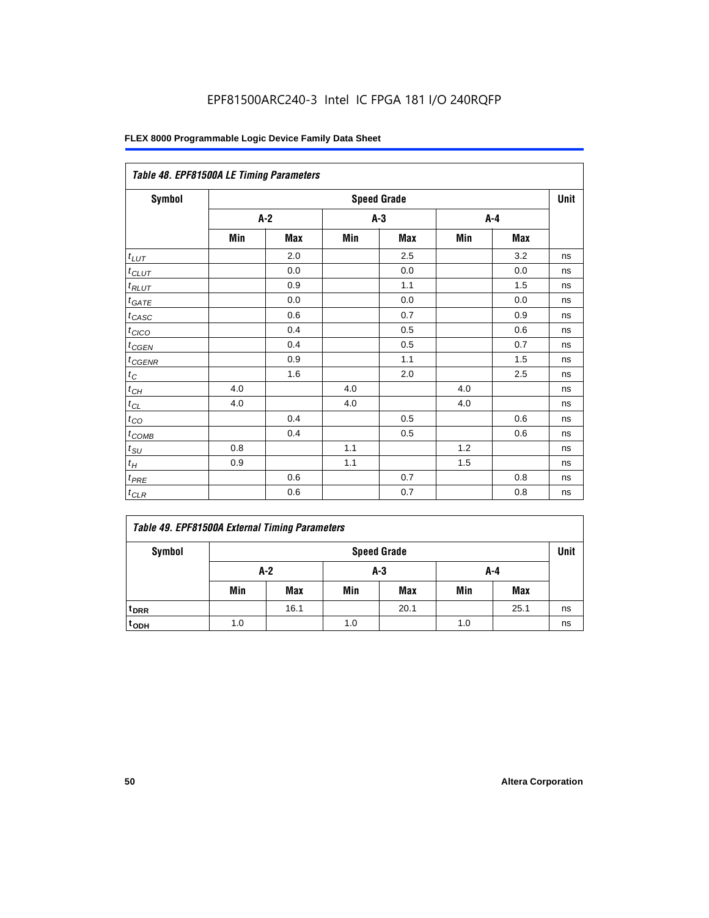EPF81500ARC240-3 Intel IC FPGA 181 I/O 240RQFP

**FLEX 8000 Programmable Logic Device Family Data Sheet**

*Table 48. EPF81500A LE Timing Parameters*

| Symbol | Speed Grade | | | | | | Unit |
|---|---|---|---|---|---|---|---|
| | A-2 | | A-3 | | A-4 | | |
| | Min | Max | Min | Max | Min | Max | |
| $t_{LUT}$ | | 2.0 | | 2.5 | | 3.2 | ns |
| $t_{CLUT}$ | | 0.0 | | 0.0 | | 0.0 | ns |
| $t_{RLUT}$ | | 0.9 | | 1.1 | | 1.5 | ns |
| $t_{GATE}$ | | 0.0 | | 0.0 | | 0.0 | ns |
| $t_{CASC}$ | | 0.6 | | 0.7 | | 0.9 | ns |
| $t_{CICO}$ | | 0.4 | | 0.5 | | 0.6 | ns |
| $t_{CGEN}$ | | 0.4 | | 0.5 | | 0.7 | ns |
| $t_{CGENR}$ | | 0.9 | | 1.1 | | 1.5 | ns |
| $t_{C}$ | | 1.6 | | 2.0 | | 2.5 | ns |
| $t_{CH}$ | 4.0 | | 4.0 | | 4.0 | | ns |
| $t_{CL}$ | 4.0 | | 4.0 | | 4.0 | | ns |
| $t_{CO}$ | | 0.4 | | 0.5 | | 0.6 | ns |
| $t_{COMB}$ | | 0.4 | | 0.5 | | 0.6 | ns |
| $t_{SU}$ | 0.8 | | 1.1 | | 1.2 | | ns |
| $t_{H}$ | 0.9 | | 1.1 | | 1.5 | | ns |
| $t_{PRE}$ | | 0.6 | | 0.7 | | 0.8 | ns |
| $t_{CLR}$ | | 0.6 | | 0.7 | | 0.8 | ns |

*Table 49. EPF81500A External Timing Parameters*

| Symbol | Speed Grade | | | | | | Unit |
|---|---|---|---|---|---|---|---|
| | A-2 | | A-3 | | A-4 | | |
| | Min | Max | Min | Max | Min | Max | |
| $t_{DRR}$ | | 16.1 | | 20.1 | | 25.1 | ns |
| $t_{ODH}$ | 1.0 | | 1.0 | | 1.0 | | ns |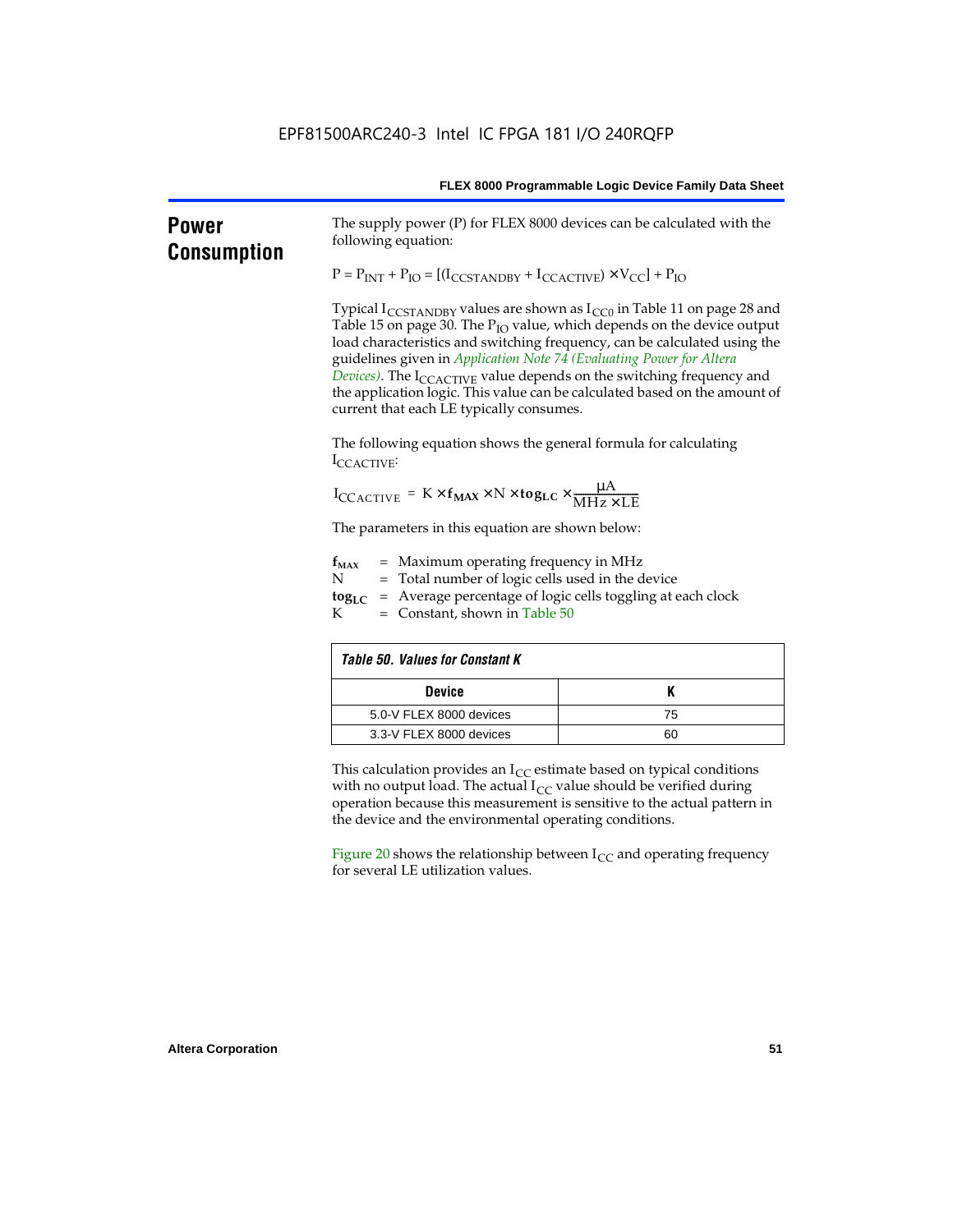## Power Consumption

The supply power (P) for FLEX 8000 devices can be calculated with the following equation:

$$P = P_{INT} + P_{IO} = [(I_{CCSTANDBY} + I_{CCACTIVE}) \times V_{CC}] + P_{IO}$$

Typical $I_{CCSTANDBY}$ values are shown as $I_{CC0}$ in Table 11 on page 28 and Table 15 on page 30. The $P_{IO}$ value, which depends on the device output load characteristics and switching frequency, can be calculated using the guidelines given in *Application Note 74 (Evaluating Power for Altera Devices)*. The $I_{CCACTIVE}$ value depends on the switching frequency and the application logic. This value can be calculated based on the amount of current that each LE typically consumes.

The following equation shows the general formula for calculating $I_{CCACTIVE}$:

$$I_{CCACTIVE} = K \times \mathbf{f_{MAX}} \times N \times \mathbf{tog_{LC}} \times \frac{\mu A}{MHz \times LE}$$

The parameters in this equation are shown below:

$\mathbf{f_{MAX}}$ = Maximum operating frequency in MHz
N = Total number of logic cells used in the device
$\mathbf{tog_{LC}}$ = Average percentage of logic cells toggling at each clock
K = Constant, shown in Table 50

**Table 50. Values for Constant K**

| Device | K |
|---|---|
| 5.0-V FLEX 8000 devices | 75 |
| 3.3-V FLEX 8000 devices | 60 |

This calculation provides an $I_{CC}$ estimate based on typical conditions with no output load. The actual $I_{CC}$ value should be verified during operation because this measurement is sensitive to the actual pattern in the device and the environmental operating conditions.

Figure 20 shows the relationship between $I_{CC}$ and operating frequency for several LE utilization values.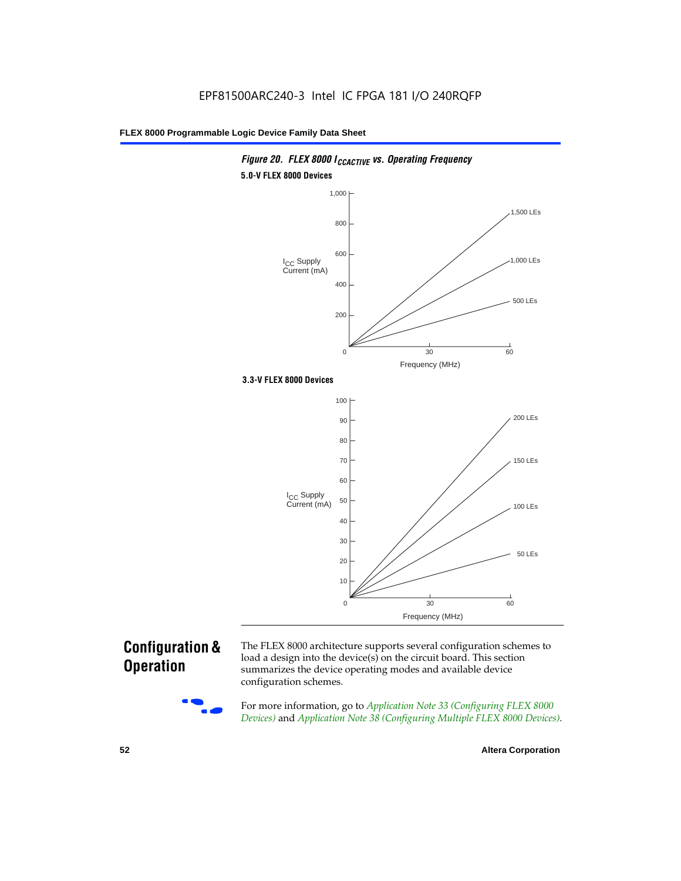*Figure 20. FLEX 8000 $I_{CCACTIVE}$ vs. Operating Frequency*

**5.0-V FLEX 8000 Devices**

| Frequency (MHz) | 500 LEs | 1,000 LEs | 1,500 LEs |
|---|---|---|---|
| 0 | 0 | 0 | 0 |
| 60 | ~300 mA | ~575 mA | ~875 mA |

($I_{CC}$ Supply Current (mA) vs. Frequency (MHz); approximate values read from chart; axis 0–1,000 mA, 0–60 MHz)

**3.3-V FLEX 8000 Devices**

| Frequency (MHz) | 50 LEs | 100 LEs | 150 LEs | 200 LEs |
|---|---|---|---|---|
| 0 | 0 | 0 | 0 | 0 |
| 60 | ~22 mA | ~45 mA | ~68 mA | ~90 mA |

($I_{CC}$ Supply Current (mA) vs. Frequency (MHz); approximate values read from chart; axis 0–100 mA, 0–60 MHz)

## Configuration & Operation

The FLEX 8000 architecture supports several configuration schemes to load a design into the device(s) on the circuit board. This section summarizes the device operating modes and available device configuration schemes.

For more information, go to *Application Note 33 (Configuring FLEX 8000 Devices)* and *Application Note 38 (Configuring Multiple FLEX 8000 Devices)*.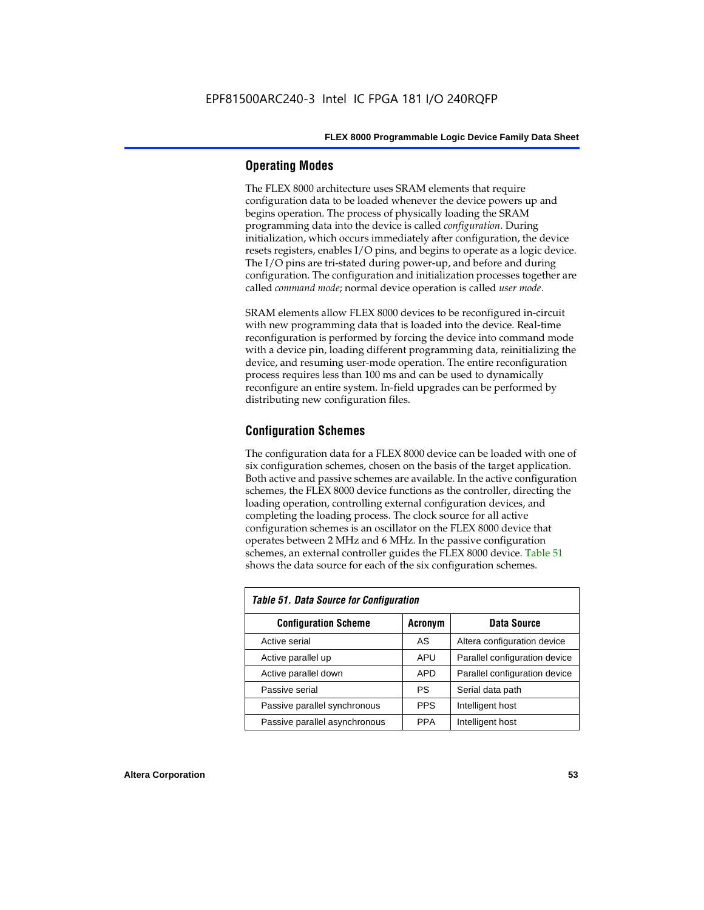## Operating Modes

The FLEX 8000 architecture uses SRAM elements that require configuration data to be loaded whenever the device powers up and begins operation. The process of physically loading the SRAM programming data into the device is called *configuration*. During initialization, which occurs immediately after configuration, the device resets registers, enables I/O pins, and begins to operate as a logic device. The I/O pins are tri-stated during power-up, and before and during configuration. The configuration and initialization processes together are called *command mode*; normal device operation is called *user mode*.

SRAM elements allow FLEX 8000 devices to be reconfigured in-circuit with new programming data that is loaded into the device. Real-time reconfiguration is performed by forcing the device into command mode with a device pin, loading different programming data, reinitializing the device, and resuming user-mode operation. The entire reconfiguration process requires less than 100 ms and can be used to dynamically reconfigure an entire system. In-field upgrades can be performed by distributing new configuration files.

## Configuration Schemes

The configuration data for a FLEX 8000 device can be loaded with one of six configuration schemes, chosen on the basis of the target application. Both active and passive schemes are available. In the active configuration schemes, the FLEX 8000 device functions as the controller, directing the loading operation, controlling external configuration devices, and completing the loading process. The clock source for all active configuration schemes is an oscillator on the FLEX 8000 device that operates between 2 MHz and 6 MHz. In the passive configuration schemes, an external controller guides the FLEX 8000 device. Table 51 shows the data source for each of the six configuration schemes.

*Table 51. Data Source for Configuration*

| Configuration Scheme | Acronym | Data Source |
|---|---|---|
| Active serial | AS | Altera configuration device |
| Active parallel up | APU | Parallel configuration device |
| Active parallel down | APD | Parallel configuration device |
| Passive serial | PS | Serial data path |
| Passive parallel synchronous | PPS | Intelligent host |
| Passive parallel asynchronous | PPA | Intelligent host |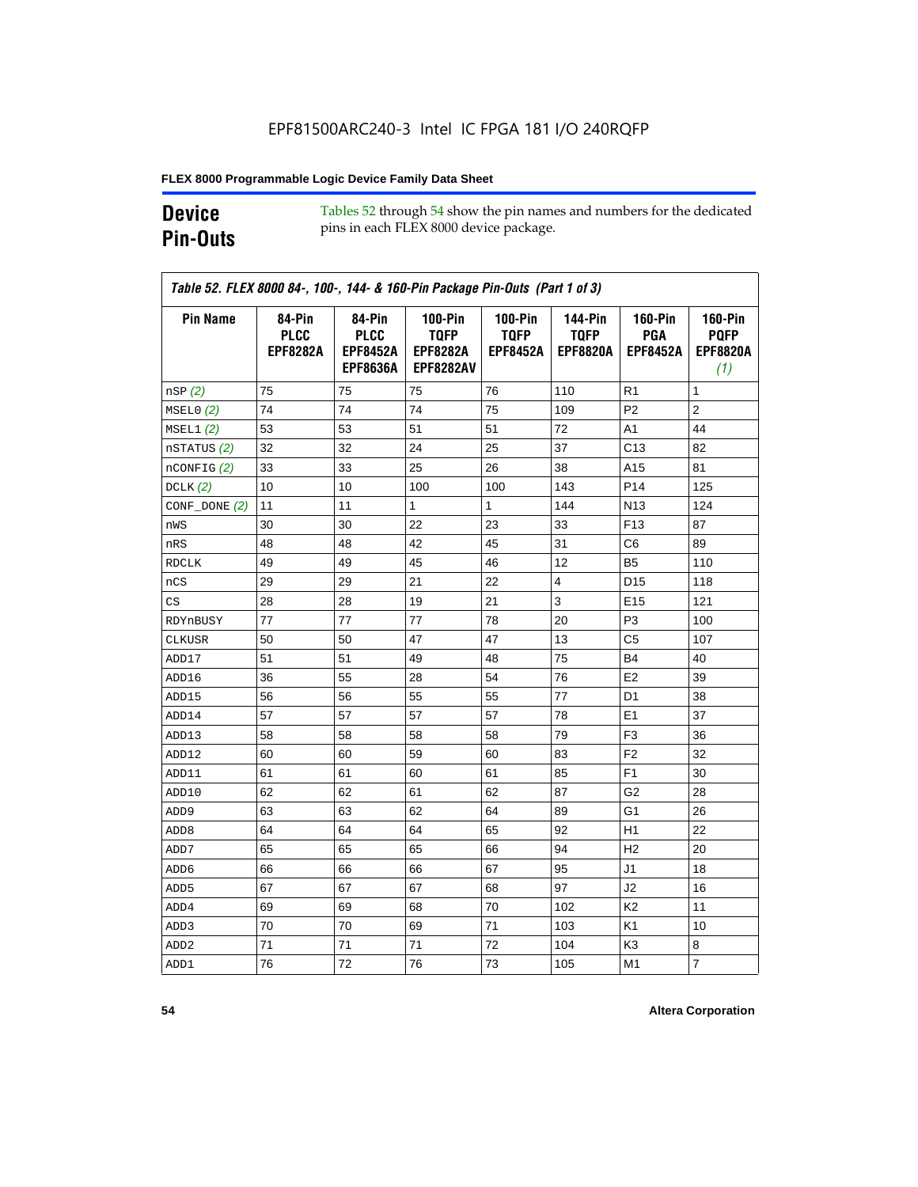EPF81500ARC240-3 Intel IC FPGA 181 I/O 240RQFP

## Device Pin-Outs

Tables 52 through 54 show the pin names and numbers for the dedicated pins in each FLEX 8000 device package.

*Table 52. FLEX 8000 84-, 100-, 144- & 160-Pin Package Pin-Outs (Part 1 of 3)*

| Pin Name | 84-Pin PLCC EPF8282A | 84-Pin PLCC EPF8452A EPF8636A | 100-Pin TQFP EPF8282A EPF8282AV | 100-Pin TQFP EPF8452A | 144-Pin TQFP EPF8820A | 160-Pin PGA EPF8452A | 160-Pin PQFP EPF8820A *(1)* |
|---|---|---|---|---|---|---|---|
| nSP *(2)* | 75 | 75 | 75 | 76 | 110 | R1 | 1 |
| MSEL0 *(2)* | 74 | 74 | 74 | 75 | 109 | P2 | 2 |
| MSEL1 *(2)* | 53 | 53 | 51 | 51 | 72 | A1 | 44 |
| nSTATUS *(2)* | 32 | 32 | 24 | 25 | 37 | C13 | 82 |
| nCONFIG *(2)* | 33 | 33 | 25 | 26 | 38 | A15 | 81 |
| DCLK *(2)* | 10 | 10 | 100 | 100 | 143 | P14 | 125 |
| CONF_DONE *(2)* | 11 | 11 | 1 | 1 | 144 | N13 | 124 |
| nWS | 30 | 30 | 22 | 23 | 33 | F13 | 87 |
| nRS | 48 | 48 | 42 | 45 | 31 | C6 | 89 |
| RDCLK | 49 | 49 | 45 | 46 | 12 | B5 | 110 |
| nCS | 29 | 29 | 21 | 22 | 4 | D15 | 118 |
| CS | 28 | 28 | 19 | 21 | 3 | E15 | 121 |
| RDYnBUSY | 77 | 77 | 77 | 78 | 20 | P3 | 100 |
| CLKUSR | 50 | 50 | 47 | 47 | 13 | C5 | 107 |
| ADD17 | 51 | 51 | 49 | 48 | 75 | B4 | 40 |
| ADD16 | 36 | 55 | 28 | 54 | 76 | E2 | 39 |
| ADD15 | 56 | 56 | 55 | 55 | 77 | D1 | 38 |
| ADD14 | 57 | 57 | 57 | 57 | 78 | E1 | 37 |
| ADD13 | 58 | 58 | 58 | 58 | 79 | F3 | 36 |
| ADD12 | 60 | 60 | 59 | 60 | 83 | F2 | 32 |
| ADD11 | 61 | 61 | 60 | 61 | 85 | F1 | 30 |
| ADD10 | 62 | 62 | 61 | 62 | 87 | G2 | 28 |
| ADD9 | 63 | 63 | 62 | 64 | 89 | G1 | 26 |
| ADD8 | 64 | 64 | 64 | 65 | 92 | H1 | 22 |
| ADD7 | 65 | 65 | 65 | 66 | 94 | H2 | 20 |
| ADD6 | 66 | 66 | 66 | 67 | 95 | J1 | 18 |
| ADD5 | 67 | 67 | 67 | 68 | 97 | J2 | 16 |
| ADD4 | 69 | 69 | 68 | 70 | 102 | K2 | 11 |
| ADD3 | 70 | 70 | 69 | 71 | 103 | K1 | 10 |
| ADD2 | 71 | 71 | 71 | 72 | 104 | K3 | 8 |
| ADD1 | 76 | 72 | 76 | 73 | 105 | M1 | 7 |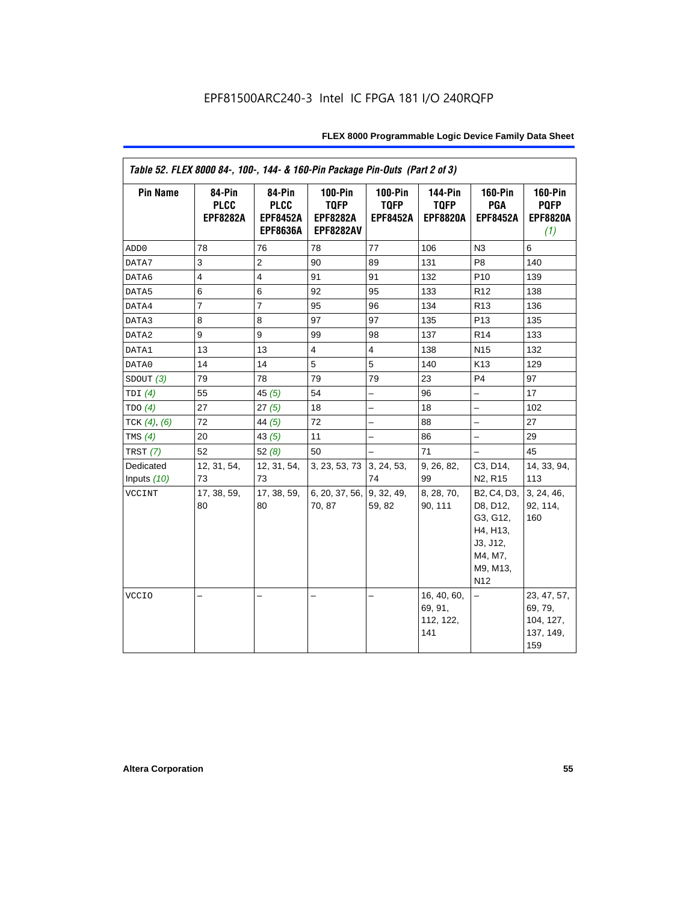EPF81500ARC240-3 Intel IC FPGA 181 I/O 240RQFP

| Table 52. FLEX 8000 84-, 100-, 144- & 160-Pin Package Pin-Outs (Part 2 of 3) | | | | | | | |
|---|---|---|---|---|---|---|---|
| **Pin Name** | **84-Pin PLCC EPF8282A** | **84-Pin PLCC EPF8452A EPF8636A** | **100-Pin TQFP EPF8282A EPF8282AV** | **100-Pin TQFP EPF8452A** | **144-Pin TQFP EPF8820A** | **160-Pin PGA EPF8452A** | **160-Pin PQFP EPF8820A *(1)*** |
| ADD0 | 78 | 76 | 78 | 77 | 106 | N3 | 6 |
| DATA7 | 3 | 2 | 90 | 89 | 131 | P8 | 140 |
| DATA6 | 4 | 4 | 91 | 91 | 132 | P10 | 139 |
| DATA5 | 6 | 6 | 92 | 95 | 133 | R12 | 138 |
| DATA4 | 7 | 7 | 95 | 96 | 134 | R13 | 136 |
| DATA3 | 8 | 8 | 97 | 97 | 135 | P13 | 135 |
| DATA2 | 9 | 9 | 99 | 98 | 137 | R14 | 133 |
| DATA1 | 13 | 13 | 4 | 4 | 138 | N15 | 132 |
| DATA0 | 14 | 14 | 5 | 5 | 140 | K13 | 129 |
| SDOUT *(3)* | 79 | 78 | 79 | 79 | 23 | P4 | 97 |
| TDI *(4)* | 55 | 45 *(5)* | 54 | – | 96 | – | 17 |
| TDO *(4)* | 27 | 27 *(5)* | 18 | – | 18 | – | 102 |
| TCK *(4)*, *(6)* | 72 | 44 *(5)* | 72 | – | 88 | – | 27 |
| TMS *(4)* | 20 | 43 *(5)* | 11 | – | 86 | – | 29 |
| TRST *(7)* | 52 | 52 *(8)* | 50 | – | 71 | – | 45 |
| Dedicated Inputs *(10)* | 12, 31, 54, 73 | 12, 31, 54, 73 | 3, 23, 53, 73 | 3, 24, 53, 74 | 9, 26, 82, 99 | C3, D14, N2, R15 | 14, 33, 94, 113 |
| VCCINT | 17, 38, 59, 80 | 17, 38, 59, 80 | 6, 20, 37, 56, 70, 87 | 9, 32, 49, 59, 82 | 8, 28, 70, 90, 111 | B2, C4, D3, D8, D12, G3, G12, H4, H13, J3, J12, M4, M7, M9, M13, N12 | 3, 24, 46, 92, 114, 160 |
| VCCIO | – | – | – | – | 16, 40, 60, 69, 91, 112, 122, 141 | – | 23, 47, 57, 69, 79, 104, 127, 137, 149, 159 |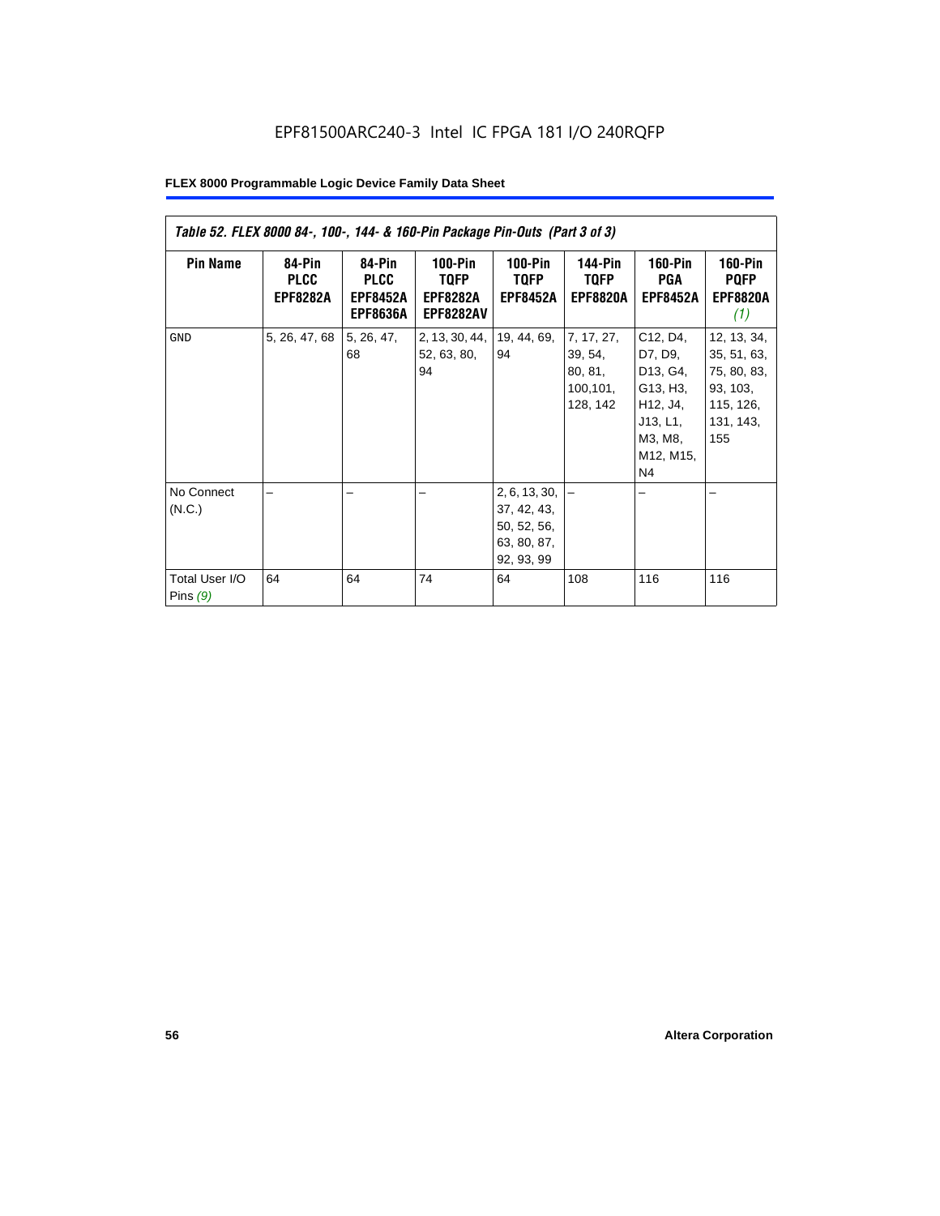*Table 52. FLEX 8000 84-, 100-, 144- & 160-Pin Package Pin-Outs (Part 3 of 3)*

| Pin Name | 84-Pin PLCC EPF8282A | 84-Pin PLCC EPF8452A EPF8636A | 100-Pin TQFP EPF8282A EPF8282AV | 100-Pin TQFP EPF8452A | 144-Pin TQFP EPF8820A | 160-Pin PGA EPF8452A | 160-Pin PQFP EPF8820A *(1)* |
|---|---|---|---|---|---|---|---|
| GND | 5, 26, 47, 68 | 5, 26, 47, 68 | 2, 13, 30, 44, 52, 63, 80, 94 | 19, 44, 69, 94 | 7, 17, 27, 39, 54, 80, 81, 100,101, 128, 142 | C12, D4, D7, D9, D13, G4, G13, H3, H12, J4, J13, L1, M3, M8, M12, M15, N4 | 12, 13, 34, 35, 51, 63, 75, 80, 83, 93, 103, 115, 126, 131, 143, 155 |
| No Connect (N.C.) | – | – | – | 2, 6, 13, 30, 37, 42, 43, 50, 52, 56, 63, 80, 87, 92, 93, 99 | – | – | – |
| Total User I/O Pins *(9)* | 64 | 64 | 74 | 64 | 108 | 116 | 116 |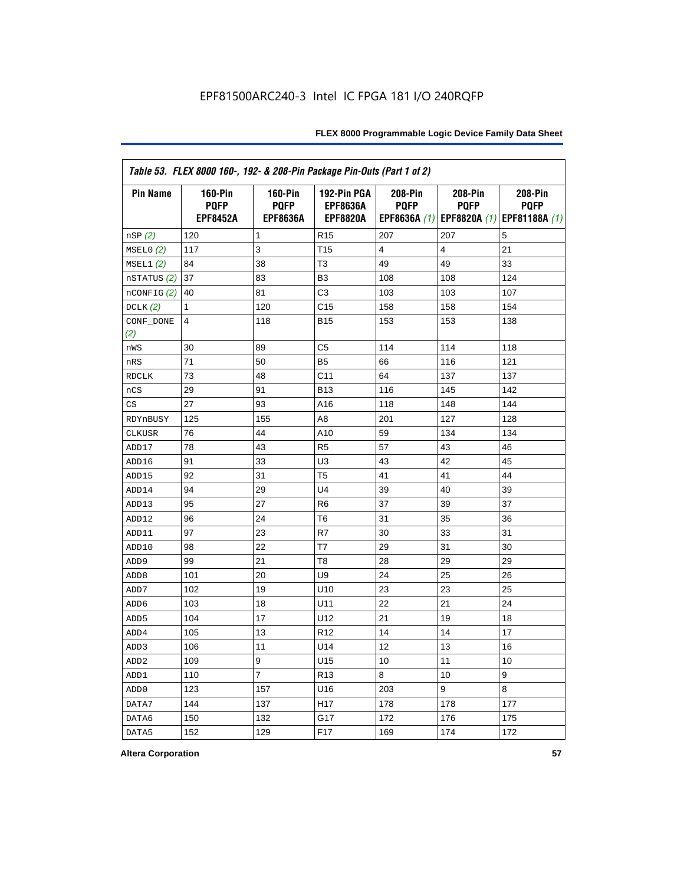EPF81500ARC240-3 Intel IC FPGA 181 I/O 240RQFP

*Table 53. FLEX 8000 160-, 192- & 208-Pin Package Pin-Outs (Part 1 of 2)*

| Pin Name | 160-Pin PQFP EPF8452A | 160-Pin PQFP EPF8636A | 192-Pin PGA EPF8636A EPF8820A | 208-Pin PQFP EPF8636A *(1)* | 208-Pin PQFP EPF8820A *(1)* | 208-Pin PQFP EPF81188A *(1)* |
|---|---|---|---|---|---|---|
| nSP *(2)* | 120 | 1 | R15 | 207 | 207 | 5 |
| MSEL0 *(2)* | 117 | 3 | T15 | 4 | 4 | 21 |
| MSEL1 *(2)* | 84 | 38 | T3 | 49 | 49 | 33 |
| nSTATUS *(2)* | 37 | 83 | B3 | 108 | 108 | 124 |
| nCONFIG *(2)* | 40 | 81 | C3 | 103 | 103 | 107 |
| DCLK *(2)* | 1 | 120 | C15 | 158 | 158 | 154 |
| CONF_DONE *(2)* | 4 | 118 | B15 | 153 | 153 | 138 |
| nWS | 30 | 89 | C5 | 114 | 114 | 118 |
| nRS | 71 | 50 | B5 | 66 | 116 | 121 |
| RDCLK | 73 | 48 | C11 | 64 | 137 | 137 |
| nCS | 29 | 91 | B13 | 116 | 145 | 142 |
| CS | 27 | 93 | A16 | 118 | 148 | 144 |
| RDYnBUSY | 125 | 155 | A8 | 201 | 127 | 128 |
| CLKUSR | 76 | 44 | A10 | 59 | 134 | 134 |
| ADD17 | 78 | 43 | R5 | 57 | 43 | 46 |
| ADD16 | 91 | 33 | U3 | 43 | 42 | 45 |
| ADD15 | 92 | 31 | T5 | 41 | 41 | 44 |
| ADD14 | 94 | 29 | U4 | 39 | 40 | 39 |
| ADD13 | 95 | 27 | R6 | 37 | 39 | 37 |
| ADD12 | 96 | 24 | T6 | 31 | 35 | 36 |
| ADD11 | 97 | 23 | R7 | 30 | 33 | 31 |
| ADD10 | 98 | 22 | T7 | 29 | 31 | 30 |
| ADD9 | 99 | 21 | T8 | 28 | 29 | 29 |
| ADD8 | 101 | 20 | U9 | 24 | 25 | 26 |
| ADD7 | 102 | 19 | U10 | 23 | 23 | 25 |
| ADD6 | 103 | 18 | U11 | 22 | 21 | 24 |
| ADD5 | 104 | 17 | U12 | 21 | 19 | 18 |
| ADD4 | 105 | 13 | R12 | 14 | 14 | 17 |
| ADD3 | 106 | 11 | U14 | 12 | 13 | 16 |
| ADD2 | 109 | 9 | U15 | 10 | 11 | 10 |
| ADD1 | 110 | 7 | R13 | 8 | 10 | 9 |
| ADD0 | 123 | 157 | U16 | 203 | 9 | 8 |
| DATA7 | 144 | 137 | H17 | 178 | 178 | 177 |
| DATA6 | 150 | 132 | G17 | 172 | 176 | 175 |
| DATA5 | 152 | 129 | F17 | 169 | 174 | 172 |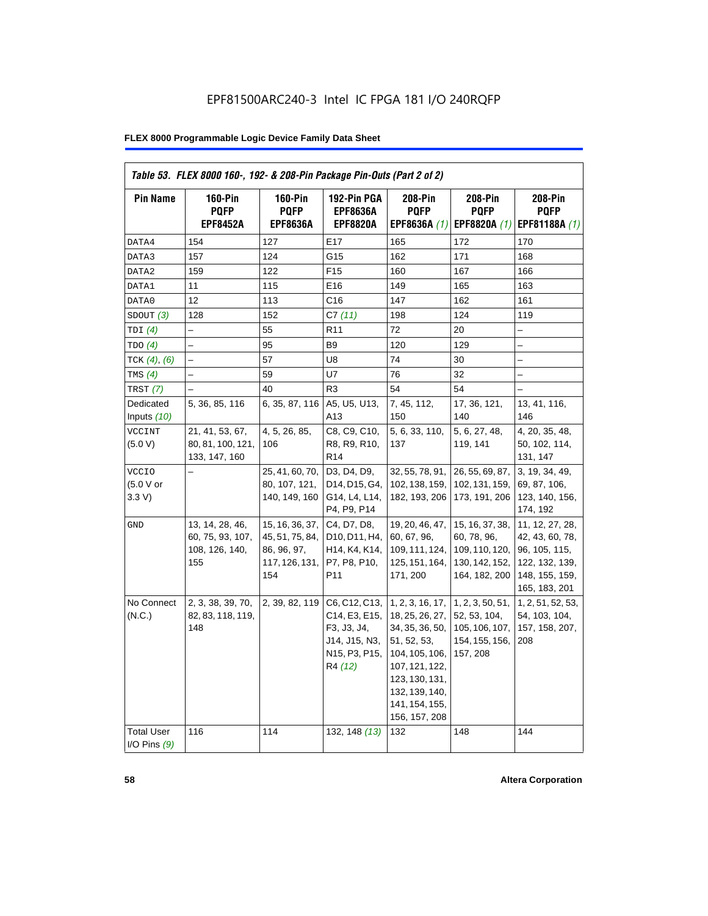EPF81500ARC240-3 Intel IC FPGA 181 I/O 240RQFP

| Table 53. FLEX 8000 160-, 192- & 208-Pin Package Pin-Outs (Part 2 of 2) | | | | | | |
|---|---|---|---|---|---|---|
| Pin Name | 160-Pin PQFP EPF8452A | 160-Pin PQFP EPF8636A | 192-Pin PGA EPF8636A EPF8820A | 208-Pin PQFP EPF8636A *(1)* | 208-Pin PQFP EPF8820A *(1)* | 208-Pin PQFP EPF81188A *(1)* |
| DATA4 | 154 | 127 | E17 | 165 | 172 | 170 |
| DATA3 | 157 | 124 | G15 | 162 | 171 | 168 |
| DATA2 | 159 | 122 | F15 | 160 | 167 | 166 |
| DATA1 | 11 | 115 | E16 | 149 | 165 | 163 |
| DATA0 | 12 | 113 | C16 | 147 | 162 | 161 |
| SDOUT *(3)* | 128 | 152 | C7 *(11)* | 198 | 124 | 119 |
| TDI *(4)* | – | 55 | R11 | 72 | 20 | – |
| TDO *(4)* | – | 95 | B9 | 120 | 129 | – |
| TCK *(4)*, *(6)* | – | 57 | U8 | 74 | 30 | – |
| TMS *(4)* | – | 59 | U7 | 76 | 32 | – |
| TRST *(7)* | – | 40 | R3 | 54 | 54 | – |
| Dedicated Inputs *(10)* | 5, 36, 85, 116 | 6, 35, 87, 116 | A5, U5, U13, A13 | 7, 45, 112, 150 | 17, 36, 121, 140 | 13, 41, 116, 146 |
| VCCINT (5.0 V) | 21, 41, 53, 67, 80, 81, 100, 121, 133, 147, 160 | 4, 5, 26, 85, 106 | C8, C9, C10, R8, R9, R10, R14 | 5, 6, 33, 110, 137 | 5, 6, 27, 48, 119, 141 | 4, 20, 35, 48, 50, 102, 114, 131, 147 |
| VCCIO (5.0 V or 3.3 V) | – | 25, 41, 60, 70, 80, 107, 121, 140, 149, 160 | D3, D4, D9, D14, D15, G4, G14, L4, L14, P4, P9, P14 | 32, 55, 78, 91, 102, 138, 159, 182, 193, 206 | 26, 55, 69, 87, 102, 131, 159, 173, 191, 206 | 3, 19, 34, 49, 69, 87, 106, 123, 140, 156, 174, 192 |
| GND | 13, 14, 28, 46, 60, 75, 93, 107, 108, 126, 140, 155 | 15, 16, 36, 37, 45, 51, 75, 84, 86, 96, 97, 117, 126, 131, 154 | C4, D7, D8, D10, D11, H4, H14, K4, K14, P7, P8, P10, P11 | 19, 20, 46, 47, 60, 67, 96, 109, 111, 124, 125, 151, 164, 171, 200 | 15, 16, 37, 38, 60, 78, 96, 109, 110, 120, 130, 142, 152, 164, 182, 200 | 11, 12, 27, 28, 42, 43, 60, 78, 96, 105, 115, 122, 132, 139, 148, 155, 159, 165, 183, 201 |
| No Connect (N.C.) | 2, 3, 38, 39, 70, 82, 83, 118, 119, 148 | 2, 39, 82, 119 | C6, C12, C13, C14, E3, E15, F3, J3, J4, J14, J15, N3, N15, P3, P15, R4 *(12)* | 1, 2, 3, 16, 17, 18, 25, 26, 27, 34, 35, 36, 50, 51, 52, 53, 104, 105, 106, 107, 121, 122, 123, 130, 131, 132, 139, 140, 141, 154, 155, 156, 157, 208 | 1, 2, 3, 50, 51, 52, 53, 104, 105, 106, 107, 154, 155, 156, 157, 208 | 1, 2, 51, 52, 53, 54, 103, 104, 157, 158, 207, 208 |
| Total User I/O Pins *(9)* | 116 | 114 | 132, 148 *(13)* | 132 | 148 | 144 |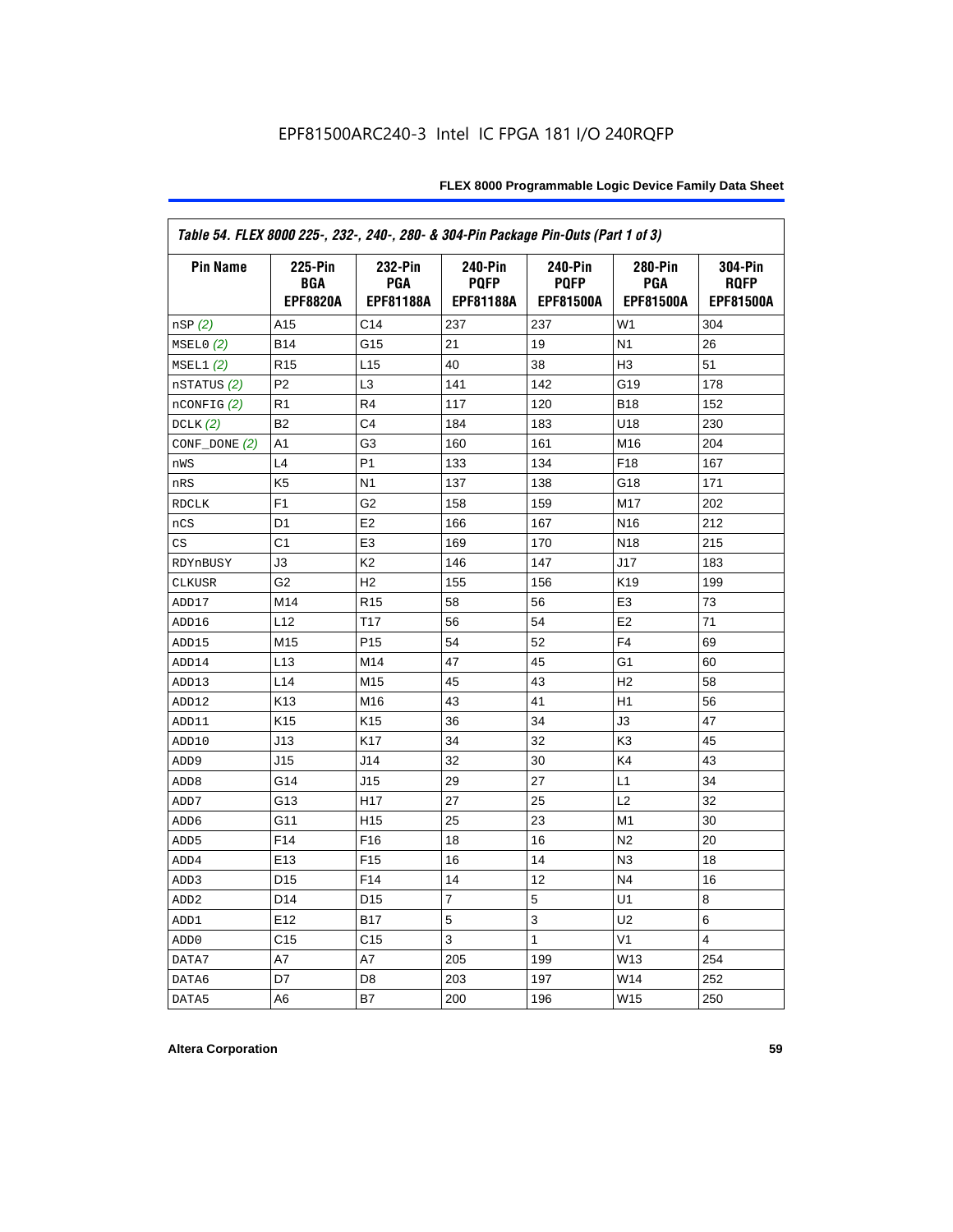EPF81500ARC240-3 Intel IC FPGA 181 I/O 240RQFP

| Table 54. FLEX 8000 225-, 232-, 240-, 280- & 304-Pin Package Pin-Outs (Part 1 of 3) | | | | | | |
|---|---|---|---|---|---|---|
| **Pin Name** | **225-Pin BGA EPF8820A** | **232-Pin PGA EPF81188A** | **240-Pin PQFP EPF81188A** | **240-Pin PQFP EPF81500A** | **280-Pin PGA EPF81500A** | **304-Pin RQFP EPF81500A** |
| nSP *(2)* | A15 | C14 | 237 | 237 | W1 | 304 |
| MSEL0 *(2)* | B14 | G15 | 21 | 19 | N1 | 26 |
| MSEL1 *(2)* | R15 | L15 | 40 | 38 | H3 | 51 |
| nSTATUS *(2)* | P2 | L3 | 141 | 142 | G19 | 178 |
| nCONFIG *(2)* | R1 | R4 | 117 | 120 | B18 | 152 |
| DCLK *(2)* | B2 | C4 | 184 | 183 | U18 | 230 |
| CONF_DONE *(2)* | A1 | G3 | 160 | 161 | M16 | 204 |
| nWS | L4 | P1 | 133 | 134 | F18 | 167 |
| nRS | K5 | N1 | 137 | 138 | G18 | 171 |
| RDCLK | F1 | G2 | 158 | 159 | M17 | 202 |
| nCS | D1 | E2 | 166 | 167 | N16 | 212 |
| CS | C1 | E3 | 169 | 170 | N18 | 215 |
| RDYnBUSY | J3 | K2 | 146 | 147 | J17 | 183 |
| CLKUSR | G2 | H2 | 155 | 156 | K19 | 199 |
| ADD17 | M14 | R15 | 58 | 56 | E3 | 73 |
| ADD16 | L12 | T17 | 56 | 54 | E2 | 71 |
| ADD15 | M15 | P15 | 54 | 52 | F4 | 69 |
| ADD14 | L13 | M14 | 47 | 45 | G1 | 60 |
| ADD13 | L14 | M15 | 45 | 43 | H2 | 58 |
| ADD12 | K13 | M16 | 43 | 41 | H1 | 56 |
| ADD11 | K15 | K15 | 36 | 34 | J3 | 47 |
| ADD10 | J13 | K17 | 34 | 32 | K3 | 45 |
| ADD9 | J15 | J14 | 32 | 30 | K4 | 43 |
| ADD8 | G14 | J15 | 29 | 27 | L1 | 34 |
| ADD7 | G13 | H17 | 27 | 25 | L2 | 32 |
| ADD6 | G11 | H15 | 25 | 23 | M1 | 30 |
| ADD5 | F14 | F16 | 18 | 16 | N2 | 20 |
| ADD4 | E13 | F15 | 16 | 14 | N3 | 18 |
| ADD3 | D15 | F14 | 14 | 12 | N4 | 16 |
| ADD2 | D14 | D15 | 7 | 5 | U1 | 8 |
| ADD1 | E12 | B17 | 5 | 3 | U2 | 6 |
| ADD0 | C15 | C15 | 3 | 1 | V1 | 4 |
| DATA7 | A7 | A7 | 205 | 199 | W13 | 254 |
| DATA6 | D7 | D8 | 203 | 197 | W14 | 252 |
| DATA5 | A6 | B7 | 200 | 196 | W15 | 250 |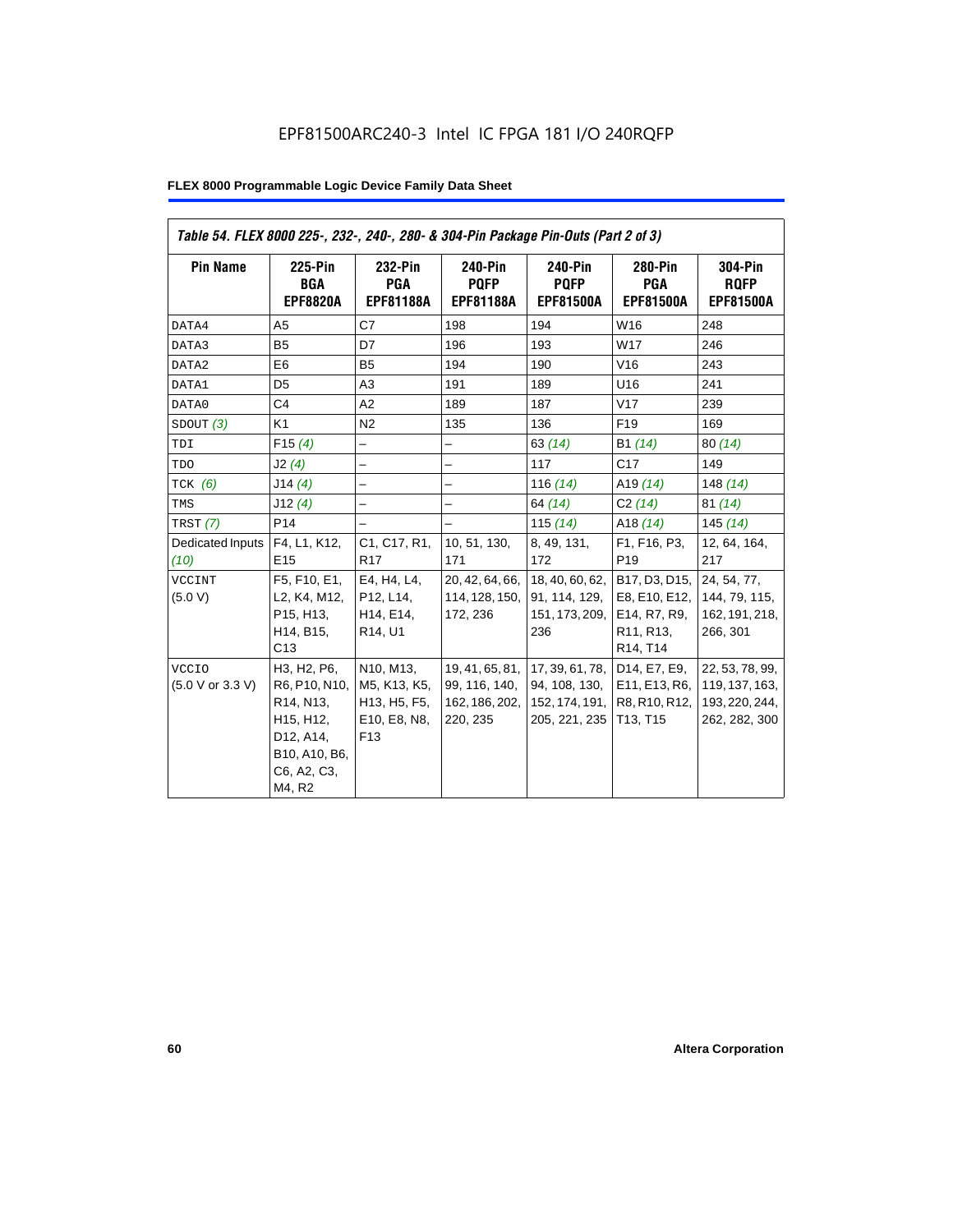EPF81500ARC240-3 Intel IC FPGA 181 I/O 240RQFP

**FLEX 8000 Programmable Logic Device Family Data Sheet**

*Table 54. FLEX 8000 225-, 232-, 240-, 280- & 304-Pin Package Pin-Outs (Part 2 of 3)*

| Pin Name | 225-Pin BGA EPF8820A | 232-Pin PGA EPF81188A | 240-Pin PQFP EPF81188A | 240-Pin PQFP EPF81500A | 280-Pin PGA EPF81500A | 304-Pin RQFP EPF81500A |
|---|---|---|---|---|---|---|
| DATA4 | A5 | C7 | 198 | 194 | W16 | 248 |
| DATA3 | B5 | D7 | 196 | 193 | W17 | 246 |
| DATA2 | E6 | B5 | 194 | 190 | V16 | 243 |
| DATA1 | D5 | A3 | 191 | 189 | U16 | 241 |
| DATA0 | C4 | A2 | 189 | 187 | V17 | 239 |
| SDOUT *(3)* | K1 | N2 | 135 | 136 | F19 | 169 |
| TDI | F15 *(4)* | – | – | 63 *(14)* | B1 *(14)* | 80 *(14)* |
| TDO | J2 *(4)* | – | – | 117 | C17 | 149 |
| TCK *(6)* | J14 *(4)* | – | – | 116 *(14)* | A19 *(14)* | 148 *(14)* |
| TMS | J12 *(4)* | – | – | 64 *(14)* | C2 *(14)* | 81 *(14)* |
| TRST *(7)* | P14 | – | – | 115 *(14)* | A18 *(14)* | 145 *(14)* |
| Dedicated Inputs *(10)* | F4, L1, K12, E15 | C1, C17, R1, R17 | 10, 51, 130, 171 | 8, 49, 131, 172 | F1, F16, P3, P19 | 12, 64, 164, 217 |
| VCCINT (5.0 V) | F5, F10, E1, L2, K4, M12, P15, H13, H14, B15, C13 | E4, H4, L4, P12, L14, H14, E14, R14, U1 | 20, 42, 64, 66, 114, 128, 150, 172, 236 | 18, 40, 60, 62, 91, 114, 129, 151, 173, 209, 236 | B17, D3, D15, E8, E10, E12, E14, R7, R9, R11, R13, R14, T14 | 24, 54, 77, 144, 79, 115, 162, 191, 218, 266, 301 |
| VCCIO (5.0 V or 3.3 V) | H3, H2, P6, R6, P10, N10, R14, N13, H15, H12, D12, A14, B10, A10, B6, C6, A2, C3, M4, R2 | N10, M13, M5, K13, K5, H13, H5, F5, E10, E8, N8, F13 | 19, 41, 65, 81, 99, 116, 140, 162, 186, 202, 220, 235 | 17, 39, 61, 78, 94, 108, 130, 152, 174, 191, 205, 221, 235 | D14, E7, E9, E11, E13, R6, R8, R10, R12, T13, T15 | 22, 53, 78, 99, 119, 137, 163, 193, 220, 244, 262, 282, 300 |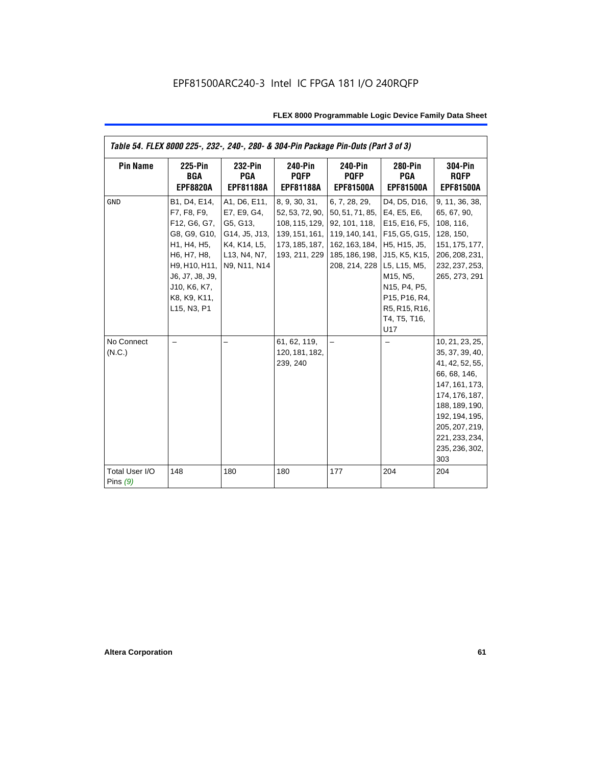EPF81500ARC240-3 Intel IC FPGA 181 I/O 240RQFP

| *Table 54. FLEX 8000 225-, 232-, 240-, 280- & 304-Pin Package Pin-Outs (Part 3 of 3)* | | | | | | |
|---|---|---|---|---|---|---|
| **Pin Name** | **225-Pin BGA EPF8820A** | **232-Pin PGA EPF81188A** | **240-Pin PQFP EPF81188A** | **240-Pin PQFP EPF81500A** | **280-Pin PGA EPF81500A** | **304-Pin RQFP EPF81500A** |
| GND | B1, D4, E14, F7, F8, F9, F12, G6, G7, G8, G9, G10, H1, H4, H5, H6, H7, H8, H9, H10, H11, J6, J7, J8, J9, J10, K6, K7, K8, K9, K11, L15, N3, P1 | A1, D6, E11, E7, E9, G4, G5, G13, G14, J5, J13, K4, K14, L5, L13, N4, N7, N9, N11, N14 | 8, 9, 30, 31, 52, 53, 72, 90, 108, 115, 129, 139, 151, 161, 173, 185, 187, 193, 211, 229 | 6, 7, 28, 29, 50, 51, 71, 85, 92, 101, 118, 119, 140, 141, 162, 163, 184, 185, 186, 198, 208, 214, 228 | D4, D5, D16, E4, E5, E6, E15, E16, F5, F15, G5, G15, H5, H15, J5, J15, K5, K15, L5, L15, M5, M15, N5, N15, P4, P5, P15, P16, R4, R5, R15, R16, T4, T5, T16, U17 | 9, 11, 36, 38, 65, 67, 90, 108, 116, 128, 150, 151, 175, 177, 206, 208, 231, 232, 237, 253, 265, 273, 291 |
| No Connect (N.C.) | – | – | 61, 62, 119, 120, 181, 182, 239, 240 | – | – | 10, 21, 23, 25, 35, 37, 39, 40, 41, 42, 52, 55, 66, 68, 146, 147, 161, 173, 174, 176, 187, 188, 189, 190, 192, 194, 195, 205, 207, 219, 221, 233, 234, 235, 236, 302, 303 |
| Total User I/O Pins *(9)* | 148 | 180 | 180 | 177 | 204 | 204 |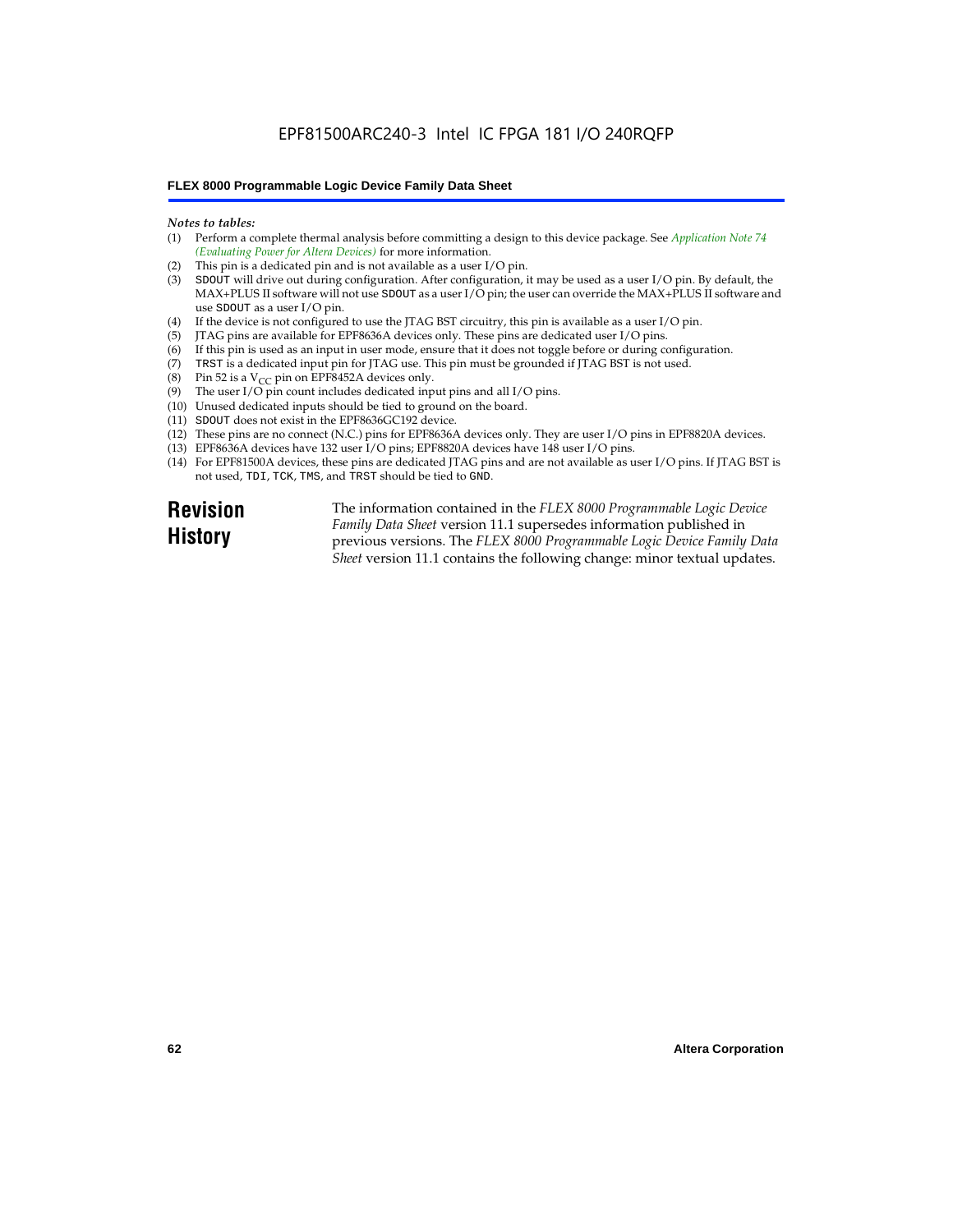*Notes to tables:*

(1) Perform a complete thermal analysis before committing a design to this device package. See *Application Note 74 (Evaluating Power for Altera Devices)* for more information.
(2) This pin is a dedicated pin and is not available as a user I/O pin.
(3) SDOUT will drive out during configuration. After configuration, it may be used as a user I/O pin. By default, the MAX+PLUS II software will not use SDOUT as a user I/O pin; the user can override the MAX+PLUS II software and use SDOUT as a user I/O pin.
(4) If the device is not configured to use the JTAG BST circuitry, this pin is available as a user I/O pin.
(5) JTAG pins are available for EPF8636A devices only. These pins are dedicated user I/O pins.
(6) If this pin is used as an input in user mode, ensure that it does not toggle before or during configuration.
(7) TRST is a dedicated input pin for JTAG use. This pin must be grounded if JTAG BST is not used.
(8) Pin 52 is a $V_{CC}$ pin on EPF8452A devices only.
(9) The user I/O pin count includes dedicated input pins and all I/O pins.
(10) Unused dedicated inputs should be tied to ground on the board.
(11) SDOUT does not exist in the EPF8636GC192 device.
(12) These pins are no connect (N.C.) pins for EPF8636A devices only. They are user I/O pins in EPF8820A devices.
(13) EPF8636A devices have 132 user I/O pins; EPF8820A devices have 148 user I/O pins.
(14) For EPF81500A devices, these pins are dedicated JTAG pins and are not available as user I/O pins. If JTAG BST is not used, TDI, TCK, TMS, and TRST should be tied to GND.

## Revision History

The information contained in the *FLEX 8000 Programmable Logic Device Family Data Sheet* version 11.1 supersedes information published in previous versions. The *FLEX 8000 Programmable Logic Device Family Data Sheet* version 11.1 contains the following change: minor textual updates.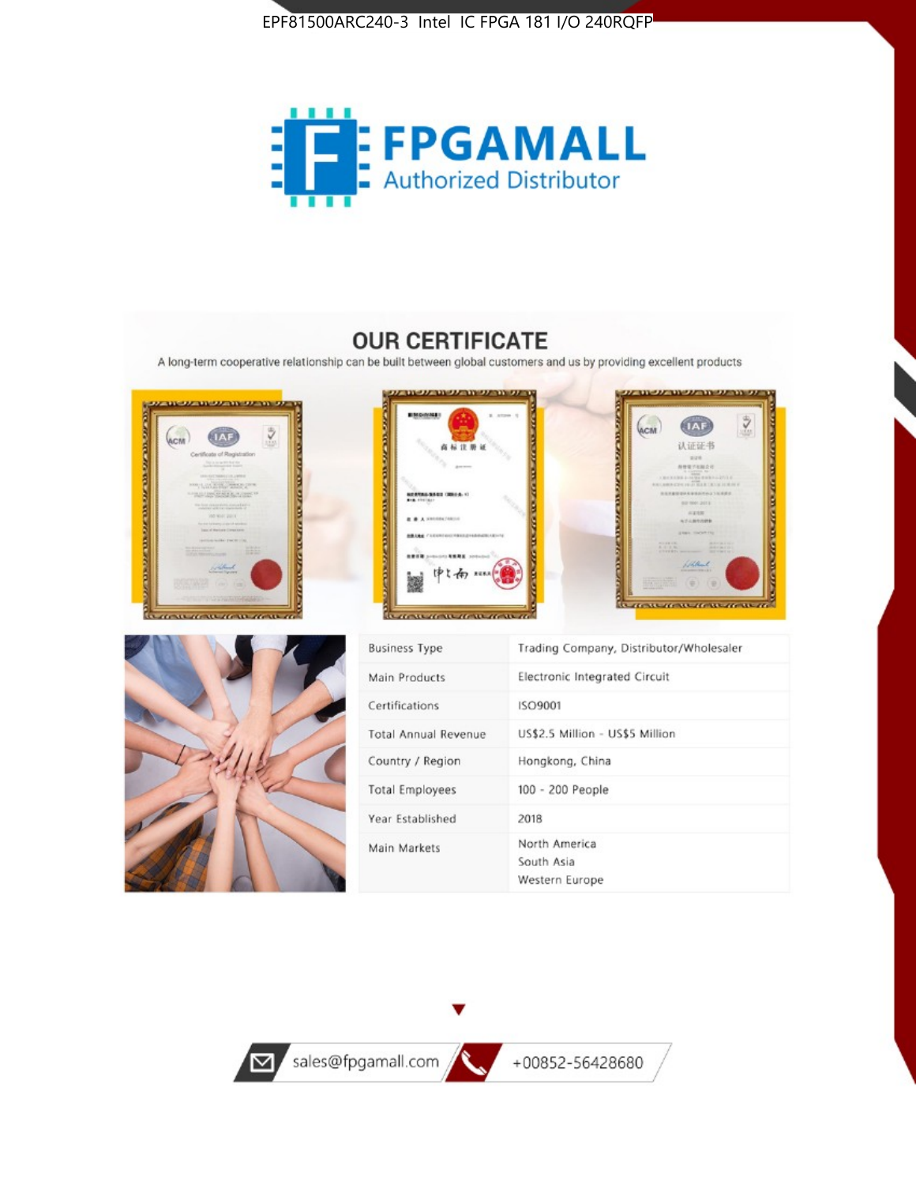FPGAMALL
Authorized Distributor

## OUR CERTIFICATE

A long-term cooperative relationship can be built between global customers and us by providing excellent products

| | |
|---|---|
| Business Type | Trading Company, Distributor/Wholesaler |
| Main Products | Electronic Integrated Circuit |
| Certifications | ISO9001 |
| Total Annual Revenue | US$2.5 Million - US$5 Million |
| Country / Region | Hongkong, China |
| Total Employees | 100 - 200 People |
| Year Established | 2018 |
| Main Markets | North America<br>South Asia<br>Western Europe |

sales@fpgamall.com

+00852-56428680